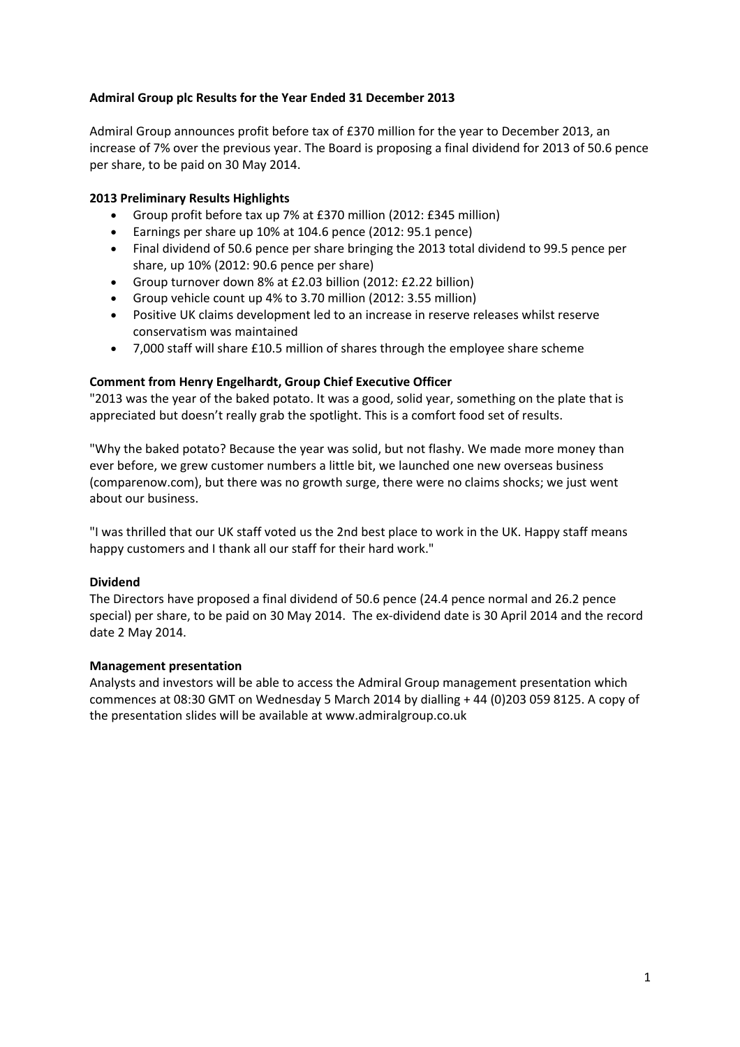# Admiral Group plc Results for the Year Ended 31 December 2013

Admiral Group announces profit before tax of £370 million for the year to December 2013, an increase of 7% over the previous year. The Board is proposing a final dividend for 2013 of 50.6 pence per share, to be paid on 30 May 2014.

## 2013 Preliminary Results Highlights

- Group profit before tax up 7% at £370 million (2012: £345 million)
- Earnings per share up 10% at 104.6 pence (2012: 95.1 pence)
- Final dividend of 50.6 pence per share bringing the 2013 total dividend to 99.5 pence per share, up 10% (2012: 90.6 pence per share)
- Group turnover down 8% at £2.03 billion (2012: £2.22 billion)
- Group vehicle count up 4% to 3.70 million (2012: 3.55 million)
- Positive UK claims development led to an increase in reserve releases whilst reserve conservatism was maintained
- 7,000 staff will share £10.5 million of shares through the employee share scheme

## Comment from Henry Engelhardt, Group Chief Executive Officer

"2013 was the year of the baked potato. It was a good, solid year, something on the plate that is appreciated but doesn't really grab the spotlight. This is a comfort food set of results.

"Why the baked potato? Because the year was solid, but not flashy. We made more money than ever before, we grew customer numbers a little bit, we launched one new overseas business (comparenow.com), but there was no growth surge, there were no claims shocks; we just went about our business.

"I was thrilled that our UK staff voted us the 2nd best place to work in the UK. Happy staff means happy customers and I thank all our staff for their hard work."

## Dividend

The Directors have proposed a final dividend of 50.6 pence (24.4 pence normal and 26.2 pence special) per share, to be paid on 30 May 2014. The ex-dividend date is 30 April 2014 and the record date 2 May 2014.

## Management presentation

Analysts and investors will be able to access the Admiral Group management presentation which commences at 08:30 GMT on Wednesday 5 March 2014 by dialling + 44 (0)203 059 8125. A copy of the presentation slides will be available at www.admiralgroup.co.uk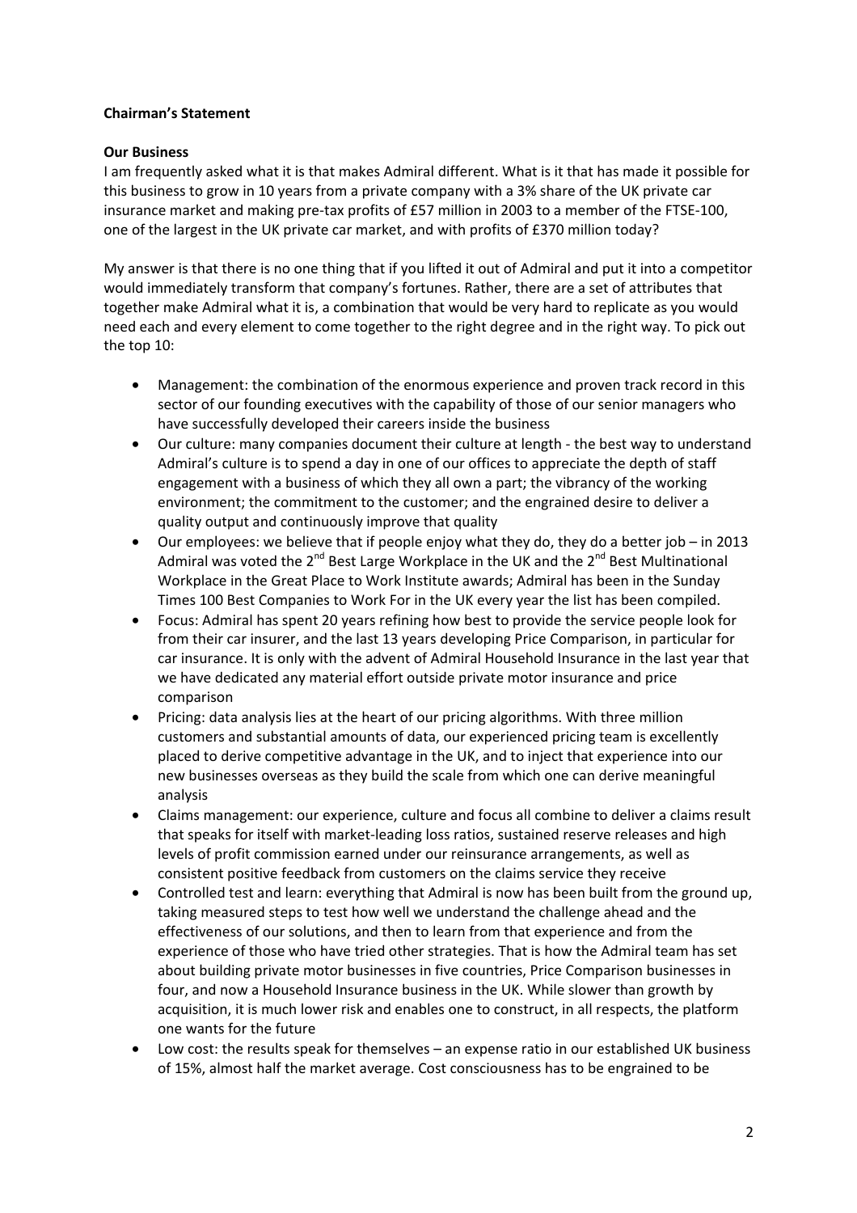**Chairman's Statement**

**Our Business**

I am frequently asked what it is that makes Admiral different. What is it that has made it possible for this business to grow in 10 years from a private company with a 3% share of the UK private car insurance market and making pre-tax profits of £57 million in 2003 to a member of the FTSE-100, one of the largest in the UK private car market, and with profits of £370 million today?

My answer is that there is no one thing that if you lifted it out of Admiral and put it into a competitor would immediately transform that company's fortunes. Rather, there are a set of attributes that together make Admiral what it is, a combination that would be very hard to replicate as you would need each and every element to come together to the right degree and in the right way. To pick out the top 10:

- Management: the combination of the enormous experience and proven track record in this sector of our founding executives with the capability of those of our senior managers who have successfully developed their careers inside the business
- Our culture: many companies document their culture at length - the best way to understand Admiral's culture is to spend a day in one of our offices to appreciate the depth of staff engagement with a business of which they all own a part; the vibrancy of the working environment; the commitment to the customer; and the engrained desire to deliver a quality output and continuously improve that quality
- Our employees: we believe that if people enjoy what they do, they do a better job – in 2013 Admiral was voted the 2nd Best Large Workplace in the UK and the 2nd Best Multinational Workplace in the Great Place to Work Institute awards; Admiral has been in the Sunday Times 100 Best Companies to Work For in the UK every year the list has been compiled.
- Focus: Admiral has spent 20 years refining how best to provide the service people look for from their car insurer, and the last 13 years developing Price Comparison, in particular for car insurance. It is only with the advent of Admiral Household Insurance in the last year that we have dedicated any material effort outside private motor insurance and price comparison
- Pricing: data analysis lies at the heart of our pricing algorithms. With three million customers and substantial amounts of data, our experienced pricing team is excellently placed to derive competitive advantage in the UK, and to inject that experience into our new businesses overseas as they build the scale from which one can derive meaningful analysis
- Claims management: our experience, culture and focus all combine to deliver a claims result that speaks for itself with market-leading loss ratios, sustained reserve releases and high levels of profit commission earned under our reinsurance arrangements, as well as consistent positive feedback from customers on the claims service they receive
- Controlled test and learn: everything that Admiral is now has been built from the ground up, taking measured steps to test how well we understand the challenge ahead and the effectiveness of our solutions, and then to learn from that experience and from the experience of those who have tried other strategies. That is how the Admiral team has set about building private motor businesses in five countries, Price Comparison businesses in four, and now a Household Insurance business in the UK. While slower than growth by acquisition, it is much lower risk and enables one to construct, in all respects, the platform one wants for the future
- Low cost: the results speak for themselves – an expense ratio in our established UK business of 15%, almost half the market average. Cost consciousness has to be engrained to be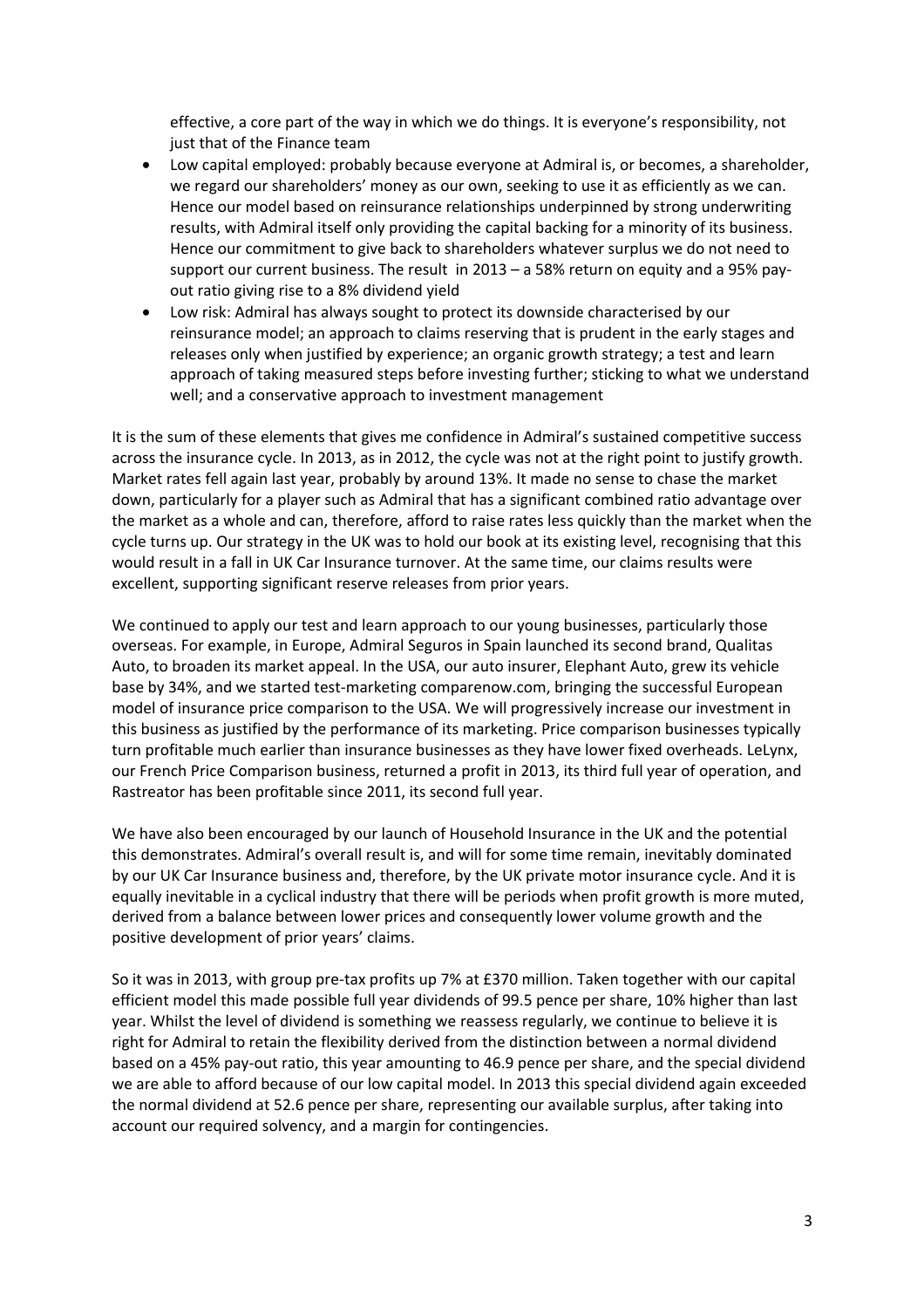effective, a core part of the way in which we do things. It is everyone's responsibility, not just that of the Finance team

- Low capital employed: probably because everyone at Admiral is, or becomes, a shareholder, we regard our shareholders' money as our own, seeking to use it as efficiently as we can. Hence our model based on reinsurance relationships underpinned by strong underwriting results, with Admiral itself only providing the capital backing for a minority of its business. Hence our commitment to give back to shareholders whatever surplus we do not need to support our current business. The result in 2013 – a 58% return on equity and a 95% pay-out ratio giving rise to a 8% dividend yield
- Low risk: Admiral has always sought to protect its downside characterised by our reinsurance model; an approach to claims reserving that is prudent in the early stages and releases only when justified by experience; an organic growth strategy; a test and learn approach of taking measured steps before investing further; sticking to what we understand well; and a conservative approach to investment management

It is the sum of these elements that gives me confidence in Admiral's sustained competitive success across the insurance cycle. In 2013, as in 2012, the cycle was not at the right point to justify growth. Market rates fell again last year, probably by around 13%. It made no sense to chase the market down, particularly for a player such as Admiral that has a significant combined ratio advantage over the market as a whole and can, therefore, afford to raise rates less quickly than the market when the cycle turns up. Our strategy in the UK was to hold our book at its existing level, recognising that this would result in a fall in UK Car Insurance turnover. At the same time, our claims results were excellent, supporting significant reserve releases from prior years.

We continued to apply our test and learn approach to our young businesses, particularly those overseas. For example, in Europe, Admiral Seguros in Spain launched its second brand, Qualitas Auto, to broaden its market appeal. In the USA, our auto insurer, Elephant Auto, grew its vehicle base by 34%, and we started test-marketing comparenow.com, bringing the successful European model of insurance price comparison to the USA. We will progressively increase our investment in this business as justified by the performance of its marketing. Price comparison businesses typically turn profitable much earlier than insurance businesses as they have lower fixed overheads. LeLynx, our French Price Comparison business, returned a profit in 2013, its third full year of operation, and Rastreator has been profitable since 2011, its second full year.

We have also been encouraged by our launch of Household Insurance in the UK and the potential this demonstrates. Admiral's overall result is, and will for some time remain, inevitably dominated by our UK Car Insurance business and, therefore, by the UK private motor insurance cycle. And it is equally inevitable in a cyclical industry that there will be periods when profit growth is more muted, derived from a balance between lower prices and consequently lower volume growth and the positive development of prior years' claims.

So it was in 2013, with group pre-tax profits up 7% at £370 million. Taken together with our capital efficient model this made possible full year dividends of 99.5 pence per share, 10% higher than last year. Whilst the level of dividend is something we reassess regularly, we continue to believe it is right for Admiral to retain the flexibility derived from the distinction between a normal dividend based on a 45% pay-out ratio, this year amounting to 46.9 pence per share, and the special dividend we are able to afford because of our low capital model. In 2013 this special dividend again exceeded the normal dividend at 52.6 pence per share, representing our available surplus, after taking into account our required solvency, and a margin for contingencies.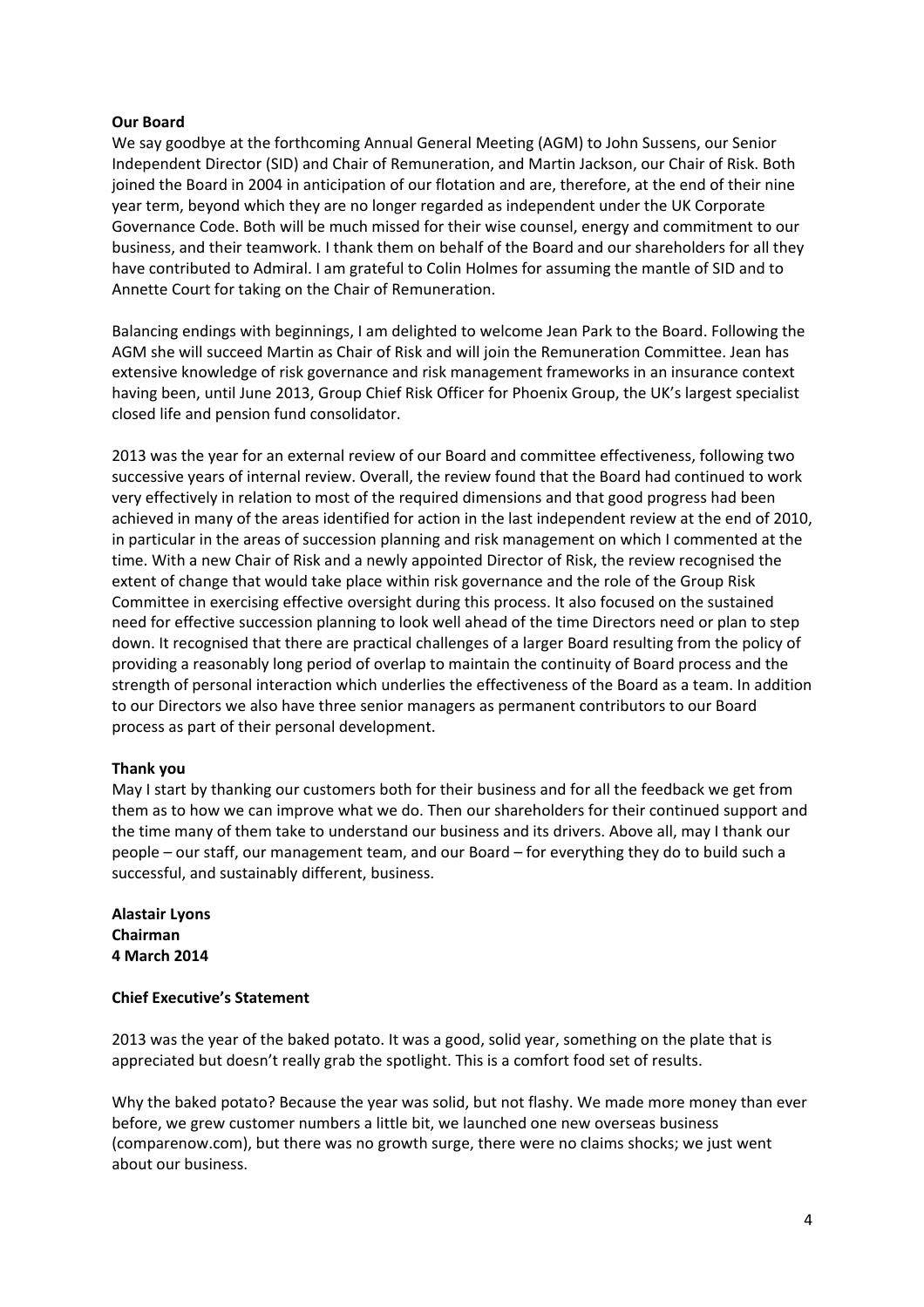**Our Board**

We say goodbye at the forthcoming Annual General Meeting (AGM) to John Sussens, our Senior Independent Director (SID) and Chair of Remuneration, and Martin Jackson, our Chair of Risk. Both joined the Board in 2004 in anticipation of our flotation and are, therefore, at the end of their nine year term, beyond which they are no longer regarded as independent under the UK Corporate Governance Code. Both will be much missed for their wise counsel, energy and commitment to our business, and their teamwork. I thank them on behalf of the Board and our shareholders for all they have contributed to Admiral. I am grateful to Colin Holmes for assuming the mantle of SID and to Annette Court for taking on the Chair of Remuneration.

Balancing endings with beginnings, I am delighted to welcome Jean Park to the Board. Following the AGM she will succeed Martin as Chair of Risk and will join the Remuneration Committee. Jean has extensive knowledge of risk governance and risk management frameworks in an insurance context having been, until June 2013, Group Chief Risk Officer for Phoenix Group, the UK's largest specialist closed life and pension fund consolidator.

2013 was the year for an external review of our Board and committee effectiveness, following two successive years of internal review. Overall, the review found that the Board had continued to work very effectively in relation to most of the required dimensions and that good progress had been achieved in many of the areas identified for action in the last independent review at the end of 2010, in particular in the areas of succession planning and risk management on which I commented at the time. With a new Chair of Risk and a newly appointed Director of Risk, the review recognised the extent of change that would take place within risk governance and the role of the Group Risk Committee in exercising effective oversight during this process. It also focused on the sustained need for effective succession planning to look well ahead of the time Directors need or plan to step down. It recognised that there are practical challenges of a larger Board resulting from the policy of providing a reasonably long period of overlap to maintain the continuity of Board process and the strength of personal interaction which underlies the effectiveness of the Board as a team. In addition to our Directors we also have three senior managers as permanent contributors to our Board process as part of their personal development.

**Thank you**

May I start by thanking our customers both for their business and for all the feedback we get from them as to how we can improve what we do. Then our shareholders for their continued support and the time many of them take to understand our business and its drivers. Above all, may I thank our people – our staff, our management team, and our Board – for everything they do to build such a successful, and sustainably different, business.

**Alastair Lyons**
**Chairman**
**4 March 2014**

**Chief Executive's Statement**

2013 was the year of the baked potato. It was a good, solid year, something on the plate that is appreciated but doesn't really grab the spotlight. This is a comfort food set of results.

Why the baked potato? Because the year was solid, but not flashy. We made more money than ever before, we grew customer numbers a little bit, we launched one new overseas business (comparenow.com), but there was no growth surge, there were no claims shocks; we just went about our business.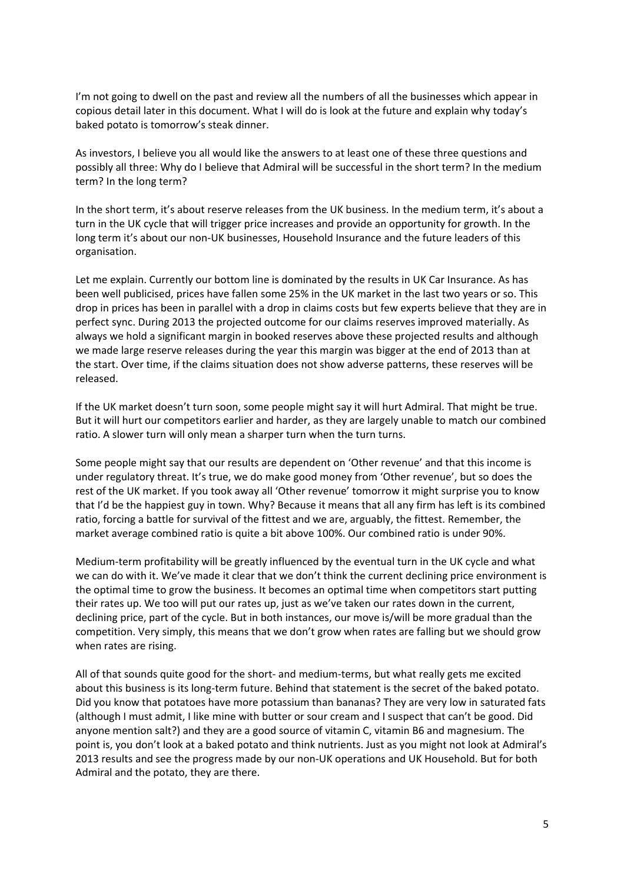I'm not going to dwell on the past and review all the numbers of all the businesses which appear in copious detail later in this document. What I will do is look at the future and explain why today's baked potato is tomorrow's steak dinner.

As investors, I believe you all would like the answers to at least one of these three questions and possibly all three: Why do I believe that Admiral will be successful in the short term? In the medium term? In the long term?

In the short term, it's about reserve releases from the UK business. In the medium term, it's about a turn in the UK cycle that will trigger price increases and provide an opportunity for growth. In the long term it's about our non-UK businesses, Household Insurance and the future leaders of this organisation.

Let me explain. Currently our bottom line is dominated by the results in UK Car Insurance. As has been well publicised, prices have fallen some 25% in the UK market in the last two years or so. This drop in prices has been in parallel with a drop in claims costs but few experts believe that they are in perfect sync. During 2013 the projected outcome for our claims reserves improved materially. As always we hold a significant margin in booked reserves above these projected results and although we made large reserve releases during the year this margin was bigger at the end of 2013 than at the start. Over time, if the claims situation does not show adverse patterns, these reserves will be released.

If the UK market doesn't turn soon, some people might say it will hurt Admiral. That might be true. But it will hurt our competitors earlier and harder, as they are largely unable to match our combined ratio. A slower turn will only mean a sharper turn when the turn turns.

Some people might say that our results are dependent on 'Other revenue' and that this income is under regulatory threat. It's true, we do make good money from 'Other revenue', but so does the rest of the UK market. If you took away all 'Other revenue' tomorrow it might surprise you to know that I'd be the happiest guy in town. Why? Because it means that all any firm has left is its combined ratio, forcing a battle for survival of the fittest and we are, arguably, the fittest. Remember, the market average combined ratio is quite a bit above 100%. Our combined ratio is under 90%.

Medium-term profitability will be greatly influenced by the eventual turn in the UK cycle and what we can do with it. We've made it clear that we don't think the current declining price environment is the optimal time to grow the business. It becomes an optimal time when competitors start putting their rates up. We too will put our rates up, just as we've taken our rates down in the current, declining price, part of the cycle. But in both instances, our move is/will be more gradual than the competition. Very simply, this means that we don't grow when rates are falling but we should grow when rates are rising.

All of that sounds quite good for the short- and medium-terms, but what really gets me excited about this business is its long-term future. Behind that statement is the secret of the baked potato. Did you know that potatoes have more potassium than bananas? They are very low in saturated fats (although I must admit, I like mine with butter or sour cream and I suspect that can't be good. Did anyone mention salt?) and they are a good source of vitamin C, vitamin B6 and magnesium. The point is, you don't look at a baked potato and think nutrients. Just as you might not look at Admiral's 2013 results and see the progress made by our non-UK operations and UK Household. But for both Admiral and the potato, they are there.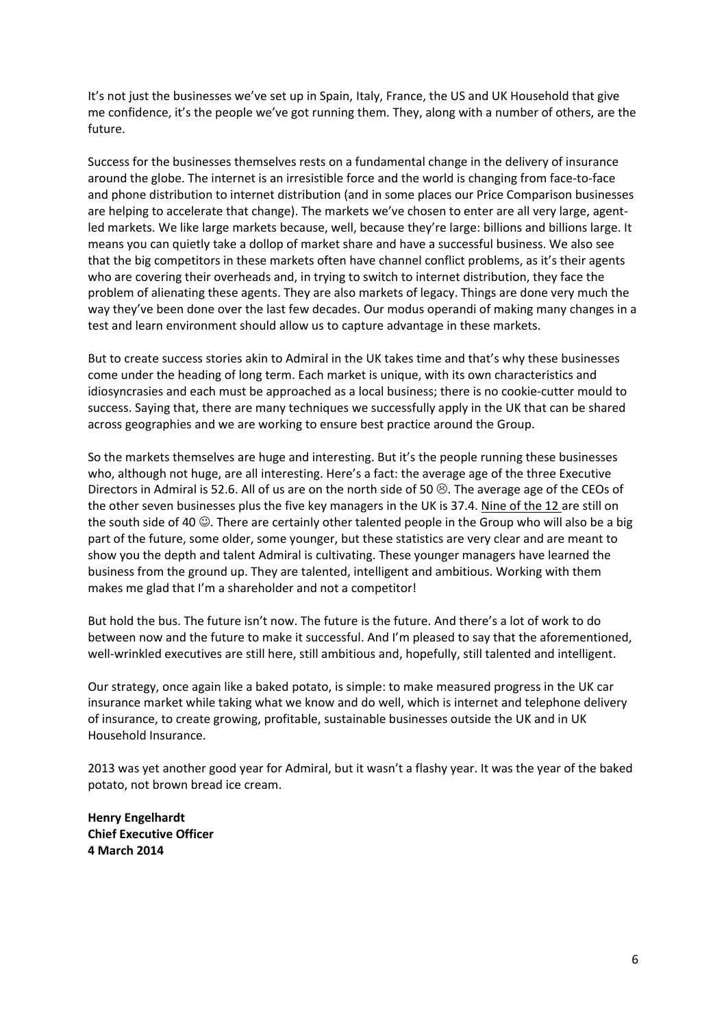It's not just the businesses we've set up in Spain, Italy, France, the US and UK Household that give me confidence, it's the people we've got running them. They, along with a number of others, are the future.

Success for the businesses themselves rests on a fundamental change in the delivery of insurance around the globe. The internet is an irresistible force and the world is changing from face-to-face and phone distribution to internet distribution (and in some places our Price Comparison businesses are helping to accelerate that change). The markets we've chosen to enter are all very large, agent-led markets. We like large markets because, well, because they're large: billions and billions large. It means you can quietly take a dollop of market share and have a successful business. We also see that the big competitors in these markets often have channel conflict problems, as it's their agents who are covering their overheads and, in trying to switch to internet distribution, they face the problem of alienating these agents. They are also markets of legacy. Things are done very much the way they've been done over the last few decades. Our modus operandi of making many changes in a test and learn environment should allow us to capture advantage in these markets.

But to create success stories akin to Admiral in the UK takes time and that's why these businesses come under the heading of long term. Each market is unique, with its own characteristics and idiosyncrasies and each must be approached as a local business; there is no cookie-cutter mould to success. Saying that, there are many techniques we successfully apply in the UK that can be shared across geographies and we are working to ensure best practice around the Group.

So the markets themselves are huge and interesting. But it's the people running these businesses who, although not huge, are all interesting. Here's a fact: the average age of the three Executive Directors in Admiral is 52.6. All of us are on the north side of 50 ☹. The average age of the CEOs of the other seven businesses plus the five key managers in the UK is 37.4. <u>Nine of the 12</u> are still on the south side of 40 ☺. There are certainly other talented people in the Group who will also be a big part of the future, some older, some younger, but these statistics are very clear and are meant to show you the depth and talent Admiral is cultivating. These younger managers have learned the business from the ground up. They are talented, intelligent and ambitious. Working with them makes me glad that I'm a shareholder and not a competitor!

But hold the bus. The future isn't now. The future is the future. And there's a lot of work to do between now and the future to make it successful. And I'm pleased to say that the aforementioned, well-wrinkled executives are still here, still ambitious and, hopefully, still talented and intelligent.

Our strategy, once again like a baked potato, is simple: to make measured progress in the UK car insurance market while taking what we know and do well, which is internet and telephone delivery of insurance, to create growing, profitable, sustainable businesses outside the UK and in UK Household Insurance.

2013 was yet another good year for Admiral, but it wasn't a flashy year. It was the year of the baked potato, not brown bread ice cream.

**Henry Engelhardt**
**Chief Executive Officer**
**4 March 2014**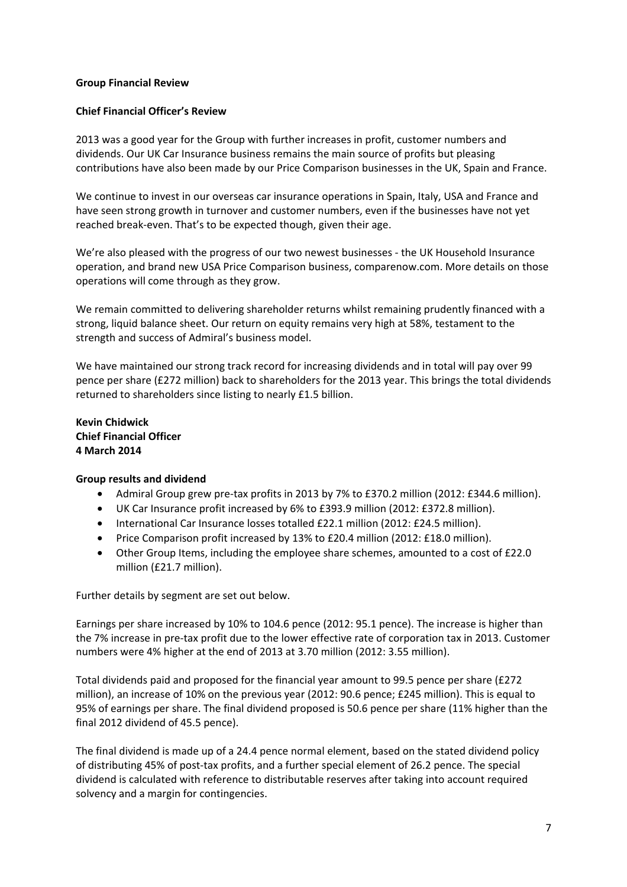## Group Financial Review

### Chief Financial Officer's Review

2013 was a good year for the Group with further increases in profit, customer numbers and dividends. Our UK Car Insurance business remains the main source of profits but pleasing contributions have also been made by our Price Comparison businesses in the UK, Spain and France.

We continue to invest in our overseas car insurance operations in Spain, Italy, USA and France and have seen strong growth in turnover and customer numbers, even if the businesses have not yet reached break-even. That's to be expected though, given their age.

We're also pleased with the progress of our two newest businesses - the UK Household Insurance operation, and brand new USA Price Comparison business, comparenow.com. More details on those operations will come through as they grow.

We remain committed to delivering shareholder returns whilst remaining prudently financed with a strong, liquid balance sheet. Our return on equity remains very high at 58%, testament to the strength and success of Admiral's business model.

We have maintained our strong track record for increasing dividends and in total will pay over 99 pence per share (£272 million) back to shareholders for the 2013 year. This brings the total dividends returned to shareholders since listing to nearly £1.5 billion.

**Kevin Chidwick**
**Chief Financial Officer**
**4 March 2014**

### Group results and dividend

- Admiral Group grew pre-tax profits in 2013 by 7% to £370.2 million (2012: £344.6 million).
- UK Car Insurance profit increased by 6% to £393.9 million (2012: £372.8 million).
- International Car Insurance losses totalled £22.1 million (2012: £24.5 million).
- Price Comparison profit increased by 13% to £20.4 million (2012: £18.0 million).
- Other Group Items, including the employee share schemes, amounted to a cost of £22.0 million (£21.7 million).

Further details by segment are set out below.

Earnings per share increased by 10% to 104.6 pence (2012: 95.1 pence). The increase is higher than the 7% increase in pre-tax profit due to the lower effective rate of corporation tax in 2013. Customer numbers were 4% higher at the end of 2013 at 3.70 million (2012: 3.55 million).

Total dividends paid and proposed for the financial year amount to 99.5 pence per share (£272 million), an increase of 10% on the previous year (2012: 90.6 pence; £245 million). This is equal to 95% of earnings per share. The final dividend proposed is 50.6 pence per share (11% higher than the final 2012 dividend of 45.5 pence).

The final dividend is made up of a 24.4 pence normal element, based on the stated dividend policy of distributing 45% of post-tax profits, and a further special element of 26.2 pence. The special dividend is calculated with reference to distributable reserves after taking into account required solvency and a margin for contingencies.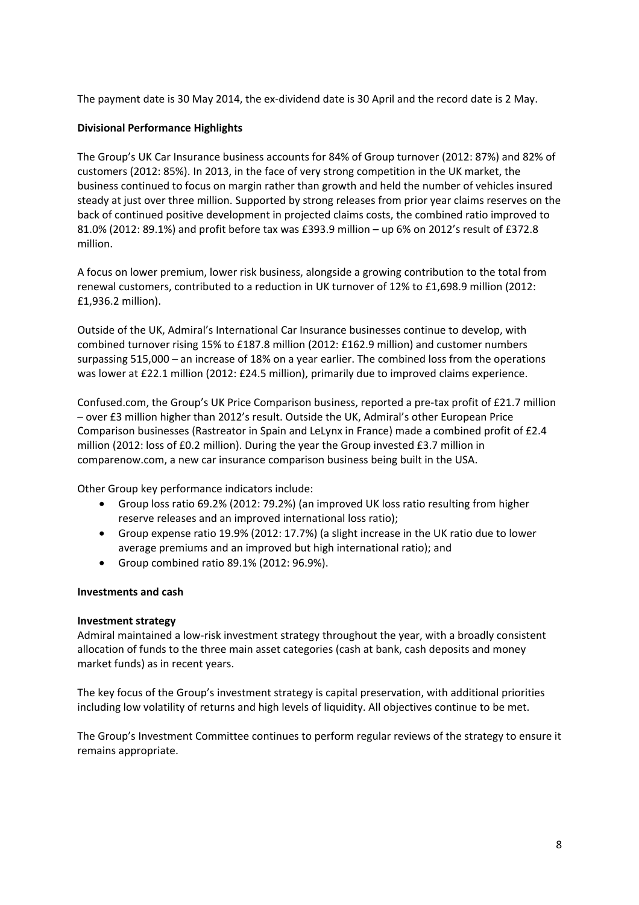The payment date is 30 May 2014, the ex-dividend date is 30 April and the record date is 2 May.

**Divisional Performance Highlights**

The Group's UK Car Insurance business accounts for 84% of Group turnover (2012: 87%) and 82% of customers (2012: 85%). In 2013, in the face of very strong competition in the UK market, the business continued to focus on margin rather than growth and held the number of vehicles insured steady at just over three million. Supported by strong releases from prior year claims reserves on the back of continued positive development in projected claims costs, the combined ratio improved to 81.0% (2012: 89.1%) and profit before tax was £393.9 million – up 6% on 2012's result of £372.8 million.

A focus on lower premium, lower risk business, alongside a growing contribution to the total from renewal customers, contributed to a reduction in UK turnover of 12% to £1,698.9 million (2012: £1,936.2 million).

Outside of the UK, Admiral's International Car Insurance businesses continue to develop, with combined turnover rising 15% to £187.8 million (2012: £162.9 million) and customer numbers surpassing 515,000 – an increase of 18% on a year earlier. The combined loss from the operations was lower at £22.1 million (2012: £24.5 million), primarily due to improved claims experience.

Confused.com, the Group's UK Price Comparison business, reported a pre-tax profit of £21.7 million – over £3 million higher than 2012's result. Outside the UK, Admiral's other European Price Comparison businesses (Rastreator in Spain and LeLynx in France) made a combined profit of £2.4 million (2012: loss of £0.2 million). During the year the Group invested £3.7 million in comparenow.com, a new car insurance comparison business being built in the USA.

Other Group key performance indicators include:

- Group loss ratio 69.2% (2012: 79.2%) (an improved UK loss ratio resulting from higher reserve releases and an improved international loss ratio);
- Group expense ratio 19.9% (2012: 17.7%) (a slight increase in the UK ratio due to lower average premiums and an improved but high international ratio); and
- Group combined ratio 89.1% (2012: 96.9%).

**Investments and cash**

**Investment strategy**

Admiral maintained a low-risk investment strategy throughout the year, with a broadly consistent allocation of funds to the three main asset categories (cash at bank, cash deposits and money market funds) as in recent years.

The key focus of the Group's investment strategy is capital preservation, with additional priorities including low volatility of returns and high levels of liquidity. All objectives continue to be met.

The Group's Investment Committee continues to perform regular reviews of the strategy to ensure it remains appropriate.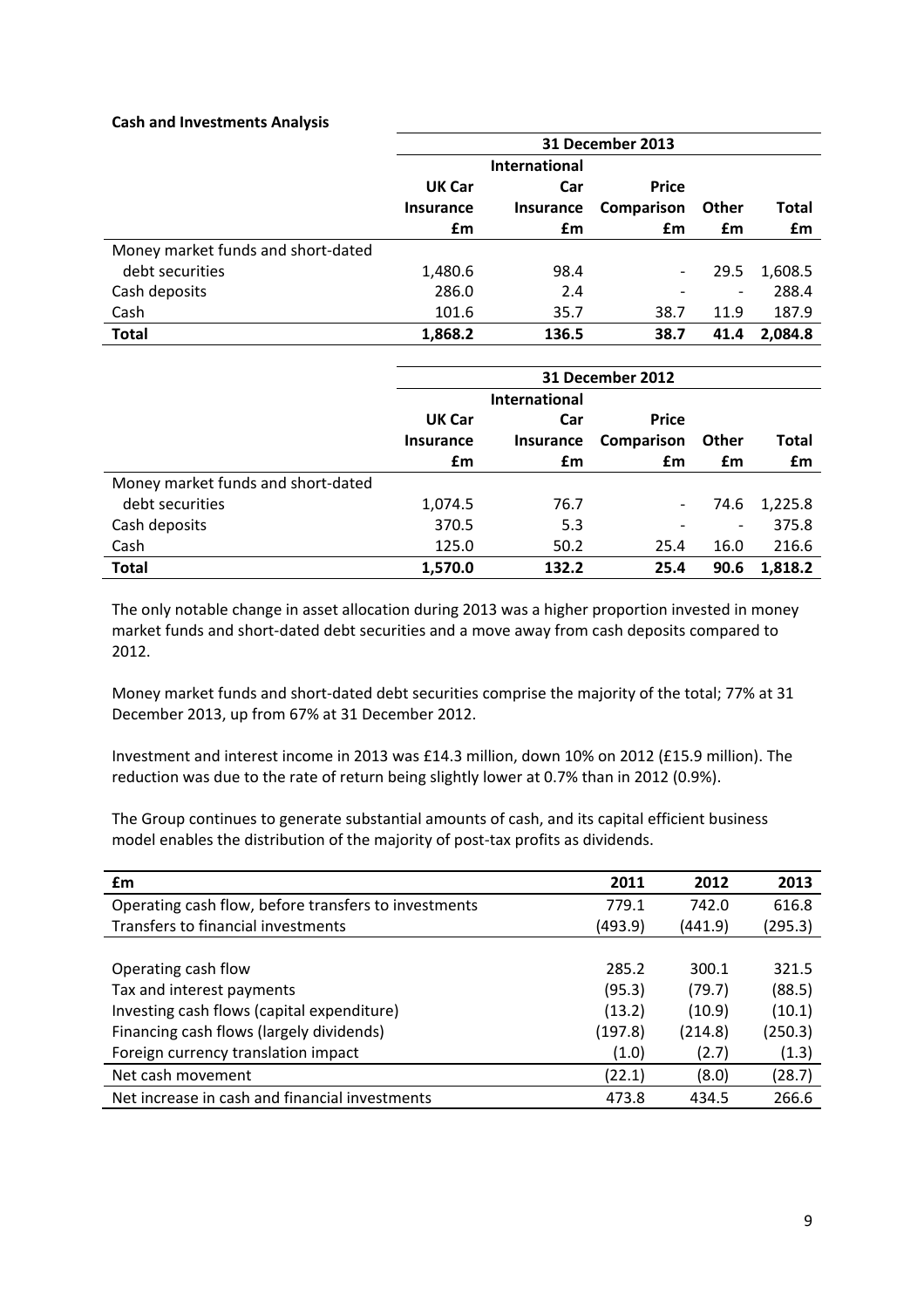**Cash and Investments Analysis**

| | 31 December 2013 | | | | |
|---|---|---|---|---|---|
| | UK Car Insurance £m | International Car Insurance £m | Price Comparison £m | Other £m | Total £m |
| Money market funds and short-dated debt securities | 1,480.6 | 98.4 | - | 29.5 | 1,608.5 |
| Cash deposits | 286.0 | 2.4 | - | - | 288.4 |
| Cash | 101.6 | 35.7 | 38.7 | 11.9 | 187.9 |
| **Total** | **1,868.2** | **136.5** | **38.7** | **41.4** | **2,084.8** |

| | 31 December 2012 | | | | |
|---|---|---|---|---|---|
| | UK Car Insurance £m | International Car Insurance £m | Price Comparison £m | Other £m | Total £m |
| Money market funds and short-dated debt securities | 1,074.5 | 76.7 | - | 74.6 | 1,225.8 |
| Cash deposits | 370.5 | 5.3 | - | - | 375.8 |
| Cash | 125.0 | 50.2 | 25.4 | 16.0 | 216.6 |
| **Total** | **1,570.0** | **132.2** | **25.4** | **90.6** | **1,818.2** |

The only notable change in asset allocation during 2013 was a higher proportion invested in money market funds and short-dated debt securities and a move away from cash deposits compared to 2012.

Money market funds and short-dated debt securities comprise the majority of the total; 77% at 31 December 2013, up from 67% at 31 December 2012.

Investment and interest income in 2013 was £14.3 million, down 10% on 2012 (£15.9 million). The reduction was due to the rate of return being slightly lower at 0.7% than in 2012 (0.9%).

The Group continues to generate substantial amounts of cash, and its capital efficient business model enables the distribution of the majority of post-tax profits as dividends.

| £m | 2011 | 2012 | 2013 |
|---|---|---|---|
| Operating cash flow, before transfers to investments | 779.1 | 742.0 | 616.8 |
| Transfers to financial investments | (493.9) | (441.9) | (295.3) |
| | | | |
| Operating cash flow | 285.2 | 300.1 | 321.5 |
| Tax and interest payments | (95.3) | (79.7) | (88.5) |
| Investing cash flows (capital expenditure) | (13.2) | (10.9) | (10.1) |
| Financing cash flows (largely dividends) | (197.8) | (214.8) | (250.3) |
| Foreign currency translation impact | (1.0) | (2.7) | (1.3) |
| Net cash movement | (22.1) | (8.0) | (28.7) |
| Net increase in cash and financial investments | 473.8 | 434.5 | 266.6 |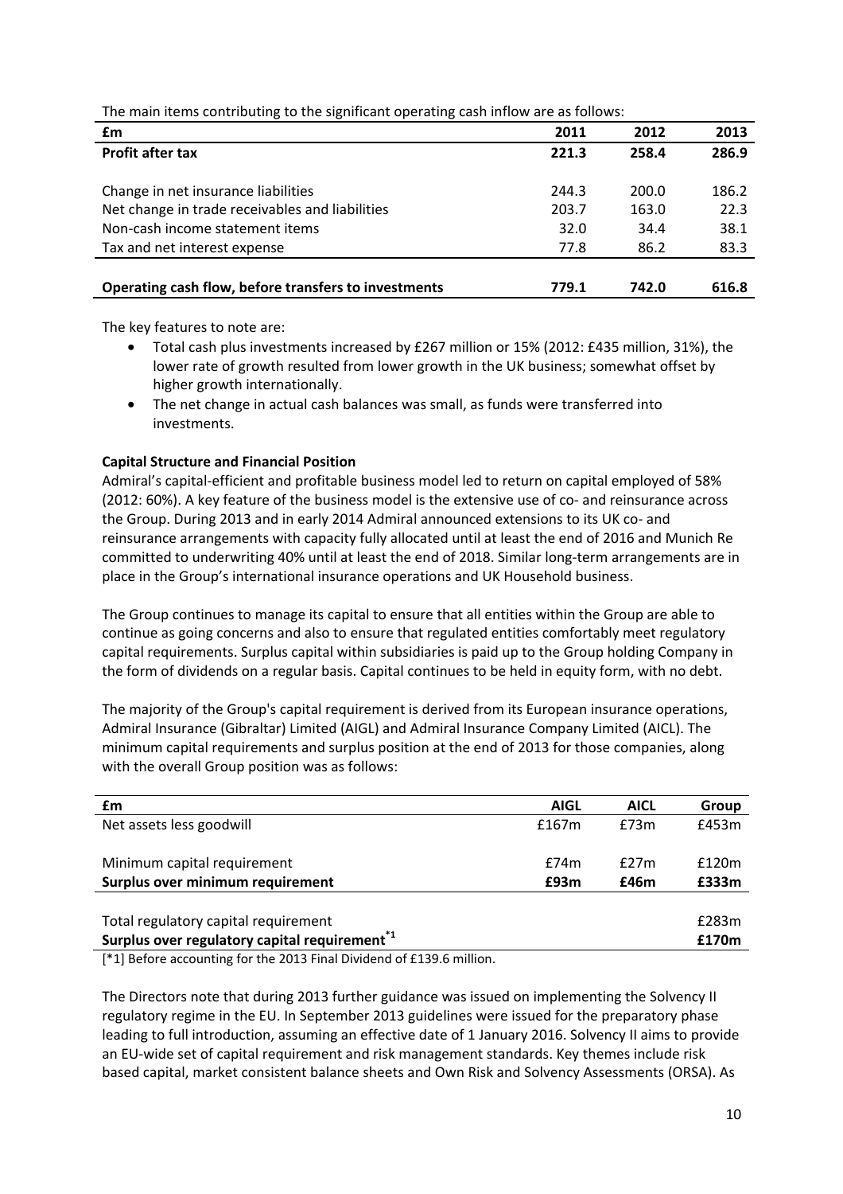The main items contributing to the significant operating cash inflow are as follows:

| £m | 2011 | 2012 | 2013 |
|---|---|---|---|
| **Profit after tax** | **221.3** | **258.4** | **286.9** |
| | | | |
| Change in net insurance liabilities | 244.3 | 200.0 | 186.2 |
| Net change in trade receivables and liabilities | 203.7 | 163.0 | 22.3 |
| Non-cash income statement items | 32.0 | 34.4 | 38.1 |
| Tax and net interest expense | 77.8 | 86.2 | 83.3 |
| | | | |
| **Operating cash flow, before transfers to investments** | **779.1** | **742.0** | **616.8** |

The key features to note are:

- Total cash plus investments increased by £267 million or 15% (2012: £435 million, 31%), the lower rate of growth resulted from lower growth in the UK business; somewhat offset by higher growth internationally.
- The net change in actual cash balances was small, as funds were transferred into investments.

**Capital Structure and Financial Position**

Admiral's capital-efficient and profitable business model led to return on capital employed of 58% (2012: 60%). A key feature of the business model is the extensive use of co- and reinsurance across the Group. During 2013 and in early 2014 Admiral announced extensions to its UK co- and reinsurance arrangements with capacity fully allocated until at least the end of 2016 and Munich Re committed to underwriting 40% until at least the end of 2018. Similar long-term arrangements are in place in the Group's international insurance operations and UK Household business.

The Group continues to manage its capital to ensure that all entities within the Group are able to continue as going concerns and also to ensure that regulated entities comfortably meet regulatory capital requirements. Surplus capital within subsidiaries is paid up to the Group holding Company in the form of dividends on a regular basis. Capital continues to be held in equity form, with no debt.

The majority of the Group's capital requirement is derived from its European insurance operations, Admiral Insurance (Gibraltar) Limited (AIGL) and Admiral Insurance Company Limited (AICL). The minimum capital requirements and surplus position at the end of 2013 for those companies, along with the overall Group position was as follows:

| £m | AIGL | AICL | Group |
|---|---|---|---|
| Net assets less goodwill | £167m | £73m | £453m |
| | | | |
| Minimum capital requirement | £74m | £27m | £120m |
| **Surplus over minimum requirement** | **£93m** | **£46m** | **£333m** |
| | | | |
| Total regulatory capital requirement | | | £283m |
| **Surplus over regulatory capital requirement[*1]** | | | **£170m** |

[*1] Before accounting for the 2013 Final Dividend of £139.6 million.

The Directors note that during 2013 further guidance was issued on implementing the Solvency II regulatory regime in the EU. In September 2013 guidelines were issued for the preparatory phase leading to full introduction, assuming an effective date of 1 January 2016. Solvency II aims to provide an EU-wide set of capital requirement and risk management standards. Key themes include risk based capital, market consistent balance sheets and Own Risk and Solvency Assessments (ORSA). As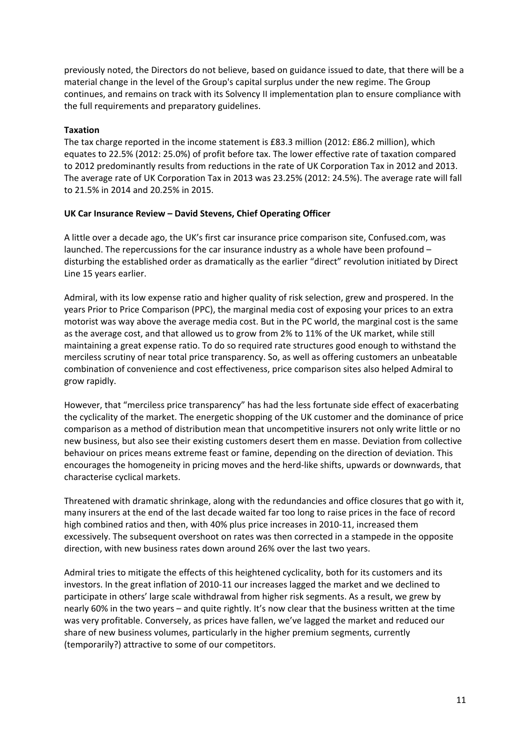previously noted, the Directors do not believe, based on guidance issued to date, that there will be a material change in the level of the Group's capital surplus under the new regime. The Group continues, and remains on track with its Solvency II implementation plan to ensure compliance with the full requirements and preparatory guidelines.

**Taxation**

The tax charge reported in the income statement is £83.3 million (2012: £86.2 million), which equates to 22.5% (2012: 25.0%) of profit before tax. The lower effective rate of taxation compared to 2012 predominantly results from reductions in the rate of UK Corporation Tax in 2012 and 2013. The average rate of UK Corporation Tax in 2013 was 23.25% (2012: 24.5%). The average rate will fall to 21.5% in 2014 and 20.25% in 2015.

**UK Car Insurance Review – David Stevens, Chief Operating Officer**

A little over a decade ago, the UK's first car insurance price comparison site, Confused.com, was launched. The repercussions for the car insurance industry as a whole have been profound – disturbing the established order as dramatically as the earlier "direct" revolution initiated by Direct Line 15 years earlier.

Admiral, with its low expense ratio and higher quality of risk selection, grew and prospered. In the years Prior to Price Comparison (PPC), the marginal media cost of exposing your prices to an extra motorist was way above the average media cost. But in the PC world, the marginal cost is the same as the average cost, and that allowed us to grow from 2% to 11% of the UK market, while still maintaining a great expense ratio. To do so required rate structures good enough to withstand the merciless scrutiny of near total price transparency. So, as well as offering customers an unbeatable combination of convenience and cost effectiveness, price comparison sites also helped Admiral to grow rapidly.

However, that "merciless price transparency" has had the less fortunate side effect of exacerbating the cyclicality of the market. The energetic shopping of the UK customer and the dominance of price comparison as a method of distribution mean that uncompetitive insurers not only write little or no new business, but also see their existing customers desert them en masse. Deviation from collective behaviour on prices means extreme feast or famine, depending on the direction of deviation. This encourages the homogeneity in pricing moves and the herd-like shifts, upwards or downwards, that characterise cyclical markets.

Threatened with dramatic shrinkage, along with the redundancies and office closures that go with it, many insurers at the end of the last decade waited far too long to raise prices in the face of record high combined ratios and then, with 40% plus price increases in 2010-11, increased them excessively. The subsequent overshoot on rates was then corrected in a stampede in the opposite direction, with new business rates down around 26% over the last two years.

Admiral tries to mitigate the effects of this heightened cyclicality, both for its customers and its investors. In the great inflation of 2010-11 our increases lagged the market and we declined to participate in others' large scale withdrawal from higher risk segments. As a result, we grew by nearly 60% in the two years – and quite rightly. It's now clear that the business written at the time was very profitable. Conversely, as prices have fallen, we've lagged the market and reduced our share of new business volumes, particularly in the higher premium segments, currently (temporarily?) attractive to some of our competitors.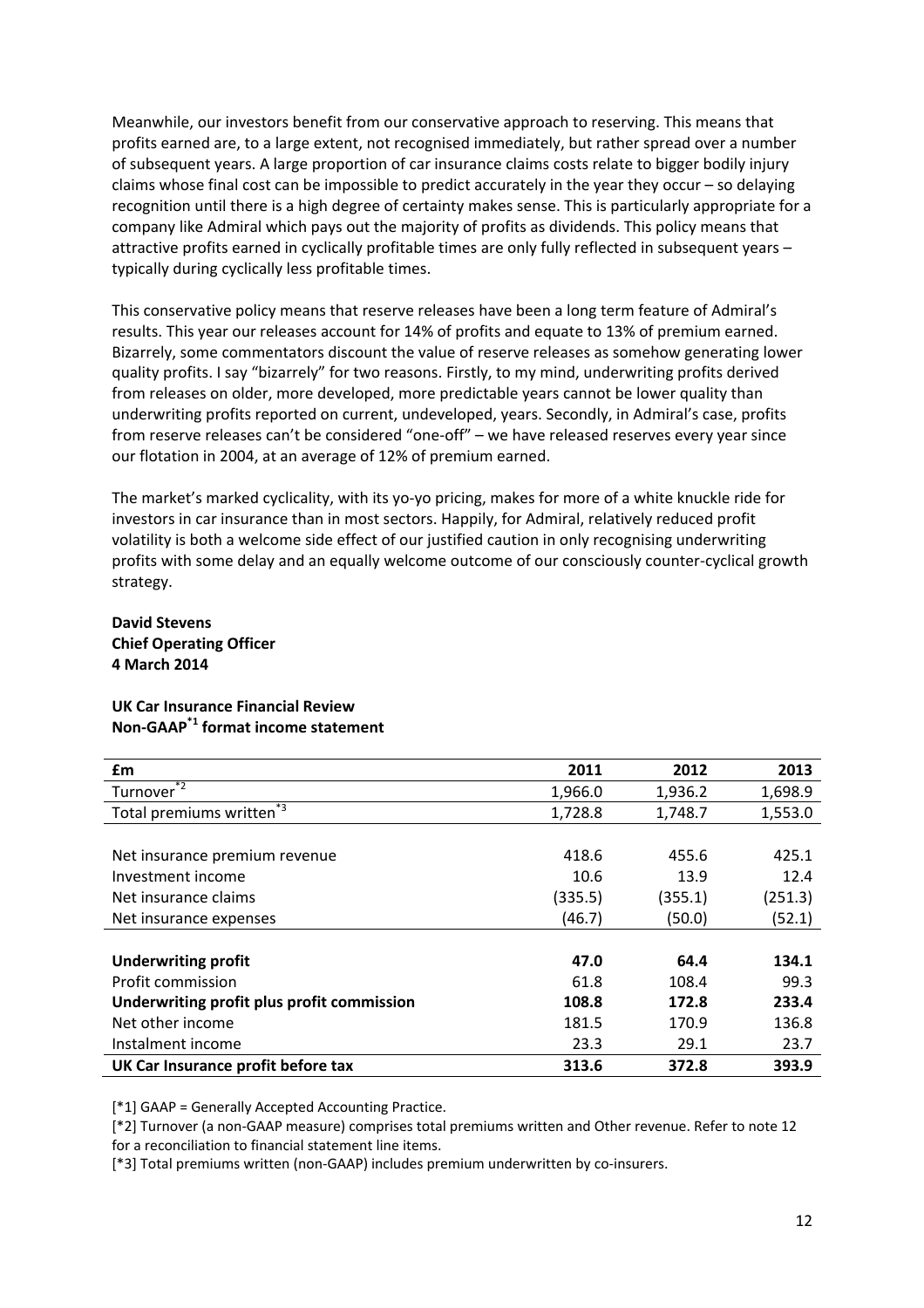Meanwhile, our investors benefit from our conservative approach to reserving. This means that profits earned are, to a large extent, not recognised immediately, but rather spread over a number of subsequent years. A large proportion of car insurance claims costs relate to bigger bodily injury claims whose final cost can be impossible to predict accurately in the year they occur – so delaying recognition until there is a high degree of certainty makes sense. This is particularly appropriate for a company like Admiral which pays out the majority of profits as dividends. This policy means that attractive profits earned in cyclically profitable times are only fully reflected in subsequent years – typically during cyclically less profitable times.

This conservative policy means that reserve releases have been a long term feature of Admiral's results. This year our releases account for 14% of profits and equate to 13% of premium earned. Bizarrely, some commentators discount the value of reserve releases as somehow generating lower quality profits. I say "bizarrely" for two reasons. Firstly, to my mind, underwriting profits derived from releases on older, more developed, more predictable years cannot be lower quality than underwriting profits reported on current, undeveloped, years. Secondly, in Admiral's case, profits from reserve releases can't be considered "one-off" – we have released reserves every year since our flotation in 2004, at an average of 12% of premium earned.

The market's marked cyclicality, with its yo-yo pricing, makes for more of a white knuckle ride for investors in car insurance than in most sectors. Happily, for Admiral, relatively reduced profit volatility is both a welcome side effect of our justified caution in only recognising underwriting profits with some delay and an equally welcome outcome of our consciously counter-cyclical growth strategy.

**David Stevens**
**Chief Operating Officer**
**4 March 2014**

**UK Car Insurance Financial Review**
**Non-GAAP[*1] format income statement**

| £m | 2011 | 2012 | 2013 |
|---|---|---|---|
| Turnover[*2] | 1,966.0 | 1,936.2 | 1,698.9 |
| Total premiums written[*3] | 1,728.8 | 1,748.7 | 1,553.0 |
| | | | |
| Net insurance premium revenue | 418.6 | 455.6 | 425.1 |
| Investment income | 10.6 | 13.9 | 12.4 |
| Net insurance claims | (335.5) | (355.1) | (251.3) |
| Net insurance expenses | (46.7) | (50.0) | (52.1) |
| | | | |
| **Underwriting profit** | **47.0** | **64.4** | **134.1** |
| Profit commission | 61.8 | 108.4 | 99.3 |
| **Underwriting profit plus profit commission** | **108.8** | **172.8** | **233.4** |
| Net other income | 181.5 | 170.9 | 136.8 |
| Instalment income | 23.3 | 29.1 | 23.7 |
| **UK Car Insurance profit before tax** | **313.6** | **372.8** | **393.9** |

[*1] GAAP = Generally Accepted Accounting Practice.

[*2] Turnover (a non-GAAP measure) comprises total premiums written and Other revenue. Refer to note 12 for a reconciliation to financial statement line items.

[*3] Total premiums written (non-GAAP) includes premium underwritten by co-insurers.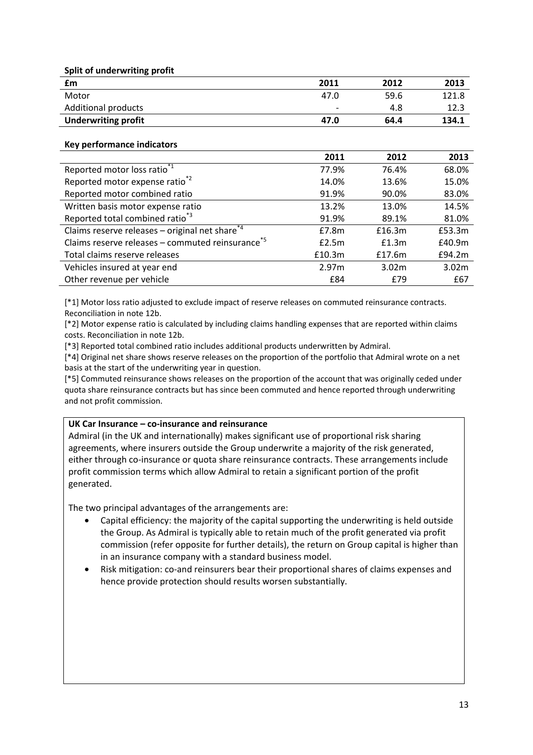**Split of underwriting profit**

| £m | 2011 | 2012 | 2013 |
|---|---|---|---|
| Motor | 47.0 | 59.6 | 121.8 |
| Additional products | - | 4.8 | 12.3 |
| **Underwriting profit** | **47.0** | **64.4** | **134.1** |

**Key performance indicators**

| | 2011 | 2012 | 2013 |
|---|---|---|---|
| Reported motor loss ratio [*1] | 77.9% | 76.4% | 68.0% |
| Reported motor expense ratio [*2] | 14.0% | 13.6% | 15.0% |
| Reported motor combined ratio | 91.9% | 90.0% | 83.0% |
| Written basis motor expense ratio | 13.2% | 13.0% | 14.5% |
| Reported total combined ratio [*3] | 91.9% | 89.1% | 81.0% |
| Claims reserve releases – original net share [*4] | £7.8m | £16.3m | £53.3m |
| Claims reserve releases – commuted reinsurance [*5] | £2.5m | £1.3m | £40.9m |
| Total claims reserve releases | £10.3m | £17.6m | £94.2m |
| Vehicles insured at year end | 2.97m | 3.02m | 3.02m |
| Other revenue per vehicle | £84 | £79 | £67 |

[*1] Motor loss ratio adjusted to exclude impact of reserve releases on commuted reinsurance contracts. Reconciliation in note 12b.
[*2] Motor expense ratio is calculated by including claims handling expenses that are reported within claims costs. Reconciliation in note 12b.
[*3] Reported total combined ratio includes additional products underwritten by Admiral.
[*4] Original net share shows reserve releases on the proportion of the portfolio that Admiral wrote on a net basis at the start of the underwriting year in question.
[*5] Commuted reinsurance shows releases on the proportion of the account that was originally ceded under quota share reinsurance contracts but has since been commuted and hence reported through underwriting and not profit commission.

**UK Car Insurance – co-insurance and reinsurance**

Admiral (in the UK and internationally) makes significant use of proportional risk sharing agreements, where insurers outside the Group underwrite a majority of the risk generated, either through co-insurance or quota share reinsurance contracts. These arrangements include profit commission terms which allow Admiral to retain a significant portion of the profit generated.

The two principal advantages of the arrangements are:

- Capital efficiency: the majority of the capital supporting the underwriting is held outside the Group. As Admiral is typically able to retain much of the profit generated via profit commission (refer opposite for further details), the return on Group capital is higher than in an insurance company with a standard business model.
- Risk mitigation: co-and reinsurers bear their proportional shares of claims expenses and hence provide protection should results worsen substantially.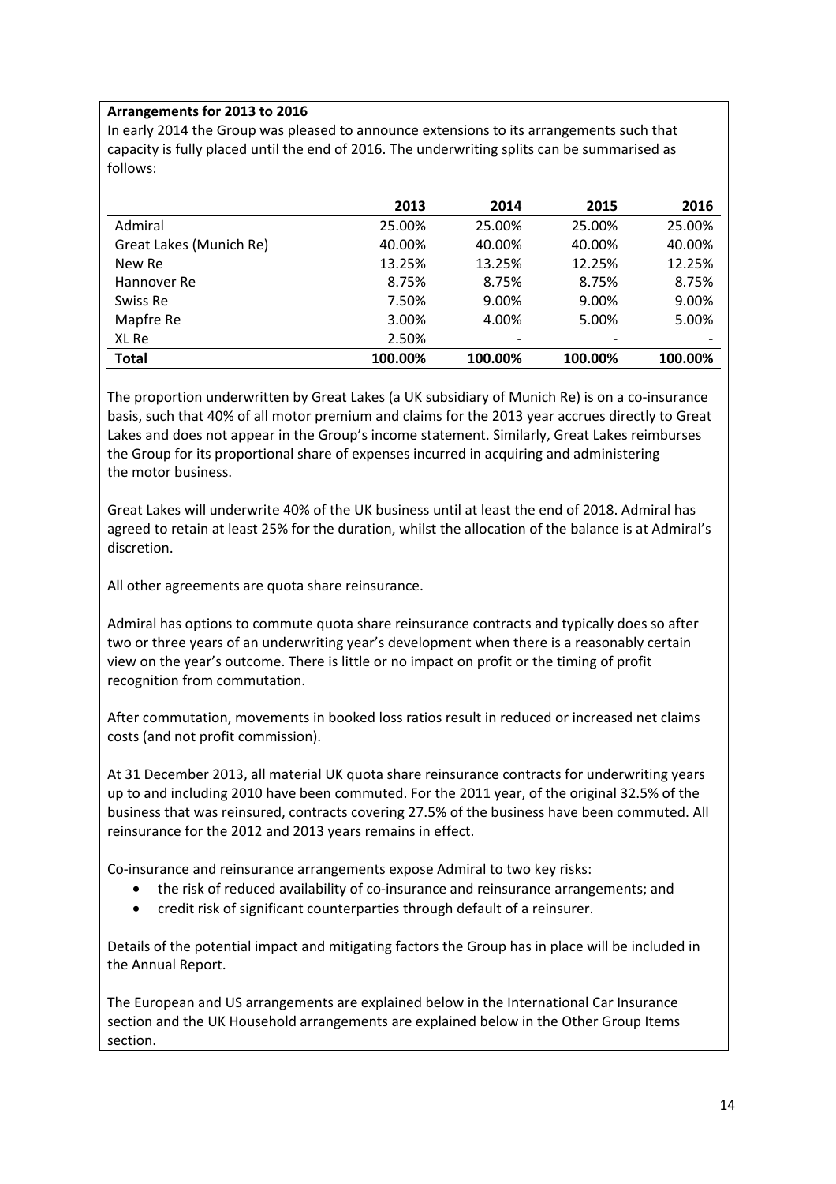**Arrangements for 2013 to 2016**

In early 2014 the Group was pleased to announce extensions to its arrangements such that capacity is fully placed until the end of 2016. The underwriting splits can be summarised as follows:

| | 2013 | 2014 | 2015 | 2016 |
|---|---|---|---|---|
| Admiral | 25.00% | 25.00% | 25.00% | 25.00% |
| Great Lakes (Munich Re) | 40.00% | 40.00% | 40.00% | 40.00% |
| New Re | 13.25% | 13.25% | 12.25% | 12.25% |
| Hannover Re | 8.75% | 8.75% | 8.75% | 8.75% |
| Swiss Re | 7.50% | 9.00% | 9.00% | 9.00% |
| Mapfre Re | 3.00% | 4.00% | 5.00% | 5.00% |
| XL Re | 2.50% | - | - | - |
| **Total** | **100.00%** | **100.00%** | **100.00%** | **100.00%** |

The proportion underwritten by Great Lakes (a UK subsidiary of Munich Re) is on a co-insurance basis, such that 40% of all motor premium and claims for the 2013 year accrues directly to Great Lakes and does not appear in the Group's income statement. Similarly, Great Lakes reimburses the Group for its proportional share of expenses incurred in acquiring and administering the motor business.

Great Lakes will underwrite 40% of the UK business until at least the end of 2018. Admiral has agreed to retain at least 25% for the duration, whilst the allocation of the balance is at Admiral's discretion.

All other agreements are quota share reinsurance.

Admiral has options to commute quota share reinsurance contracts and typically does so after two or three years of an underwriting year's development when there is a reasonably certain view on the year's outcome. There is little or no impact on profit or the timing of profit recognition from commutation.

After commutation, movements in booked loss ratios result in reduced or increased net claims costs (and not profit commission).

At 31 December 2013, all material UK quota share reinsurance contracts for underwriting years up to and including 2010 have been commuted. For the 2011 year, of the original 32.5% of the business that was reinsured, contracts covering 27.5% of the business have been commuted. All reinsurance for the 2012 and 2013 years remains in effect.

Co-insurance and reinsurance arrangements expose Admiral to two key risks:

- the risk of reduced availability of co-insurance and reinsurance arrangements; and
- credit risk of significant counterparties through default of a reinsurer.

Details of the potential impact and mitigating factors the Group has in place will be included in the Annual Report.

The European and US arrangements are explained below in the International Car Insurance section and the UK Household arrangements are explained below in the Other Group Items section.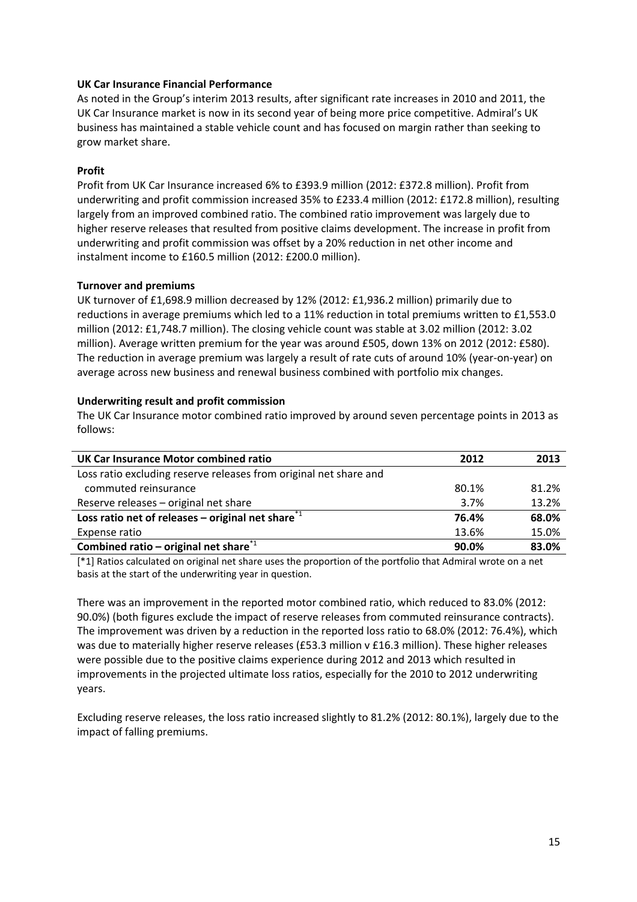**UK Car Insurance Financial Performance**

As noted in the Group's interim 2013 results, after significant rate increases in 2010 and 2011, the UK Car Insurance market is now in its second year of being more price competitive. Admiral's UK business has maintained a stable vehicle count and has focused on margin rather than seeking to grow market share.

**Profit**

Profit from UK Car Insurance increased 6% to £393.9 million (2012: £372.8 million). Profit from underwriting and profit commission increased 35% to £233.4 million (2012: £172.8 million), resulting largely from an improved combined ratio. The combined ratio improvement was largely due to higher reserve releases that resulted from positive claims development. The increase in profit from underwriting and profit commission was offset by a 20% reduction in net other income and instalment income to £160.5 million (2012: £200.0 million).

**Turnover and premiums**

UK turnover of £1,698.9 million decreased by 12% (2012: £1,936.2 million) primarily due to reductions in average premiums which led to a 11% reduction in total premiums written to £1,553.0 million (2012: £1,748.7 million). The closing vehicle count was stable at 3.02 million (2012: 3.02 million). Average written premium for the year was around £505, down 13% on 2012 (2012: £580). The reduction in average premium was largely a result of rate cuts of around 10% (year-on-year) on average across new business and renewal business combined with portfolio mix changes.

**Underwriting result and profit commission**

The UK Car Insurance motor combined ratio improved by around seven percentage points in 2013 as follows:

| UK Car Insurance Motor combined ratio | 2012 | 2013 |
|---|---|---|
| Loss ratio excluding reserve releases from original net share and commuted reinsurance | 80.1% | 81.2% |
| Reserve releases – original net share | 3.7% | 13.2% |
| **Loss ratio net of releases – original net share**[*1] | **76.4%** | **68.0%** |
| Expense ratio | 13.6% | 15.0% |
| **Combined ratio – original net share**[*1] | **90.0%** | **83.0%** |

[*1] Ratios calculated on original net share uses the proportion of the portfolio that Admiral wrote on a net basis at the start of the underwriting year in question.

There was an improvement in the reported motor combined ratio, which reduced to 83.0% (2012: 90.0%) (both figures exclude the impact of reserve releases from commuted reinsurance contracts). The improvement was driven by a reduction in the reported loss ratio to 68.0% (2012: 76.4%), which was due to materially higher reserve releases (£53.3 million v £16.3 million). These higher releases were possible due to the positive claims experience during 2012 and 2013 which resulted in improvements in the projected ultimate loss ratios, especially for the 2010 to 2012 underwriting years.

Excluding reserve releases, the loss ratio increased slightly to 81.2% (2012: 80.1%), largely due to the impact of falling premiums.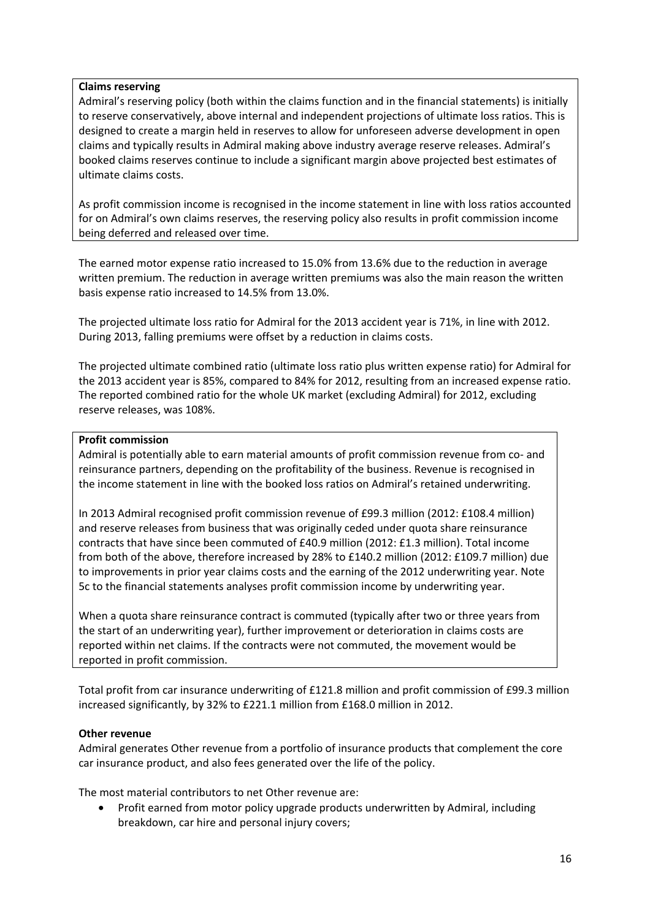**Claims reserving**

Admiral's reserving policy (both within the claims function and in the financial statements) is initially to reserve conservatively, above internal and independent projections of ultimate loss ratios. This is designed to create a margin held in reserves to allow for unforeseen adverse development in open claims and typically results in Admiral making above industry average reserve releases. Admiral's booked claims reserves continue to include a significant margin above projected best estimates of ultimate claims costs.

As profit commission income is recognised in the income statement in line with loss ratios accounted for on Admiral's own claims reserves, the reserving policy also results in profit commission income being deferred and released over time.

The earned motor expense ratio increased to 15.0% from 13.6% due to the reduction in average written premium. The reduction in average written premiums was also the main reason the written basis expense ratio increased to 14.5% from 13.0%.

The projected ultimate loss ratio for Admiral for the 2013 accident year is 71%, in line with 2012. During 2013, falling premiums were offset by a reduction in claims costs.

The projected ultimate combined ratio (ultimate loss ratio plus written expense ratio) for Admiral for the 2013 accident year is 85%, compared to 84% for 2012, resulting from an increased expense ratio. The reported combined ratio for the whole UK market (excluding Admiral) for 2012, excluding reserve releases, was 108%.

**Profit commission**

Admiral is potentially able to earn material amounts of profit commission revenue from co- and reinsurance partners, depending on the profitability of the business. Revenue is recognised in the income statement in line with the booked loss ratios on Admiral's retained underwriting.

In 2013 Admiral recognised profit commission revenue of £99.3 million (2012: £108.4 million) and reserve releases from business that was originally ceded under quota share reinsurance contracts that have since been commuted of £40.9 million (2012: £1.3 million). Total income from both of the above, therefore increased by 28% to £140.2 million (2012: £109.7 million) due to improvements in prior year claims costs and the earning of the 2012 underwriting year. Note 5c to the financial statements analyses profit commission income by underwriting year.

When a quota share reinsurance contract is commuted (typically after two or three years from the start of an underwriting year), further improvement or deterioration in claims costs are reported within net claims. If the contracts were not commuted, the movement would be reported in profit commission.

Total profit from car insurance underwriting of £121.8 million and profit commission of £99.3 million increased significantly, by 32% to £221.1 million from £168.0 million in 2012.

**Other revenue**

Admiral generates Other revenue from a portfolio of insurance products that complement the core car insurance product, and also fees generated over the life of the policy.

The most material contributors to net Other revenue are:

- Profit earned from motor policy upgrade products underwritten by Admiral, including breakdown, car hire and personal injury covers;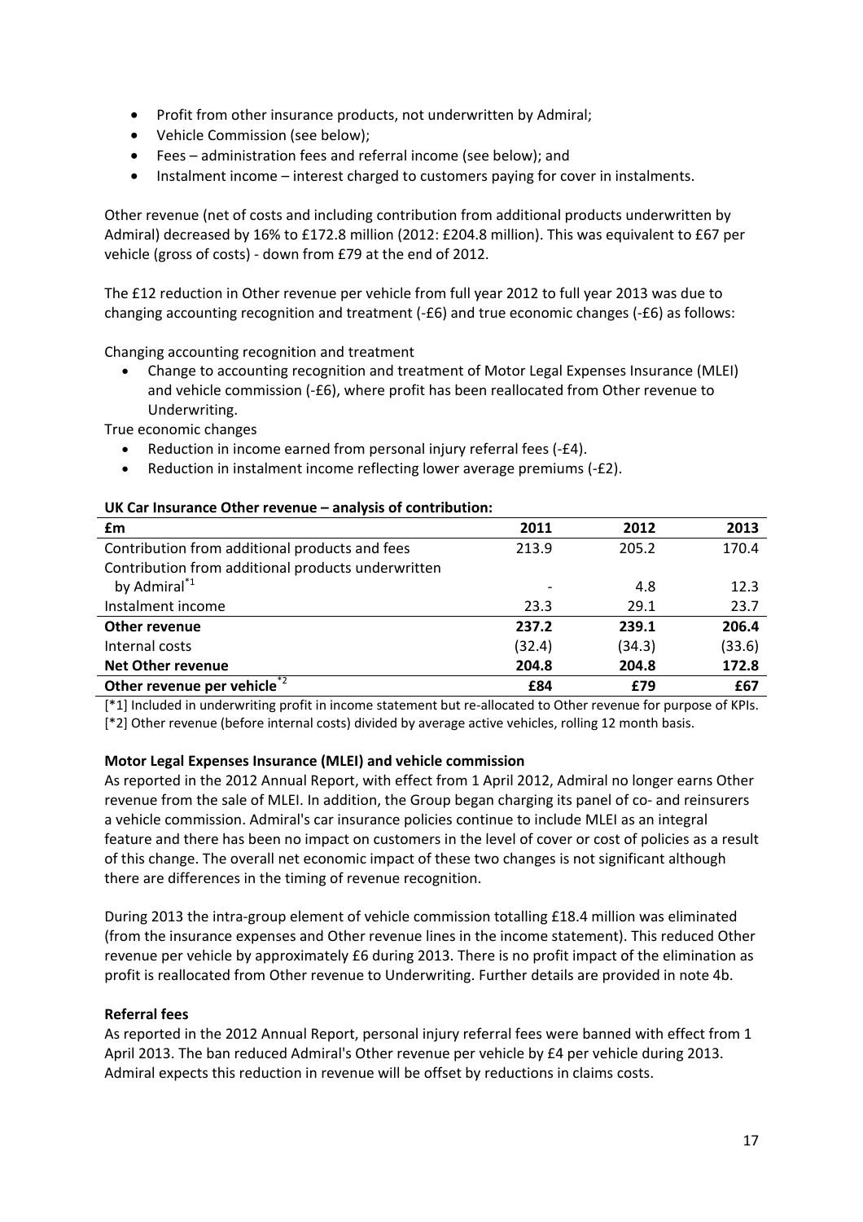- Profit from other insurance products, not underwritten by Admiral;
- Vehicle Commission (see below);
- Fees – administration fees and referral income (see below); and
- Instalment income – interest charged to customers paying for cover in instalments.

Other revenue (net of costs and including contribution from additional products underwritten by Admiral) decreased by 16% to £172.8 million (2012: £204.8 million). This was equivalent to £67 per vehicle (gross of costs) - down from £79 at the end of 2012.

The £12 reduction in Other revenue per vehicle from full year 2012 to full year 2013 was due to changing accounting recognition and treatment (-£6) and true economic changes (-£6) as follows:

Changing accounting recognition and treatment

- Change to accounting recognition and treatment of Motor Legal Expenses Insurance (MLEI) and vehicle commission (-£6), where profit has been reallocated from Other revenue to Underwriting.

True economic changes

- Reduction in income earned from personal injury referral fees (-£4).
- Reduction in instalment income reflecting lower average premiums (-£2).

**UK Car Insurance Other revenue – analysis of contribution:**

| £m | 2011 | 2012 | 2013 |
|---|---|---|---|
| Contribution from additional products and fees | 213.9 | 205.2 | 170.4 |
| Contribution from additional products underwritten by Admiral[*1] | - | 4.8 | 12.3 |
| Instalment income | 23.3 | 29.1 | 23.7 |
| **Other revenue** | **237.2** | **239.1** | **206.4** |
| Internal costs | (32.4) | (34.3) | (33.6) |
| **Net Other revenue** | **204.8** | **204.8** | **172.8** |
| **Other revenue per vehicle**[*2] | **£84** | **£79** | **£67** |

[*1] Included in underwriting profit in income statement but re-allocated to Other revenue for purpose of KPIs.
[*2] Other revenue (before internal costs) divided by average active vehicles, rolling 12 month basis.

**Motor Legal Expenses Insurance (MLEI) and vehicle commission**

As reported in the 2012 Annual Report, with effect from 1 April 2012, Admiral no longer earns Other revenue from the sale of MLEI. In addition, the Group began charging its panel of co- and reinsurers a vehicle commission. Admiral's car insurance policies continue to include MLEI as an integral feature and there has been no impact on customers in the level of cover or cost of policies as a result of this change. The overall net economic impact of these two changes is not significant although there are differences in the timing of revenue recognition.

During 2013 the intra-group element of vehicle commission totalling £18.4 million was eliminated (from the insurance expenses and Other revenue lines in the income statement). This reduced Other revenue per vehicle by approximately £6 during 2013. There is no profit impact of the elimination as profit is reallocated from Other revenue to Underwriting. Further details are provided in note 4b.

**Referral fees**

As reported in the 2012 Annual Report, personal injury referral fees were banned with effect from 1 April 2013. The ban reduced Admiral's Other revenue per vehicle by £4 per vehicle during 2013. Admiral expects this reduction in revenue will be offset by reductions in claims costs.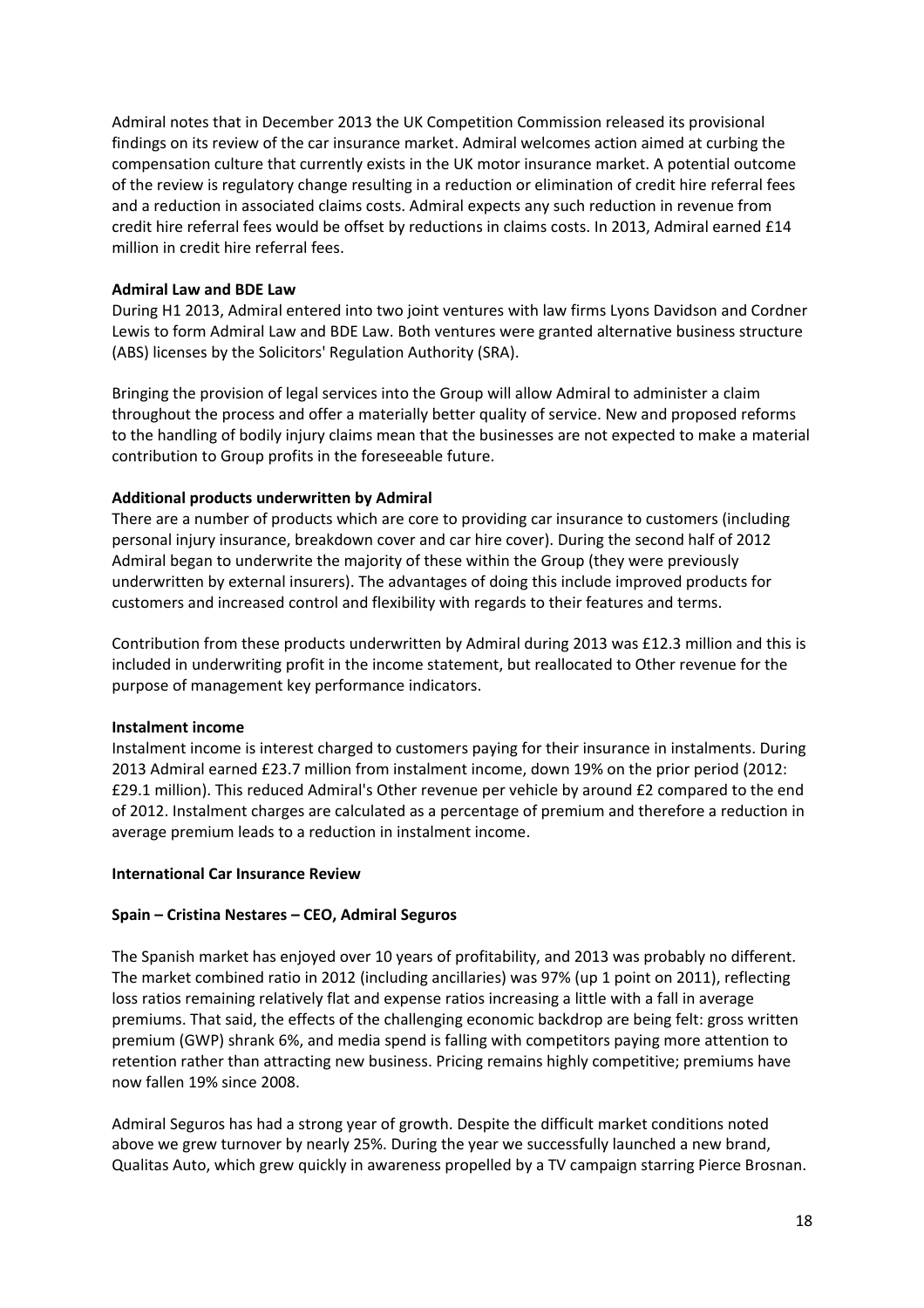Admiral notes that in December 2013 the UK Competition Commission released its provisional findings on its review of the car insurance market. Admiral welcomes action aimed at curbing the compensation culture that currently exists in the UK motor insurance market. A potential outcome of the review is regulatory change resulting in a reduction or elimination of credit hire referral fees and a reduction in associated claims costs. Admiral expects any such reduction in revenue from credit hire referral fees would be offset by reductions in claims costs. In 2013, Admiral earned £14 million in credit hire referral fees.

**Admiral Law and BDE Law**

During H1 2013, Admiral entered into two joint ventures with law firms Lyons Davidson and Cordner Lewis to form Admiral Law and BDE Law. Both ventures were granted alternative business structure (ABS) licenses by the Solicitors' Regulation Authority (SRA).

Bringing the provision of legal services into the Group will allow Admiral to administer a claim throughout the process and offer a materially better quality of service. New and proposed reforms to the handling of bodily injury claims mean that the businesses are not expected to make a material contribution to Group profits in the foreseeable future.

**Additional products underwritten by Admiral**

There are a number of products which are core to providing car insurance to customers (including personal injury insurance, breakdown cover and car hire cover). During the second half of 2012 Admiral began to underwrite the majority of these within the Group (they were previously underwritten by external insurers). The advantages of doing this include improved products for customers and increased control and flexibility with regards to their features and terms.

Contribution from these products underwritten by Admiral during 2013 was £12.3 million and this is included in underwriting profit in the income statement, but reallocated to Other revenue for the purpose of management key performance indicators.

**Instalment income**

Instalment income is interest charged to customers paying for their insurance in instalments. During 2013 Admiral earned £23.7 million from instalment income, down 19% on the prior period (2012: £29.1 million). This reduced Admiral's Other revenue per vehicle by around £2 compared to the end of 2012. Instalment charges are calculated as a percentage of premium and therefore a reduction in average premium leads to a reduction in instalment income.

**International Car Insurance Review**

**Spain – Cristina Nestares – CEO, Admiral Seguros**

The Spanish market has enjoyed over 10 years of profitability, and 2013 was probably no different. The market combined ratio in 2012 (including ancillaries) was 97% (up 1 point on 2011), reflecting loss ratios remaining relatively flat and expense ratios increasing a little with a fall in average premiums. That said, the effects of the challenging economic backdrop are being felt: gross written premium (GWP) shrank 6%, and media spend is falling with competitors paying more attention to retention rather than attracting new business. Pricing remains highly competitive; premiums have now fallen 19% since 2008.

Admiral Seguros has had a strong year of growth. Despite the difficult market conditions noted above we grew turnover by nearly 25%. During the year we successfully launched a new brand, Qualitas Auto, which grew quickly in awareness propelled by a TV campaign starring Pierce Brosnan.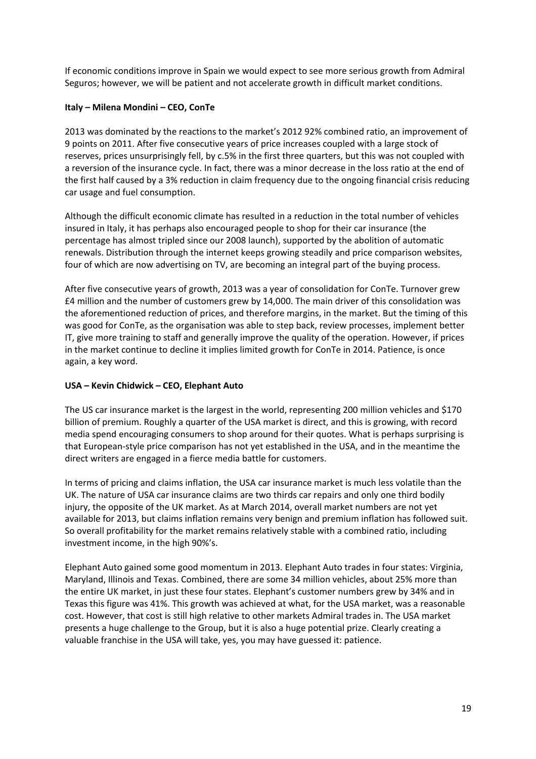If economic conditions improve in Spain we would expect to see more serious growth from Admiral Seguros; however, we will be patient and not accelerate growth in difficult market conditions.

**Italy – Milena Mondini – CEO, ConTe**

2013 was dominated by the reactions to the market's 2012 92% combined ratio, an improvement of 9 points on 2011. After five consecutive years of price increases coupled with a large stock of reserves, prices unsurprisingly fell, by c.5% in the first three quarters, but this was not coupled with a reversion of the insurance cycle. In fact, there was a minor decrease in the loss ratio at the end of the first half caused by a 3% reduction in claim frequency due to the ongoing financial crisis reducing car usage and fuel consumption.

Although the difficult economic climate has resulted in a reduction in the total number of vehicles insured in Italy, it has perhaps also encouraged people to shop for their car insurance (the percentage has almost tripled since our 2008 launch), supported by the abolition of automatic renewals. Distribution through the internet keeps growing steadily and price comparison websites, four of which are now advertising on TV, are becoming an integral part of the buying process.

After five consecutive years of growth, 2013 was a year of consolidation for ConTe. Turnover grew £4 million and the number of customers grew by 14,000. The main driver of this consolidation was the aforementioned reduction of prices, and therefore margins, in the market. But the timing of this was good for ConTe, as the organisation was able to step back, review processes, implement better IT, give more training to staff and generally improve the quality of the operation. However, if prices in the market continue to decline it implies limited growth for ConTe in 2014. Patience, is once again, a key word.

**USA – Kevin Chidwick – CEO, Elephant Auto**

The US car insurance market is the largest in the world, representing 200 million vehicles and $170 billion of premium. Roughly a quarter of the USA market is direct, and this is growing, with record media spend encouraging consumers to shop around for their quotes. What is perhaps surprising is that European-style price comparison has not yet established in the USA, and in the meantime the direct writers are engaged in a fierce media battle for customers.

In terms of pricing and claims inflation, the USA car insurance market is much less volatile than the UK. The nature of USA car insurance claims are two thirds car repairs and only one third bodily injury, the opposite of the UK market. As at March 2014, overall market numbers are not yet available for 2013, but claims inflation remains very benign and premium inflation has followed suit. So overall profitability for the market remains relatively stable with a combined ratio, including investment income, in the high 90%'s.

Elephant Auto gained some good momentum in 2013. Elephant Auto trades in four states: Virginia, Maryland, Illinois and Texas. Combined, there are some 34 million vehicles, about 25% more than the entire UK market, in just these four states. Elephant's customer numbers grew by 34% and in Texas this figure was 41%. This growth was achieved at what, for the USA market, was a reasonable cost. However, that cost is still high relative to other markets Admiral trades in. The USA market presents a huge challenge to the Group, but it is also a huge potential prize. Clearly creating a valuable franchise in the USA will take, yes, you may have guessed it: patience.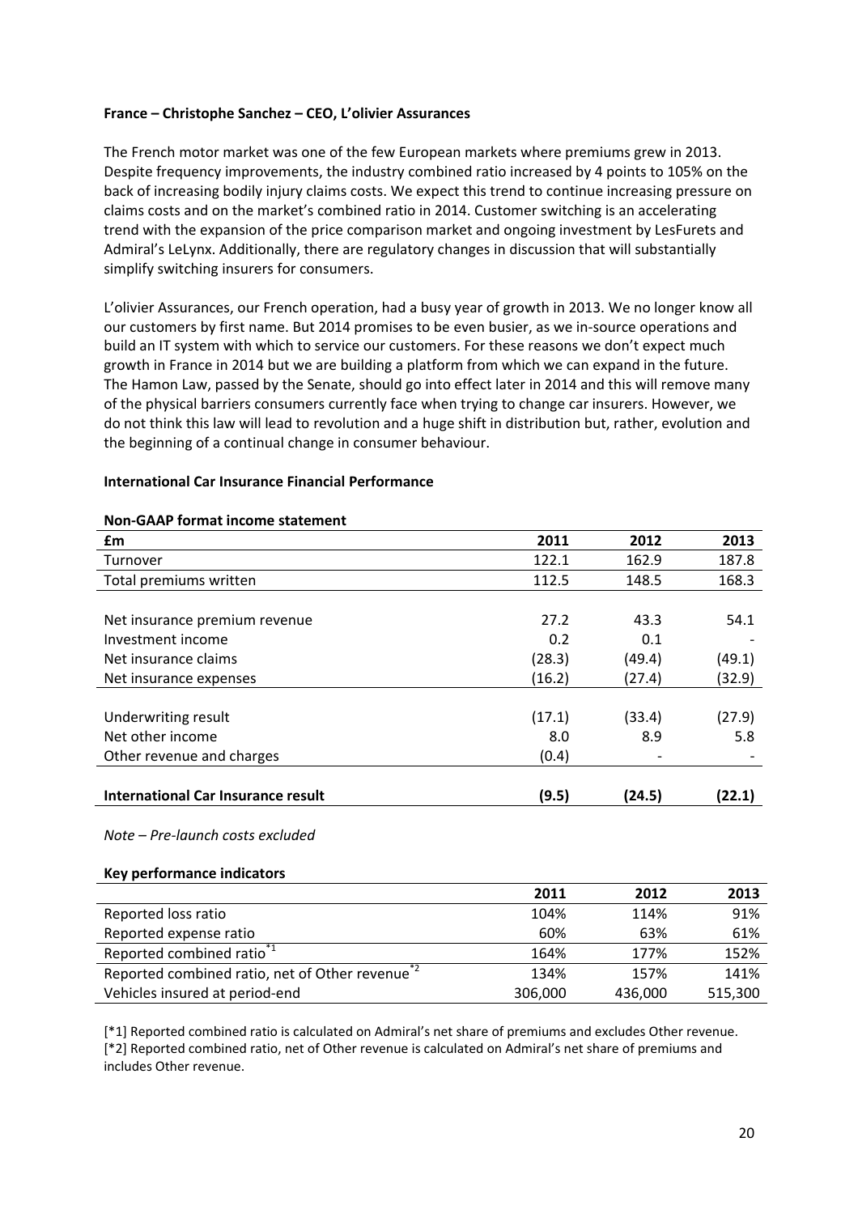**France – Christophe Sanchez – CEO, L'olivier Assurances**

The French motor market was one of the few European markets where premiums grew in 2013. Despite frequency improvements, the industry combined ratio increased by 4 points to 105% on the back of increasing bodily injury claims costs. We expect this trend to continue increasing pressure on claims costs and on the market's combined ratio in 2014. Customer switching is an accelerating trend with the expansion of the price comparison market and ongoing investment by LesFurets and Admiral's LeLynx. Additionally, there are regulatory changes in discussion that will substantially simplify switching insurers for consumers.

L'olivier Assurances, our French operation, had a busy year of growth in 2013. We no longer know all our customers by first name. But 2014 promises to be even busier, as we in-source operations and build an IT system with which to service our customers. For these reasons we don't expect much growth in France in 2014 but we are building a platform from which we can expand in the future. The Hamon Law, passed by the Senate, should go into effect later in 2014 and this will remove many of the physical barriers consumers currently face when trying to change car insurers. However, we do not think this law will lead to revolution and a huge shift in distribution but, rather, evolution and the beginning of a continual change in consumer behaviour.

**International Car Insurance Financial Performance**

**Non-GAAP format income statement**

| £m | 2011 | 2012 | 2013 |
|---|---|---|---|
| Turnover | 122.1 | 162.9 | 187.8 |
| Total premiums written | 112.5 | 148.5 | 168.3 |
| | | | |
| Net insurance premium revenue | 27.2 | 43.3 | 54.1 |
| Investment income | 0.2 | 0.1 | - |
| Net insurance claims | (28.3) | (49.4) | (49.1) |
| Net insurance expenses | (16.2) | (27.4) | (32.9) |
| | | | |
| Underwriting result | (17.1) | (33.4) | (27.9) |
| Net other income | 8.0 | 8.9 | 5.8 |
| Other revenue and charges | (0.4) | - | - |
| | | | |
| **International Car Insurance result** | **(9.5)** | **(24.5)** | **(22.1)** |

*Note – Pre-launch costs excluded*

**Key performance indicators**

| | 2011 | 2012 | 2013 |
|---|---|---|---|
| Reported loss ratio | 104% | 114% | 91% |
| Reported expense ratio | 60% | 63% | 61% |
| Reported combined ratio [*1] | 164% | 177% | 152% |
| Reported combined ratio, net of Other revenue [*2] | 134% | 157% | 141% |
| Vehicles insured at period-end | 306,000 | 436,000 | 515,300 |

[*1] Reported combined ratio is calculated on Admiral's net share of premiums and excludes Other revenue.
[*2] Reported combined ratio, net of Other revenue is calculated on Admiral's net share of premiums and includes Other revenue.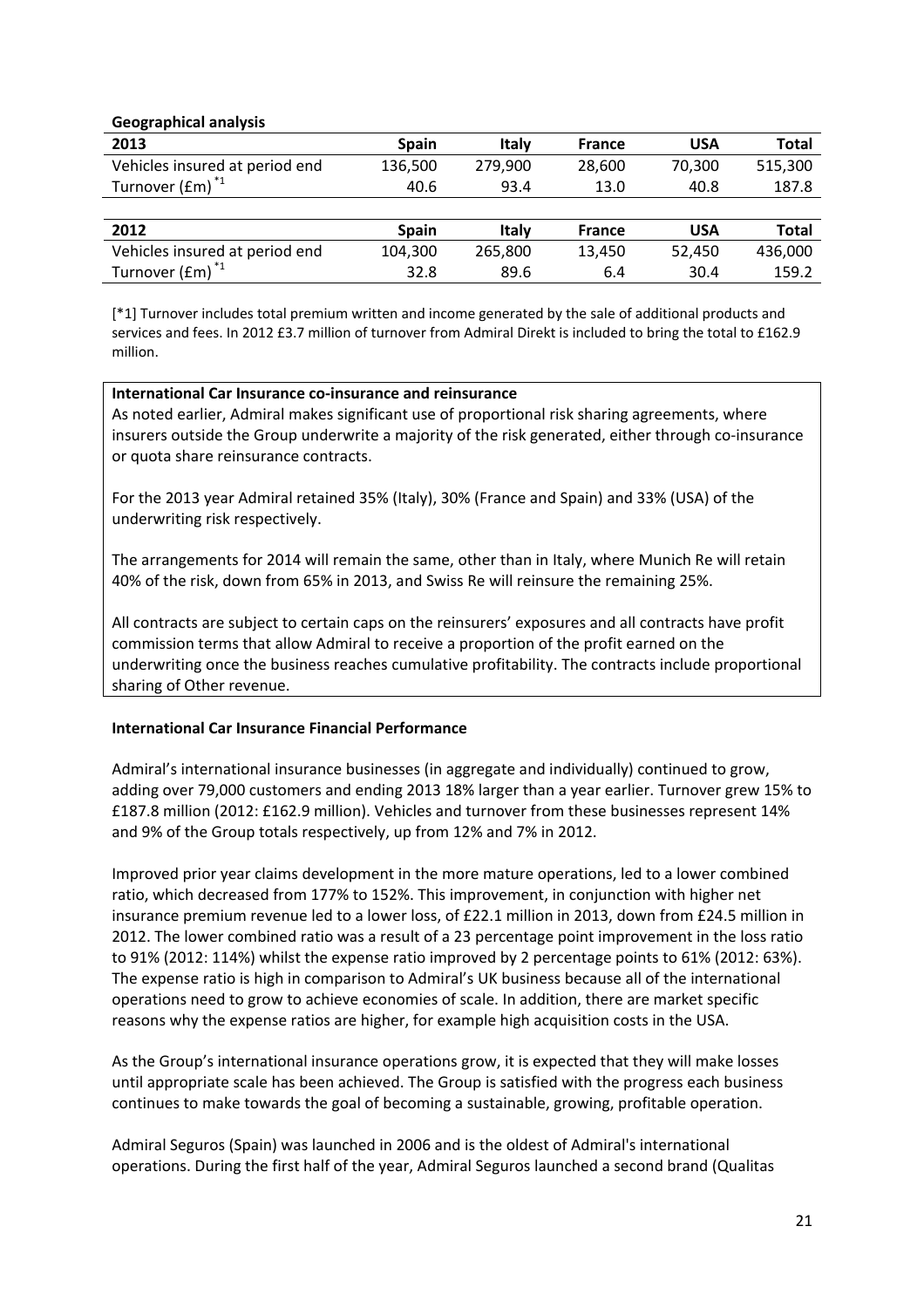**Geographical analysis**

| 2013 | Spain | Italy | France | USA | Total |
|---|---|---|---|---|---|
| Vehicles insured at period end | 136,500 | 279,900 | 28,600 | 70,300 | 515,300 |
| Turnover (£m) *1 | 40.6 | 93.4 | 13.0 | 40.8 | 187.8 |

| 2012 | Spain | Italy | France | USA | Total |
|---|---|---|---|---|---|
| Vehicles insured at period end | 104,300 | 265,800 | 13,450 | 52,450 | 436,000 |
| Turnover (£m) *1 | 32.8 | 89.6 | 6.4 | 30.4 | 159.2 |

[*1] Turnover includes total premium written and income generated by the sale of additional products and services and fees. In 2012 £3.7 million of turnover from Admiral Direkt is included to bring the total to £162.9 million.

**International Car Insurance co-insurance and reinsurance**

As noted earlier, Admiral makes significant use of proportional risk sharing agreements, where insurers outside the Group underwrite a majority of the risk generated, either through co-insurance or quota share reinsurance contracts.

For the 2013 year Admiral retained 35% (Italy), 30% (France and Spain) and 33% (USA) of the underwriting risk respectively.

The arrangements for 2014 will remain the same, other than in Italy, where Munich Re will retain 40% of the risk, down from 65% in 2013, and Swiss Re will reinsure the remaining 25%.

All contracts are subject to certain caps on the reinsurers' exposures and all contracts have profit commission terms that allow Admiral to receive a proportion of the profit earned on the underwriting once the business reaches cumulative profitability. The contracts include proportional sharing of Other revenue.

**International Car Insurance Financial Performance**

Admiral's international insurance businesses (in aggregate and individually) continued to grow, adding over 79,000 customers and ending 2013 18% larger than a year earlier. Turnover grew 15% to £187.8 million (2012: £162.9 million). Vehicles and turnover from these businesses represent 14% and 9% of the Group totals respectively, up from 12% and 7% in 2012.

Improved prior year claims development in the more mature operations, led to a lower combined ratio, which decreased from 177% to 152%. This improvement, in conjunction with higher net insurance premium revenue led to a lower loss, of £22.1 million in 2013, down from £24.5 million in 2012. The lower combined ratio was a result of a 23 percentage point improvement in the loss ratio to 91% (2012: 114%) whilst the expense ratio improved by 2 percentage points to 61% (2012: 63%). The expense ratio is high in comparison to Admiral's UK business because all of the international operations need to grow to achieve economies of scale. In addition, there are market specific reasons why the expense ratios are higher, for example high acquisition costs in the USA.

As the Group's international insurance operations grow, it is expected that they will make losses until appropriate scale has been achieved. The Group is satisfied with the progress each business continues to make towards the goal of becoming a sustainable, growing, profitable operation.

Admiral Seguros (Spain) was launched in 2006 and is the oldest of Admiral's international operations. During the first half of the year, Admiral Seguros launched a second brand (Qualitas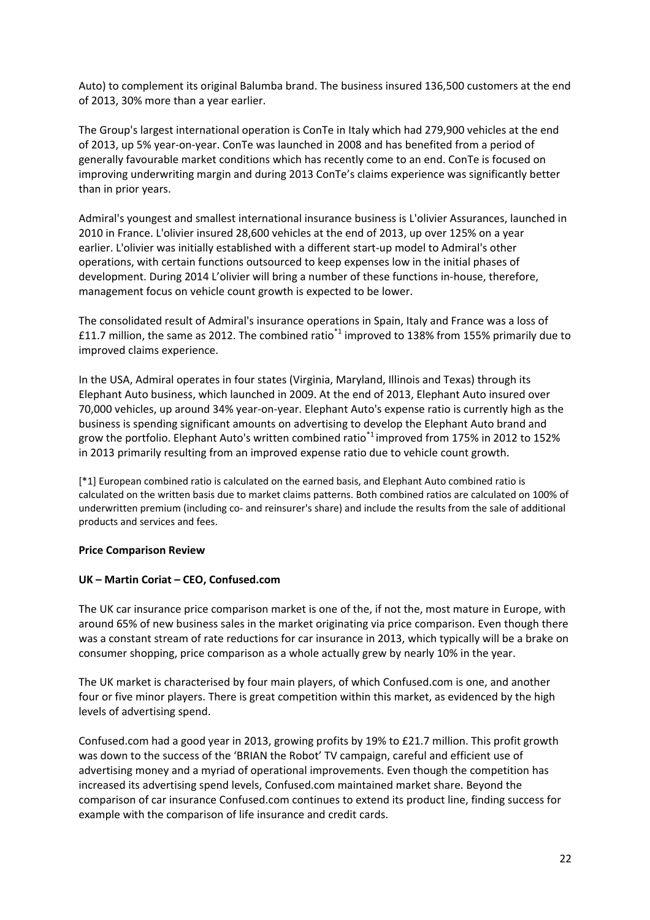Auto) to complement its original Balumba brand. The business insured 136,500 customers at the end of 2013, 30% more than a year earlier.

The Group's largest international operation is ConTe in Italy which had 279,900 vehicles at the end of 2013, up 5% year-on-year. ConTe was launched in 2008 and has benefited from a period of generally favourable market conditions which has recently come to an end. ConTe is focused on improving underwriting margin and during 2013 ConTe's claims experience was significantly better than in prior years.

Admiral's youngest and smallest international insurance business is L'olivier Assurances, launched in 2010 in France. L'olivier insured 28,600 vehicles at the end of 2013, up over 125% on a year earlier. L'olivier was initially established with a different start-up model to Admiral's other operations, with certain functions outsourced to keep expenses low in the initial phases of development. During 2014 L'olivier will bring a number of these functions in-house, therefore, management focus on vehicle count growth is expected to be lower.

The consolidated result of Admiral's insurance operations in Spain, Italy and France was a loss of £11.7 million, the same as 2012. The combined ratio[*1] improved to 138% from 155% primarily due to improved claims experience.

In the USA, Admiral operates in four states (Virginia, Maryland, Illinois and Texas) through its Elephant Auto business, which launched in 2009. At the end of 2013, Elephant Auto insured over 70,000 vehicles, up around 34% year-on-year. Elephant Auto's expense ratio is currently high as the business is spending significant amounts on advertising to develop the Elephant Auto brand and grow the portfolio. Elephant Auto's written combined ratio[*1] improved from 175% in 2012 to 152% in 2013 primarily resulting from an improved expense ratio due to vehicle count growth.

[*1] European combined ratio is calculated on the earned basis, and Elephant Auto combined ratio is calculated on the written basis due to market claims patterns. Both combined ratios are calculated on 100% of underwritten premium (including co- and reinsurer's share) and include the results from the sale of additional products and services and fees.

**Price Comparison Review**

**UK – Martin Coriat – CEO, Confused.com**

The UK car insurance price comparison market is one of the, if not the, most mature in Europe, with around 65% of new business sales in the market originating via price comparison. Even though there was a constant stream of rate reductions for car insurance in 2013, which typically will be a brake on consumer shopping, price comparison as a whole actually grew by nearly 10% in the year.

The UK market is characterised by four main players, of which Confused.com is one, and another four or five minor players. There is great competition within this market, as evidenced by the high levels of advertising spend.

Confused.com had a good year in 2013, growing profits by 19% to £21.7 million. This profit growth was down to the success of the 'BRIAN the Robot' TV campaign, careful and efficient use of advertising money and a myriad of operational improvements. Even though the competition has increased its advertising spend levels, Confused.com maintained market share. Beyond the comparison of car insurance Confused.com continues to extend its product line, finding success for example with the comparison of life insurance and credit cards.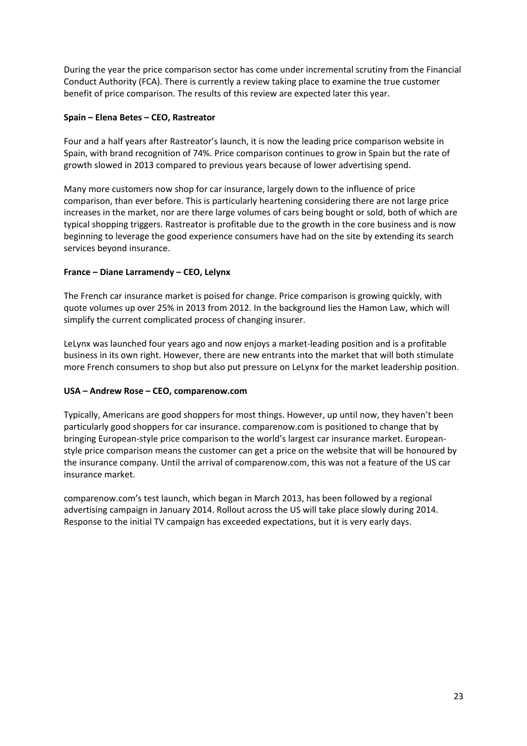During the year the price comparison sector has come under incremental scrutiny from the Financial Conduct Authority (FCA). There is currently a review taking place to examine the true customer benefit of price comparison. The results of this review are expected later this year.

**Spain – Elena Betes – CEO, Rastreator**

Four and a half years after Rastreator's launch, it is now the leading price comparison website in Spain, with brand recognition of 74%. Price comparison continues to grow in Spain but the rate of growth slowed in 2013 compared to previous years because of lower advertising spend.

Many more customers now shop for car insurance, largely down to the influence of price comparison, than ever before. This is particularly heartening considering there are not large price increases in the market, nor are there large volumes of cars being bought or sold, both of which are typical shopping triggers. Rastreator is profitable due to the growth in the core business and is now beginning to leverage the good experience consumers have had on the site by extending its search services beyond insurance.

**France – Diane Larramendy – CEO, Lelynx**

The French car insurance market is poised for change. Price comparison is growing quickly, with quote volumes up over 25% in 2013 from 2012. In the background lies the Hamon Law, which will simplify the current complicated process of changing insurer.

LeLynx was launched four years ago and now enjoys a market-leading position and is a profitable business in its own right. However, there are new entrants into the market that will both stimulate more French consumers to shop but also put pressure on LeLynx for the market leadership position.

**USA – Andrew Rose – CEO, comparenow.com**

Typically, Americans are good shoppers for most things. However, up until now, they haven't been particularly good shoppers for car insurance. comparenow.com is positioned to change that by bringing European-style price comparison to the world's largest car insurance market. European-style price comparison means the customer can get a price on the website that will be honoured by the insurance company. Until the arrival of comparenow.com, this was not a feature of the US car insurance market.

comparenow.com's test launch, which began in March 2013, has been followed by a regional advertising campaign in January 2014. Rollout across the US will take place slowly during 2014. Response to the initial TV campaign has exceeded expectations, but it is very early days.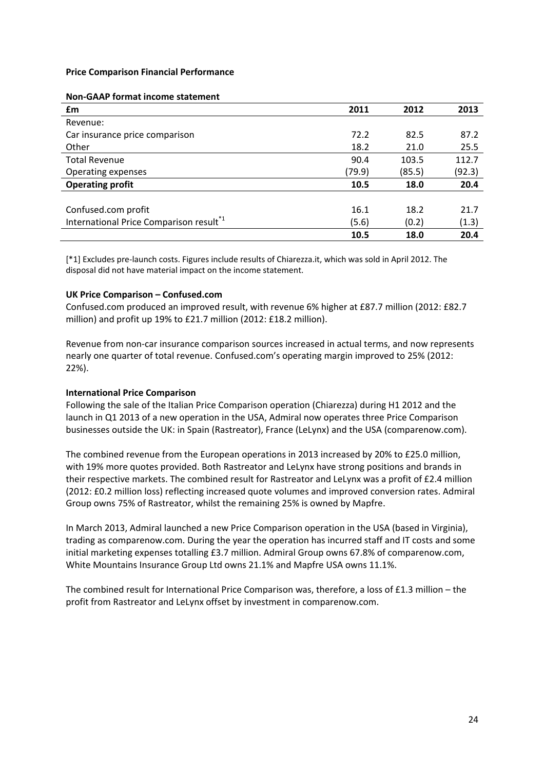**Price Comparison Financial Performance**

**Non-GAAP format income statement**

| £m | 2011 | 2012 | 2013 |
|---|---|---|---|
| Revenue: | | | |
| Car insurance price comparison | 72.2 | 82.5 | 87.2 |
| Other | 18.2 | 21.0 | 25.5 |
| Total Revenue | 90.4 | 103.5 | 112.7 |
| Operating expenses | (79.9) | (85.5) | (92.3) |
| **Operating profit** | **10.5** | **18.0** | **20.4** |
| | | | |
| Confused.com profit | 16.1 | 18.2 | 21.7 |
| International Price Comparison result[*1] | (5.6) | (0.2) | (1.3) |
| | **10.5** | **18.0** | **20.4** |

[*1] Excludes pre-launch costs. Figures include results of Chiarezza.it, which was sold in April 2012. The disposal did not have material impact on the income statement.

**UK Price Comparison – Confused.com**

Confused.com produced an improved result, with revenue 6% higher at £87.7 million (2012: £82.7 million) and profit up 19% to £21.7 million (2012: £18.2 million).

Revenue from non-car insurance comparison sources increased in actual terms, and now represents nearly one quarter of total revenue. Confused.com's operating margin improved to 25% (2012: 22%).

**International Price Comparison**

Following the sale of the Italian Price Comparison operation (Chiarezza) during H1 2012 and the launch in Q1 2013 of a new operation in the USA, Admiral now operates three Price Comparison businesses outside the UK: in Spain (Rastreator), France (LeLynx) and the USA (comparenow.com).

The combined revenue from the European operations in 2013 increased by 20% to £25.0 million, with 19% more quotes provided. Both Rastreator and LeLynx have strong positions and brands in their respective markets. The combined result for Rastreator and LeLynx was a profit of £2.4 million (2012: £0.2 million loss) reflecting increased quote volumes and improved conversion rates. Admiral Group owns 75% of Rastreator, whilst the remaining 25% is owned by Mapfre.

In March 2013, Admiral launched a new Price Comparison operation in the USA (based in Virginia), trading as comparenow.com. During the year the operation has incurred staff and IT costs and some initial marketing expenses totalling £3.7 million. Admiral Group owns 67.8% of comparenow.com, White Mountains Insurance Group Ltd owns 21.1% and Mapfre USA owns 11.1%.

The combined result for International Price Comparison was, therefore, a loss of £1.3 million – the profit from Rastreator and LeLynx offset by investment in comparenow.com.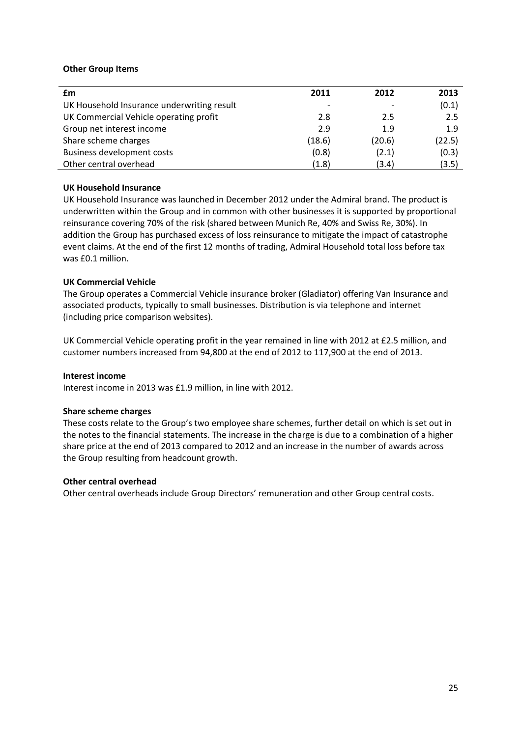**Other Group Items**

| £m | 2011 | 2012 | 2013 |
|---|---|---|---|
| UK Household Insurance underwriting result | - | - | (0.1) |
| UK Commercial Vehicle operating profit | 2.8 | 2.5 | 2.5 |
| Group net interest income | 2.9 | 1.9 | 1.9 |
| Share scheme charges | (18.6) | (20.6) | (22.5) |
| Business development costs | (0.8) | (2.1) | (0.3) |
| Other central overhead | (1.8) | (3.4) | (3.5) |

**UK Household Insurance**

UK Household Insurance was launched in December 2012 under the Admiral brand. The product is underwritten within the Group and in common with other businesses it is supported by proportional reinsurance covering 70% of the risk (shared between Munich Re, 40% and Swiss Re, 30%). In addition the Group has purchased excess of loss reinsurance to mitigate the impact of catastrophe event claims. At the end of the first 12 months of trading, Admiral Household total loss before tax was £0.1 million.

**UK Commercial Vehicle**

The Group operates a Commercial Vehicle insurance broker (Gladiator) offering Van Insurance and associated products, typically to small businesses. Distribution is via telephone and internet (including price comparison websites).

UK Commercial Vehicle operating profit in the year remained in line with 2012 at £2.5 million, and customer numbers increased from 94,800 at the end of 2012 to 117,900 at the end of 2013.

**Interest income**

Interest income in 2013 was £1.9 million, in line with 2012.

**Share scheme charges**

These costs relate to the Group's two employee share schemes, further detail on which is set out in the notes to the financial statements. The increase in the charge is due to a combination of a higher share price at the end of 2013 compared to 2012 and an increase in the number of awards across the Group resulting from headcount growth.

**Other central overhead**

Other central overheads include Group Directors' remuneration and other Group central costs.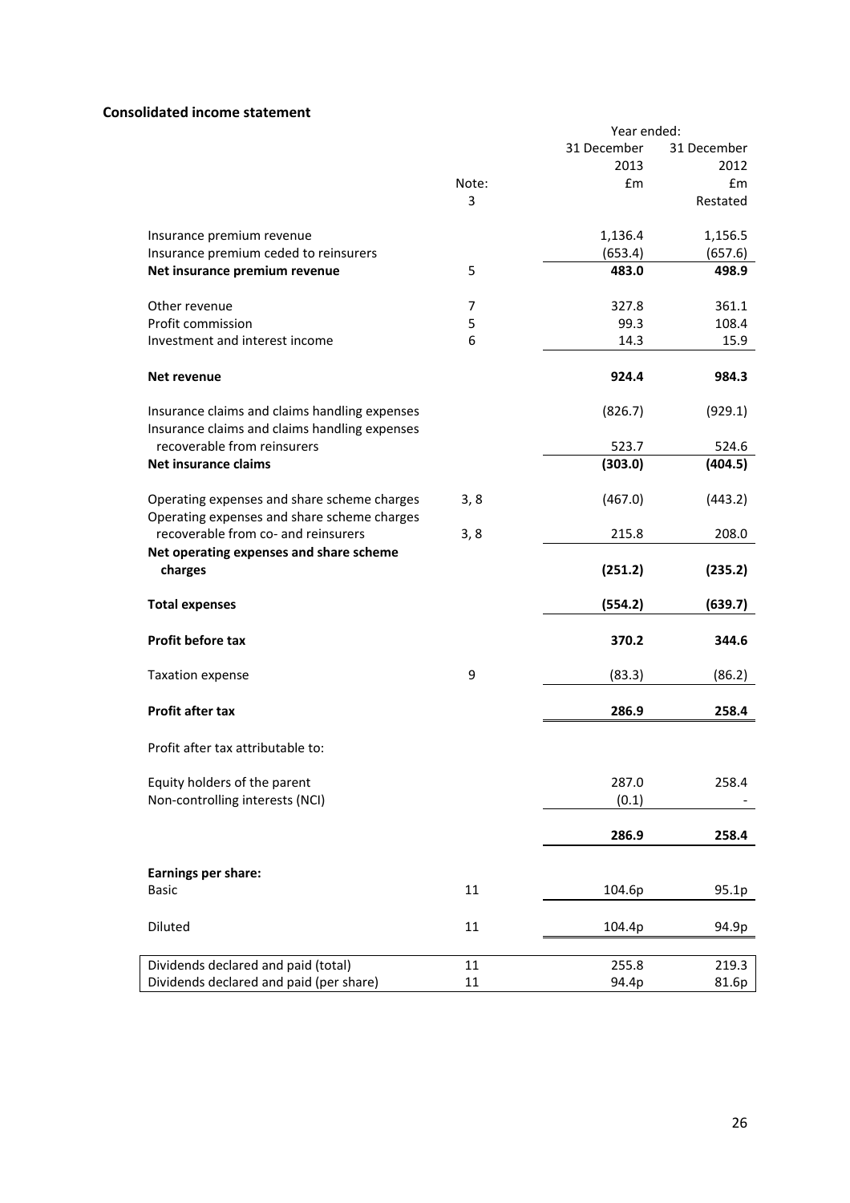## Consolidated income statement

| | Note: | Year ended: 31 December 2013 £m | 31 December 2012 £m |
|---|---|---|---|
| | 3 | | Restated |
| Insurance premium revenue | | 1,136.4 | 1,156.5 |
| Insurance premium ceded to reinsurers | | (653.4) | (657.6) |
| **Net insurance premium revenue** | 5 | **483.0** | **498.9** |
| Other revenue | 7 | 327.8 | 361.1 |
| Profit commission | 5 | 99.3 | 108.4 |
| Investment and interest income | 6 | 14.3 | 15.9 |
| **Net revenue** | | **924.4** | **984.3** |
| Insurance claims and claims handling expenses | | (826.7) | (929.1) |
| Insurance claims and claims handling expenses recoverable from reinsurers | | 523.7 | 524.6 |
| **Net insurance claims** | | **(303.0)** | **(404.5)** |
| Operating expenses and share scheme charges | 3, 8 | (467.0) | (443.2) |
| Operating expenses and share scheme charges recoverable from co- and reinsurers | 3, 8 | 215.8 | 208.0 |
| **Net operating expenses and share scheme charges** | | **(251.2)** | **(235.2)** |
| **Total expenses** | | **(554.2)** | **(639.7)** |
| **Profit before tax** | | **370.2** | **344.6** |
| Taxation expense | 9 | (83.3) | (86.2) |
| **Profit after tax** | | **286.9** | **258.4** |
| Profit after tax attributable to: | | | |
| Equity holders of the parent | | 287.0 | 258.4 |
| Non-controlling interests (NCI) | | (0.1) | - |
| | | **286.9** | **258.4** |
| **Earnings per share:** | | | |
| Basic | 11 | 104.6p | 95.1p |
| Diluted | 11 | 104.4p | 94.9p |
| Dividends declared and paid (total) | 11 | 255.8 | 219.3 |
| Dividends declared and paid (per share) | 11 | 94.4p | 81.6p |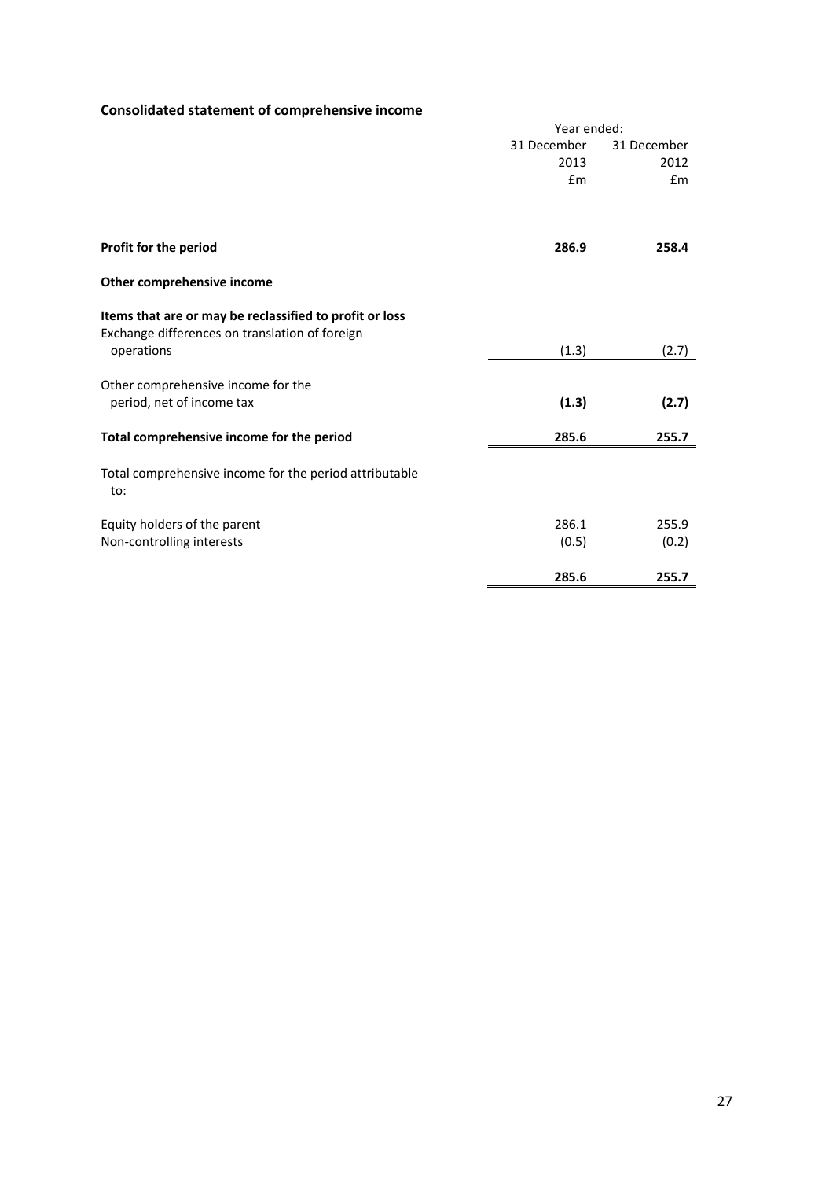## Consolidated statement of comprehensive income

| | Year ended: | |
|---|---|---|
| | 31 December 2013 | 31 December 2012 |
| | £m | £m |
| **Profit for the period** | **286.9** | **258.4** |
| **Other comprehensive income** | | |
| **Items that are or may be reclassified to profit or loss** | | |
| Exchange differences on translation of foreign operations | (1.3) | (2.7) |
| Other comprehensive income for the period, net of income tax | **(1.3)** | **(2.7)** |
| **Total comprehensive income for the period** | **285.6** | **255.7** |
| Total comprehensive income for the period attributable to: | | |
| Equity holders of the parent | 286.1 | 255.9 |
| Non-controlling interests | (0.5) | (0.2) |
| | **285.6** | **255.7** |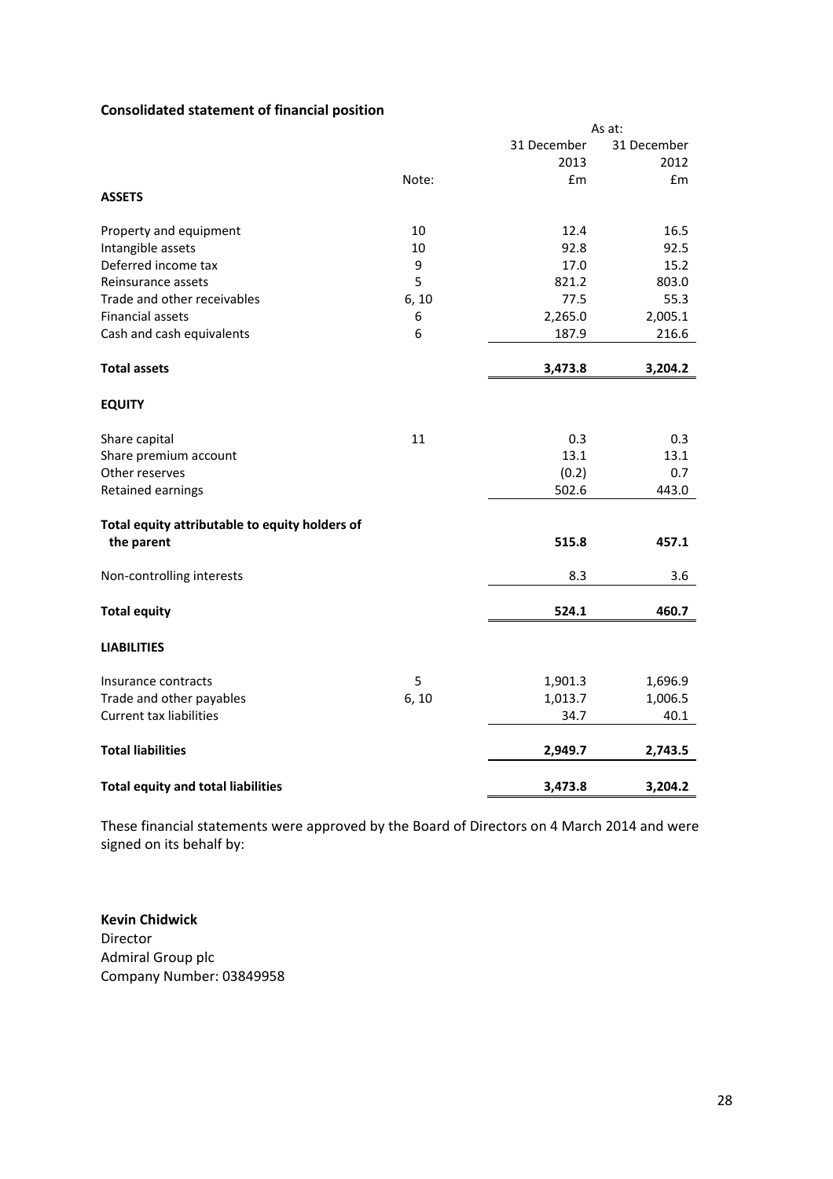### Consolidated statement of financial position

| | Note: | As at: 31 December 2013 £m | 31 December 2012 £m |
|---|---|---|---|
| **ASSETS** | | | |
| Property and equipment | 10 | 12.4 | 16.5 |
| Intangible assets | 10 | 92.8 | 92.5 |
| Deferred income tax | 9 | 17.0 | 15.2 |
| Reinsurance assets | 5 | 821.2 | 803.0 |
| Trade and other receivables | 6, 10 | 77.5 | 55.3 |
| Financial assets | 6 | 2,265.0 | 2,005.1 |
| Cash and cash equivalents | 6 | 187.9 | 216.6 |
| **Total assets** | | **3,473.8** | **3,204.2** |
| **EQUITY** | | | |
| Share capital | 11 | 0.3 | 0.3 |
| Share premium account | | 13.1 | 13.1 |
| Other reserves | | (0.2) | 0.7 |
| Retained earnings | | 502.6 | 443.0 |
| **Total equity attributable to equity holders of the parent** | | **515.8** | **457.1** |
| Non-controlling interests | | 8.3 | 3.6 |
| **Total equity** | | **524.1** | **460.7** |
| **LIABILITIES** | | | |
| Insurance contracts | 5 | 1,901.3 | 1,696.9 |
| Trade and other payables | 6, 10 | 1,013.7 | 1,006.5 |
| Current tax liabilities | | 34.7 | 40.1 |
| **Total liabilities** | | **2,949.7** | **2,743.5** |
| **Total equity and total liabilities** | | **3,473.8** | **3,204.2** |

These financial statements were approved by the Board of Directors on 4 March 2014 and were signed on its behalf by:

**Kevin Chidwick**
Director
Admiral Group plc
Company Number: 03849958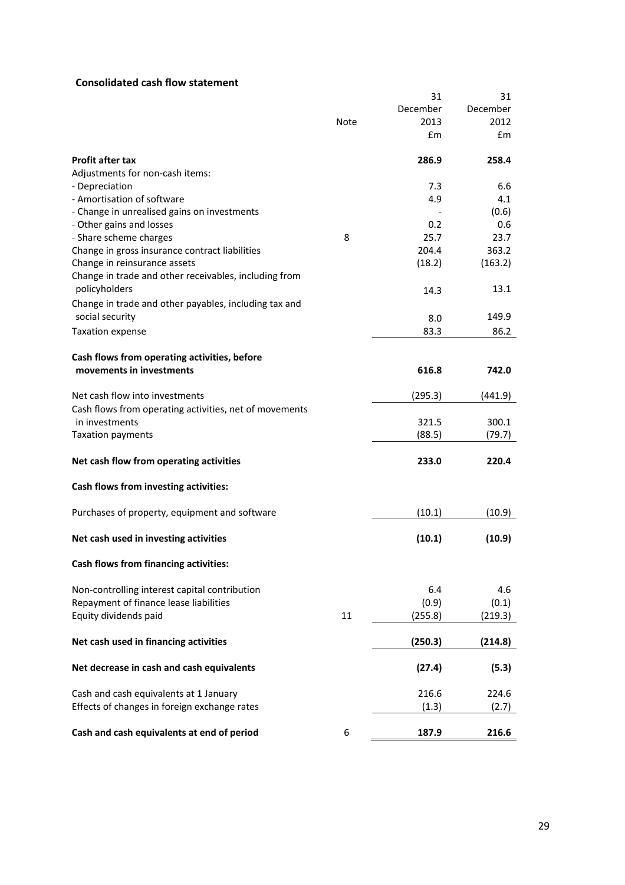**Consolidated cash flow statement**

| | Note | 31 December 2013 £m | 31 December 2012 £m |
|---|---|---|---|
| **Profit after tax** | | **286.9** | **258.4** |
| Adjustments for non-cash items: | | | |
| - Depreciation | | 7.3 | 6.6 |
| - Amortisation of software | | 4.9 | 4.1 |
| - Change in unrealised gains on investments | | - | (0.6) |
| - Other gains and losses | | 0.2 | 0.6 |
| - Share scheme charges | 8 | 25.7 | 23.7 |
| Change in gross insurance contract liabilities | | 204.4 | 363.2 |
| Change in reinsurance assets | | (18.2) | (163.2) |
| Change in trade and other receivables, including from policyholders | | 14.3 | 13.1 |
| Change in trade and other payables, including tax and social security | | 8.0 | 149.9 |
| Taxation expense | | 83.3 | 86.2 |
| **Cash flows from operating activities, before movements in investments** | | **616.8** | **742.0** |
| Net cash flow into investments | | (295.3) | (441.9) |
| Cash flows from operating activities, net of movements in investments | | 321.5 | 300.1 |
| Taxation payments | | (88.5) | (79.7) |
| **Net cash flow from operating activities** | | **233.0** | **220.4** |
| **Cash flows from investing activities:** | | | |
| Purchases of property, equipment and software | | (10.1) | (10.9) |
| **Net cash used in investing activities** | | **(10.1)** | **(10.9)** |
| **Cash flows from financing activities:** | | | |
| Non-controlling interest capital contribution | | 6.4 | 4.6 |
| Repayment of finance lease liabilities | | (0.9) | (0.1) |
| Equity dividends paid | 11 | (255.8) | (219.3) |
| **Net cash used in financing activities** | | **(250.3)** | **(214.8)** |
| **Net decrease in cash and cash equivalents** | | **(27.4)** | **(5.3)** |
| Cash and cash equivalents at 1 January | | 216.6 | 224.6 |
| Effects of changes in foreign exchange rates | | (1.3) | (2.7) |
| **Cash and cash equivalents at end of period** | 6 | **187.9** | **216.6** |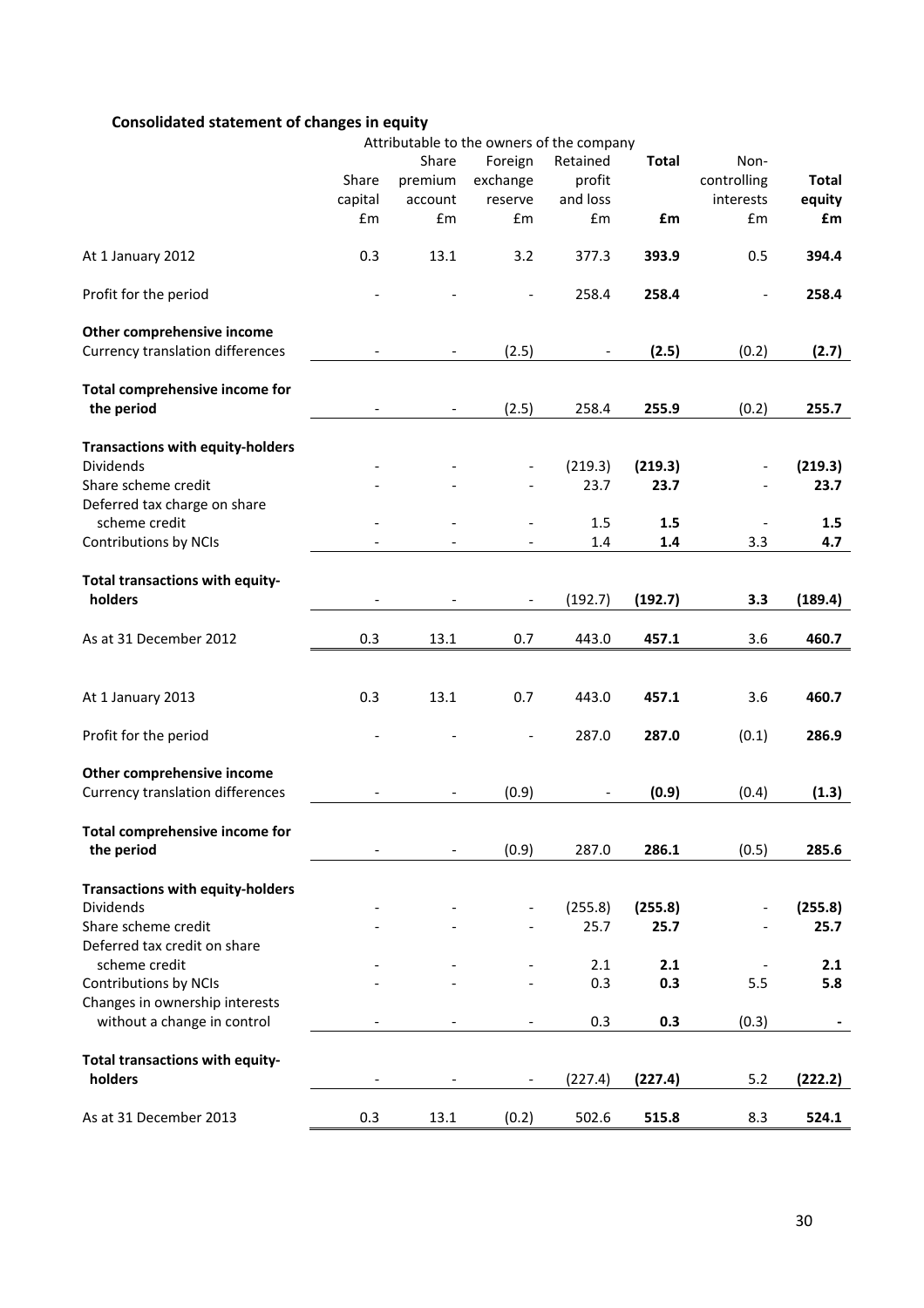## Consolidated statement of changes in equity

| | Attributable to the owners of the company | | | | | | |
|---|---|---|---|---|---|---|---|
| | Share capital £m | Share premium account £m | Foreign exchange reserve £m | Retained profit and loss £m | **Total £m** | Non-controlling interests £m | **Total equity £m** |
| At 1 January 2012 | 0.3 | 13.1 | 3.2 | 377.3 | **393.9** | 0.5 | **394.4** |
| Profit for the period | - | - | - | 258.4 | **258.4** | - | **258.4** |
| **Other comprehensive income** | | | | | | | |
| Currency translation differences | - | - | (2.5) | - | **(2.5)** | (0.2) | **(2.7)** |
| **Total comprehensive income for the period** | - | - | (2.5) | 258.4 | **255.9** | (0.2) | **255.7** |
| **Transactions with equity-holders** | | | | | | | |
| Dividends | - | - | - | (219.3) | **(219.3)** | - | **(219.3)** |
| Share scheme credit | - | - | - | 23.7 | **23.7** | - | **23.7** |
| Deferred tax charge on share scheme credit | - | - | - | 1.5 | **1.5** | - | **1.5** |
| Contributions by NCIs | - | - | - | 1.4 | **1.4** | 3.3 | **4.7** |
| **Total transactions with equity-holders** | - | - | - | (192.7) | **(192.7)** | **3.3** | **(189.4)** |
| As at 31 December 2012 | 0.3 | 13.1 | 0.7 | 443.0 | **457.1** | 3.6 | **460.7** |
| | | | | | | | |
| At 1 January 2013 | 0.3 | 13.1 | 0.7 | 443.0 | **457.1** | 3.6 | **460.7** |
| Profit for the period | - | - | - | 287.0 | **287.0** | (0.1) | **286.9** |
| **Other comprehensive income** | | | | | | | |
| Currency translation differences | - | - | (0.9) | - | **(0.9)** | (0.4) | **(1.3)** |
| **Total comprehensive income for the period** | - | - | (0.9) | 287.0 | **286.1** | (0.5) | **285.6** |
| **Transactions with equity-holders** | | | | | | | |
| Dividends | - | - | - | (255.8) | **(255.8)** | - | **(255.8)** |
| Share scheme credit | - | - | - | 25.7 | **25.7** | - | **25.7** |
| Deferred tax credit on share scheme credit | - | - | - | 2.1 | **2.1** | - | **2.1** |
| Contributions by NCIs | - | - | - | 0.3 | **0.3** | 5.5 | **5.8** |
| Changes in ownership interests without a change in control | - | - | - | 0.3 | **0.3** | (0.3) | **-** |
| **Total transactions with equity-holders** | - | - | - | (227.4) | **(227.4)** | 5.2 | **(222.2)** |
| As at 31 December 2013 | 0.3 | 13.1 | (0.2) | 502.6 | **515.8** | 8.3 | **524.1** |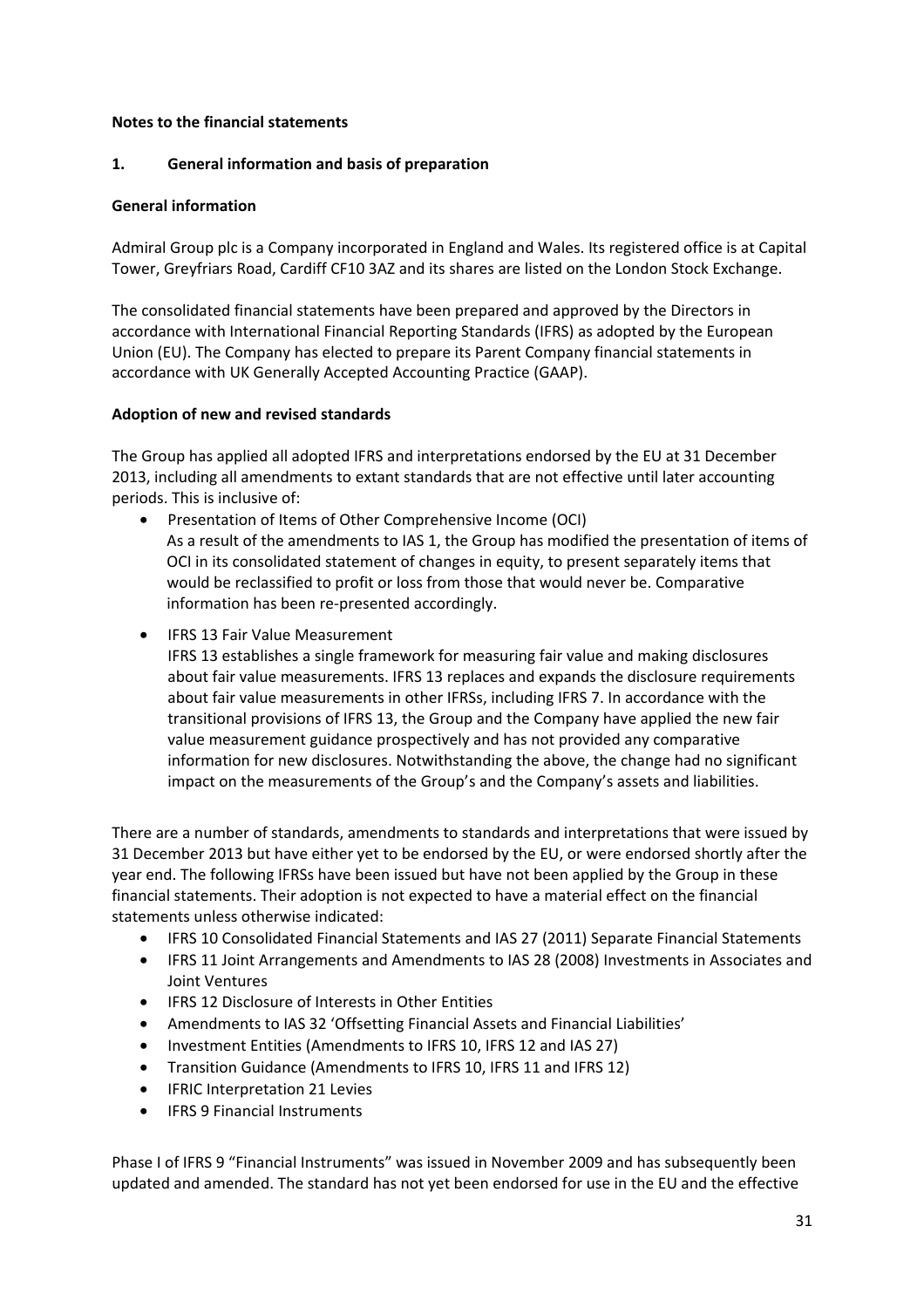## Notes to the financial statements

### 1. General information and basis of preparation

**General information**

Admiral Group plc is a Company incorporated in England and Wales. Its registered office is at Capital Tower, Greyfriars Road, Cardiff CF10 3AZ and its shares are listed on the London Stock Exchange.

The consolidated financial statements have been prepared and approved by the Directors in accordance with International Financial Reporting Standards (IFRS) as adopted by the European Union (EU). The Company has elected to prepare its Parent Company financial statements in accordance with UK Generally Accepted Accounting Practice (GAAP).

**Adoption of new and revised standards**

The Group has applied all adopted IFRS and interpretations endorsed by the EU at 31 December 2013, including all amendments to extant standards that are not effective until later accounting periods. This is inclusive of:

- Presentation of Items of Other Comprehensive Income (OCI)
  As a result of the amendments to IAS 1, the Group has modified the presentation of items of OCI in its consolidated statement of changes in equity, to present separately items that would be reclassified to profit or loss from those that would never be. Comparative information has been re-presented accordingly.
- IFRS 13 Fair Value Measurement
  IFRS 13 establishes a single framework for measuring fair value and making disclosures about fair value measurements. IFRS 13 replaces and expands the disclosure requirements about fair value measurements in other IFRSs, including IFRS 7. In accordance with the transitional provisions of IFRS 13, the Group and the Company have applied the new fair value measurement guidance prospectively and has not provided any comparative information for new disclosures. Notwithstanding the above, the change had no significant impact on the measurements of the Group's and the Company's assets and liabilities.

There are a number of standards, amendments to standards and interpretations that were issued by 31 December 2013 but have either yet to be endorsed by the EU, or were endorsed shortly after the year end. The following IFRSs have been issued but have not been applied by the Group in these financial statements. Their adoption is not expected to have a material effect on the financial statements unless otherwise indicated:

- IFRS 10 Consolidated Financial Statements and IAS 27 (2011) Separate Financial Statements
- IFRS 11 Joint Arrangements and Amendments to IAS 28 (2008) Investments in Associates and Joint Ventures
- IFRS 12 Disclosure of Interests in Other Entities
- Amendments to IAS 32 'Offsetting Financial Assets and Financial Liabilities'
- Investment Entities (Amendments to IFRS 10, IFRS 12 and IAS 27)
- Transition Guidance (Amendments to IFRS 10, IFRS 11 and IFRS 12)
- IFRIC Interpretation 21 Levies
- IFRS 9 Financial Instruments

Phase I of IFRS 9 "Financial Instruments" was issued in November 2009 and has subsequently been updated and amended. The standard has not yet been endorsed for use in the EU and the effective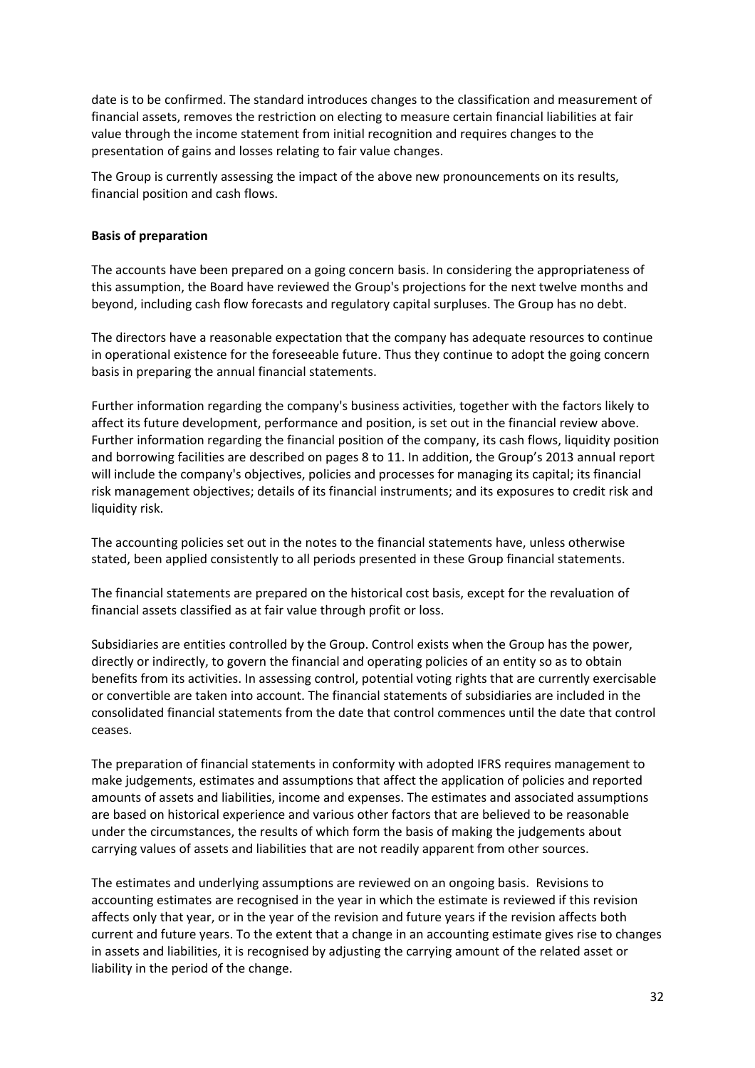date is to be confirmed. The standard introduces changes to the classification and measurement of financial assets, removes the restriction on electing to measure certain financial liabilities at fair value through the income statement from initial recognition and requires changes to the presentation of gains and losses relating to fair value changes.

The Group is currently assessing the impact of the above new pronouncements on its results, financial position and cash flows.

**Basis of preparation**

The accounts have been prepared on a going concern basis. In considering the appropriateness of this assumption, the Board have reviewed the Group's projections for the next twelve months and beyond, including cash flow forecasts and regulatory capital surpluses. The Group has no debt.

The directors have a reasonable expectation that the company has adequate resources to continue in operational existence for the foreseeable future. Thus they continue to adopt the going concern basis in preparing the annual financial statements.

Further information regarding the company's business activities, together with the factors likely to affect its future development, performance and position, is set out in the financial review above. Further information regarding the financial position of the company, its cash flows, liquidity position and borrowing facilities are described on pages 8 to 11. In addition, the Group's 2013 annual report will include the company's objectives, policies and processes for managing its capital; its financial risk management objectives; details of its financial instruments; and its exposures to credit risk and liquidity risk.

The accounting policies set out in the notes to the financial statements have, unless otherwise stated, been applied consistently to all periods presented in these Group financial statements.

The financial statements are prepared on the historical cost basis, except for the revaluation of financial assets classified as at fair value through profit or loss.

Subsidiaries are entities controlled by the Group. Control exists when the Group has the power, directly or indirectly, to govern the financial and operating policies of an entity so as to obtain benefits from its activities. In assessing control, potential voting rights that are currently exercisable or convertible are taken into account. The financial statements of subsidiaries are included in the consolidated financial statements from the date that control commences until the date that control ceases.

The preparation of financial statements in conformity with adopted IFRS requires management to make judgements, estimates and assumptions that affect the application of policies and reported amounts of assets and liabilities, income and expenses. The estimates and associated assumptions are based on historical experience and various other factors that are believed to be reasonable under the circumstances, the results of which form the basis of making the judgements about carrying values of assets and liabilities that are not readily apparent from other sources.

The estimates and underlying assumptions are reviewed on an ongoing basis. Revisions to accounting estimates are recognised in the year in which the estimate is reviewed if this revision affects only that year, or in the year of the revision and future years if the revision affects both current and future years. To the extent that a change in an accounting estimate gives rise to changes in assets and liabilities, it is recognised by adjusting the carrying amount of the related asset or liability in the period of the change.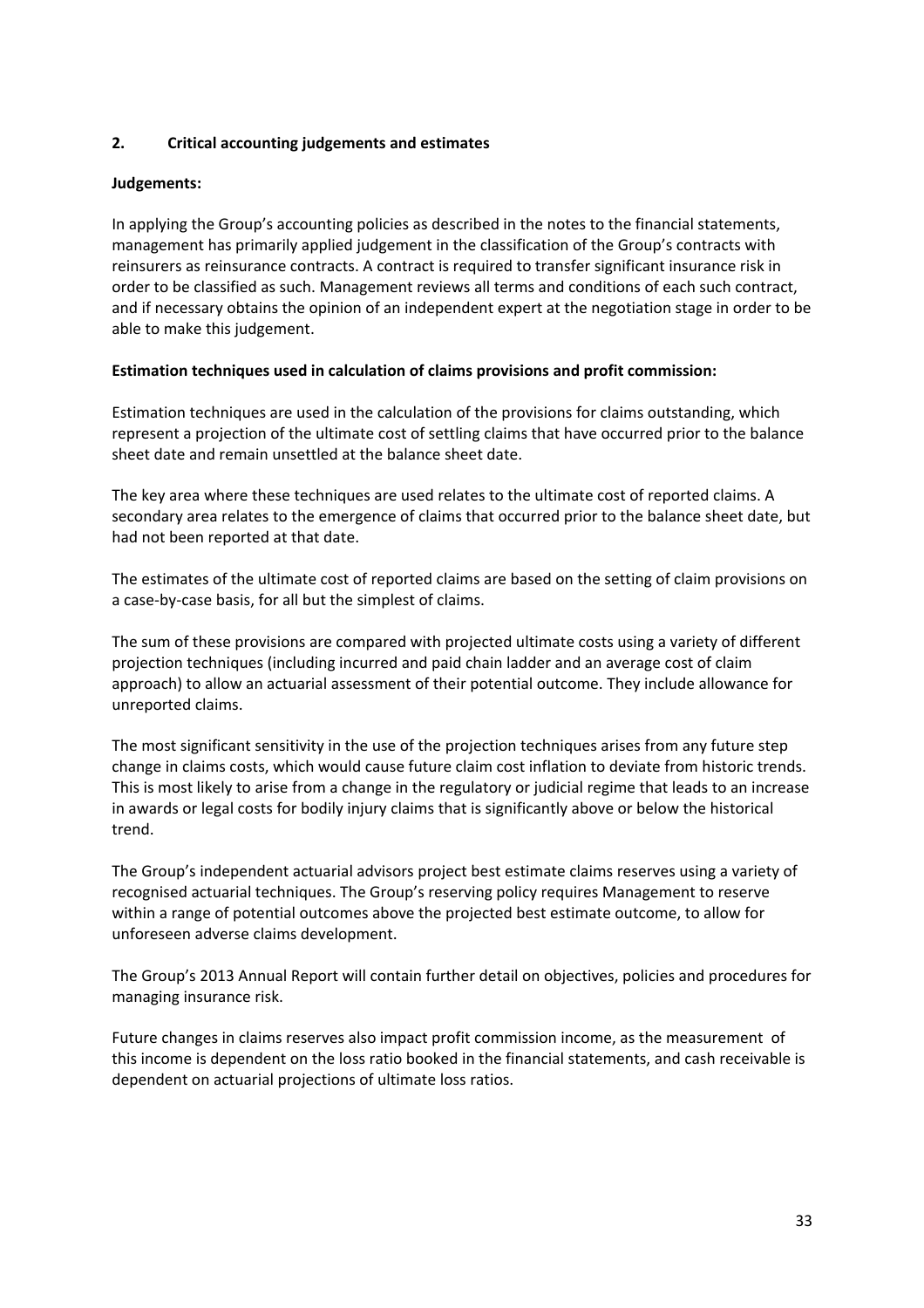## 2. Critical accounting judgements and estimates

**Judgements:**

In applying the Group's accounting policies as described in the notes to the financial statements, management has primarily applied judgement in the classification of the Group's contracts with reinsurers as reinsurance contracts. A contract is required to transfer significant insurance risk in order to be classified as such. Management reviews all terms and conditions of each such contract, and if necessary obtains the opinion of an independent expert at the negotiation stage in order to be able to make this judgement.

**Estimation techniques used in calculation of claims provisions and profit commission:**

Estimation techniques are used in the calculation of the provisions for claims outstanding, which represent a projection of the ultimate cost of settling claims that have occurred prior to the balance sheet date and remain unsettled at the balance sheet date.

The key area where these techniques are used relates to the ultimate cost of reported claims. A secondary area relates to the emergence of claims that occurred prior to the balance sheet date, but had not been reported at that date.

The estimates of the ultimate cost of reported claims are based on the setting of claim provisions on a case-by-case basis, for all but the simplest of claims.

The sum of these provisions are compared with projected ultimate costs using a variety of different projection techniques (including incurred and paid chain ladder and an average cost of claim approach) to allow an actuarial assessment of their potential outcome. They include allowance for unreported claims.

The most significant sensitivity in the use of the projection techniques arises from any future step change in claims costs, which would cause future claim cost inflation to deviate from historic trends. This is most likely to arise from a change in the regulatory or judicial regime that leads to an increase in awards or legal costs for bodily injury claims that is significantly above or below the historical trend.

The Group's independent actuarial advisors project best estimate claims reserves using a variety of recognised actuarial techniques. The Group's reserving policy requires Management to reserve within a range of potential outcomes above the projected best estimate outcome, to allow for unforeseen adverse claims development.

The Group's 2013 Annual Report will contain further detail on objectives, policies and procedures for managing insurance risk.

Future changes in claims reserves also impact profit commission income, as the measurement of this income is dependent on the loss ratio booked in the financial statements, and cash receivable is dependent on actuarial projections of ultimate loss ratios.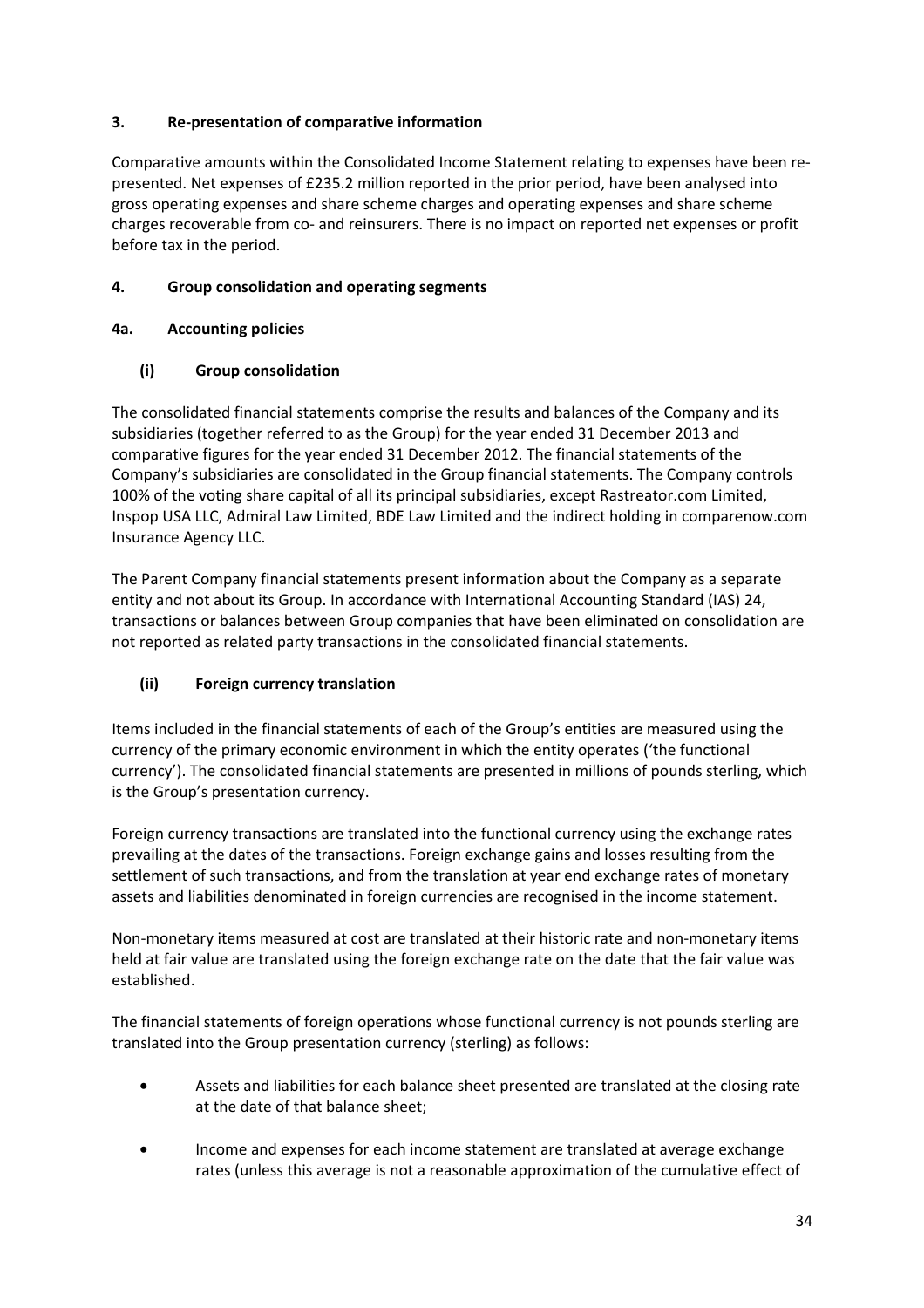## 3. Re-presentation of comparative information

Comparative amounts within the Consolidated Income Statement relating to expenses have been re-presented. Net expenses of £235.2 million reported in the prior period, have been analysed into gross operating expenses and share scheme charges and operating expenses and share scheme charges recoverable from co- and reinsurers. There is no impact on reported net expenses or profit before tax in the period.

## 4. Group consolidation and operating segments

### 4a. Accounting policies

#### (i) Group consolidation

The consolidated financial statements comprise the results and balances of the Company and its subsidiaries (together referred to as the Group) for the year ended 31 December 2013 and comparative figures for the year ended 31 December 2012. The financial statements of the Company's subsidiaries are consolidated in the Group financial statements. The Company controls 100% of the voting share capital of all its principal subsidiaries, except Rastreator.com Limited, Inspop USA LLC, Admiral Law Limited, BDE Law Limited and the indirect holding in comparenow.com Insurance Agency LLC.

The Parent Company financial statements present information about the Company as a separate entity and not about its Group. In accordance with International Accounting Standard (IAS) 24, transactions or balances between Group companies that have been eliminated on consolidation are not reported as related party transactions in the consolidated financial statements.

#### (ii) Foreign currency translation

Items included in the financial statements of each of the Group's entities are measured using the currency of the primary economic environment in which the entity operates ('the functional currency'). The consolidated financial statements are presented in millions of pounds sterling, which is the Group's presentation currency.

Foreign currency transactions are translated into the functional currency using the exchange rates prevailing at the dates of the transactions. Foreign exchange gains and losses resulting from the settlement of such transactions, and from the translation at year end exchange rates of monetary assets and liabilities denominated in foreign currencies are recognised in the income statement.

Non-monetary items measured at cost are translated at their historic rate and non-monetary items held at fair value are translated using the foreign exchange rate on the date that the fair value was established.

The financial statements of foreign operations whose functional currency is not pounds sterling are translated into the Group presentation currency (sterling) as follows:

- Assets and liabilities for each balance sheet presented are translated at the closing rate at the date of that balance sheet;
- Income and expenses for each income statement are translated at average exchange rates (unless this average is not a reasonable approximation of the cumulative effect of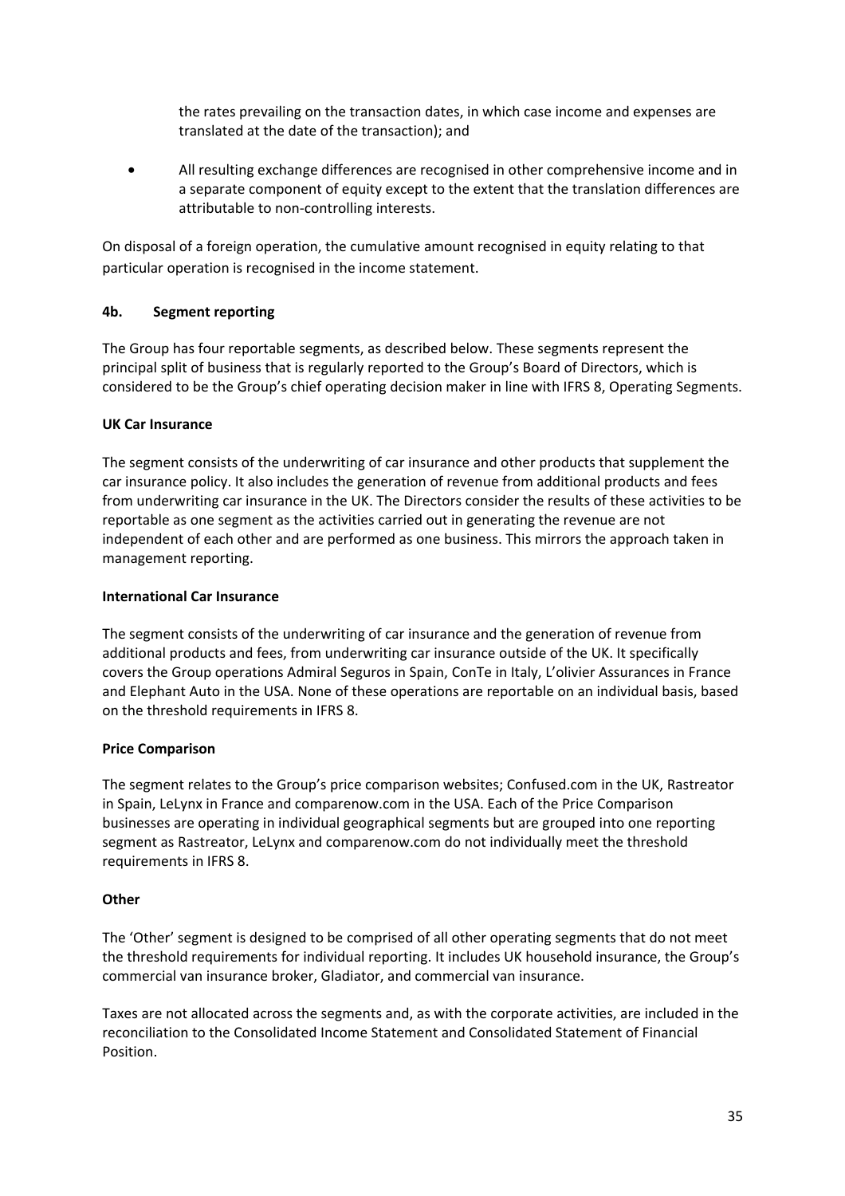the rates prevailing on the transaction dates, in which case income and expenses are translated at the date of the transaction); and

- All resulting exchange differences are recognised in other comprehensive income and in a separate component of equity except to the extent that the translation differences are attributable to non-controlling interests.

On disposal of a foreign operation, the cumulative amount recognised in equity relating to that particular operation is recognised in the income statement.

### 4b. Segment reporting

The Group has four reportable segments, as described below. These segments represent the principal split of business that is regularly reported to the Group's Board of Directors, which is considered to be the Group's chief operating decision maker in line with IFRS 8, Operating Segments.

**UK Car Insurance**

The segment consists of the underwriting of car insurance and other products that supplement the car insurance policy. It also includes the generation of revenue from additional products and fees from underwriting car insurance in the UK. The Directors consider the results of these activities to be reportable as one segment as the activities carried out in generating the revenue are not independent of each other and are performed as one business. This mirrors the approach taken in management reporting.

**International Car Insurance**

The segment consists of the underwriting of car insurance and the generation of revenue from additional products and fees, from underwriting car insurance outside of the UK. It specifically covers the Group operations Admiral Seguros in Spain, ConTe in Italy, L'olivier Assurances in France and Elephant Auto in the USA. None of these operations are reportable on an individual basis, based on the threshold requirements in IFRS 8.

**Price Comparison**

The segment relates to the Group's price comparison websites; Confused.com in the UK, Rastreator in Spain, LeLynx in France and comparenow.com in the USA. Each of the Price Comparison businesses are operating in individual geographical segments but are grouped into one reporting segment as Rastreator, LeLynx and comparenow.com do not individually meet the threshold requirements in IFRS 8.

**Other**

The 'Other' segment is designed to be comprised of all other operating segments that do not meet the threshold requirements for individual reporting. It includes UK household insurance, the Group's commercial van insurance broker, Gladiator, and commercial van insurance.

Taxes are not allocated across the segments and, as with the corporate activities, are included in the reconciliation to the Consolidated Income Statement and Consolidated Statement of Financial Position.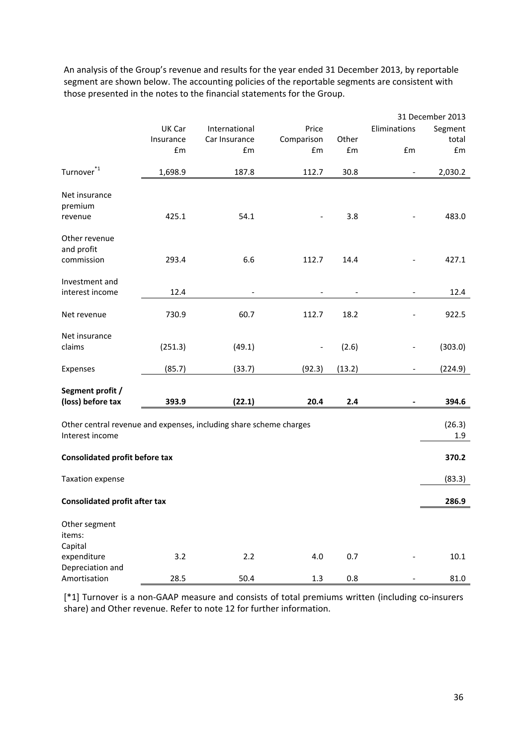An analysis of the Group's revenue and results for the year ended 31 December 2013, by reportable segment are shown below. The accounting policies of the reportable segments are consistent with those presented in the notes to the financial statements for the Group.

| | | | | | | 31 December 2013 |
|---|---|---|---|---|---|---|
| | UK Car Insurance | International Car Insurance | Price Comparison | Other | Eliminations | Segment total |
| | £m | £m | £m | £m | £m | £m |
| Turnover[*1] | 1,698.9 | 187.8 | 112.7 | 30.8 | - | 2,030.2 |
| Net insurance premium revenue | 425.1 | 54.1 | - | 3.8 | - | 483.0 |
| Other revenue and profit commission | 293.4 | 6.6 | 112.7 | 14.4 | - | 427.1 |
| Investment and interest income | 12.4 | - | - | - | - | 12.4 |
| Net revenue | 730.9 | 60.7 | 112.7 | 18.2 | - | 922.5 |
| Net insurance claims | (251.3) | (49.1) | - | (2.6) | - | (303.0) |
| Expenses | (85.7) | (33.7) | (92.3) | (13.2) | - | (224.9) |
| **Segment profit / (loss) before tax** | **393.9** | **(22.1)** | **20.4** | **2.4** | **-** | **394.6** |
| Other central revenue and expenses, including share scheme charges | | | | | | (26.3) |
| Interest income | | | | | | 1.9 |
| **Consolidated profit before tax** | | | | | | **370.2** |
| Taxation expense | | | | | | (83.3) |
| **Consolidated profit after tax** | | | | | | **286.9** |
| Other segment items: | | | | | | |
| Capital expenditure | 3.2 | 2.2 | 4.0 | 0.7 | - | 10.1 |
| Depreciation and Amortisation | 28.5 | 50.4 | 1.3 | 0.8 | - | 81.0 |

[*1] Turnover is a non-GAAP measure and consists of total premiums written (including co-insurers share) and Other revenue. Refer to note 12 for further information.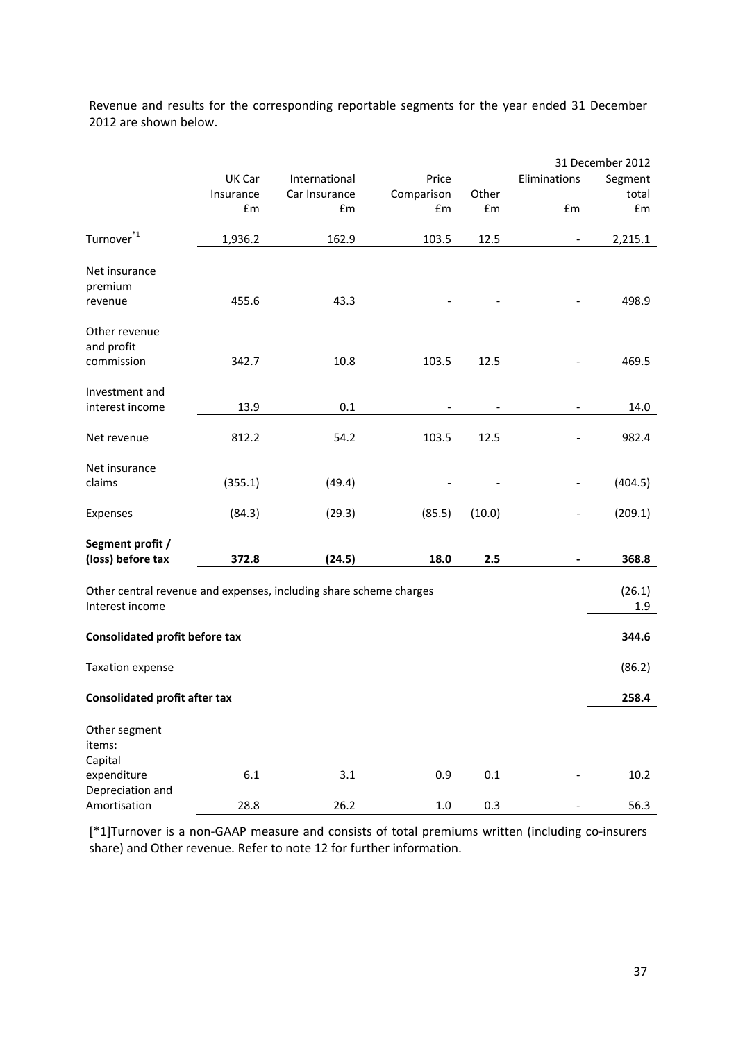Revenue and results for the corresponding reportable segments for the year ended 31 December 2012 are shown below.

| | UK Car Insurance | International Car Insurance | Price Comparison | Other | Eliminations | 31 December 2012 Segment total |
|---|---|---|---|---|---|---|
| | £m | £m | £m | £m | £m | £m |
| Turnover[*1] | 1,936.2 | 162.9 | 103.5 | 12.5 | - | 2,215.1 |
| Net insurance premium revenue | 455.6 | 43.3 | - | - | - | 498.9 |
| Other revenue and profit commission | 342.7 | 10.8 | 103.5 | 12.5 | - | 469.5 |
| Investment and interest income | 13.9 | 0.1 | - | - | - | 14.0 |
| Net revenue | 812.2 | 54.2 | 103.5 | 12.5 | - | 982.4 |
| Net insurance claims | (355.1) | (49.4) | - | - | - | (404.5) |
| Expenses | (84.3) | (29.3) | (85.5) | (10.0) | - | (209.1) |
| **Segment profit / (loss) before tax** | **372.8** | **(24.5)** | **18.0** | **2.5** | **-** | **368.8** |
| Other central revenue and expenses, including share scheme charges | | | | | | (26.1) |
| Interest income | | | | | | 1.9 |
| **Consolidated profit before tax** | | | | | | **344.6** |
| Taxation expense | | | | | | (86.2) |
| **Consolidated profit after tax** | | | | | | **258.4** |
| Other segment items: | | | | | | |
| Capital expenditure | 6.1 | 3.1 | 0.9 | 0.1 | - | 10.2 |
| Depreciation and Amortisation | 28.8 | 26.2 | 1.0 | 0.3 | - | 56.3 |

[*1]Turnover is a non-GAAP measure and consists of total premiums written (including co-insurers share) and Other revenue. Refer to note 12 for further information.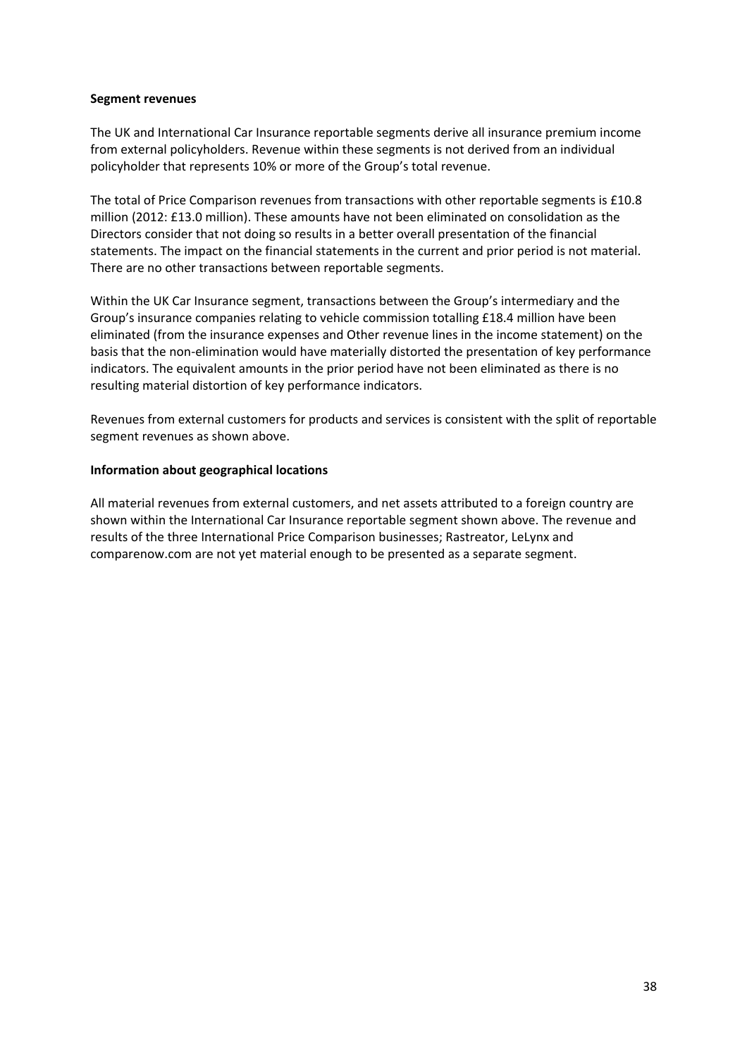**Segment revenues**

The UK and International Car Insurance reportable segments derive all insurance premium income from external policyholders. Revenue within these segments is not derived from an individual policyholder that represents 10% or more of the Group's total revenue.

The total of Price Comparison revenues from transactions with other reportable segments is £10.8 million (2012: £13.0 million). These amounts have not been eliminated on consolidation as the Directors consider that not doing so results in a better overall presentation of the financial statements. The impact on the financial statements in the current and prior period is not material. There are no other transactions between reportable segments.

Within the UK Car Insurance segment, transactions between the Group's intermediary and the Group's insurance companies relating to vehicle commission totalling £18.4 million have been eliminated (from the insurance expenses and Other revenue lines in the income statement) on the basis that the non-elimination would have materially distorted the presentation of key performance indicators. The equivalent amounts in the prior period have not been eliminated as there is no resulting material distortion of key performance indicators.

Revenues from external customers for products and services is consistent with the split of reportable segment revenues as shown above.

**Information about geographical locations**

All material revenues from external customers, and net assets attributed to a foreign country are shown within the International Car Insurance reportable segment shown above. The revenue and results of the three International Price Comparison businesses; Rastreator, LeLynx and comparenow.com are not yet material enough to be presented as a separate segment.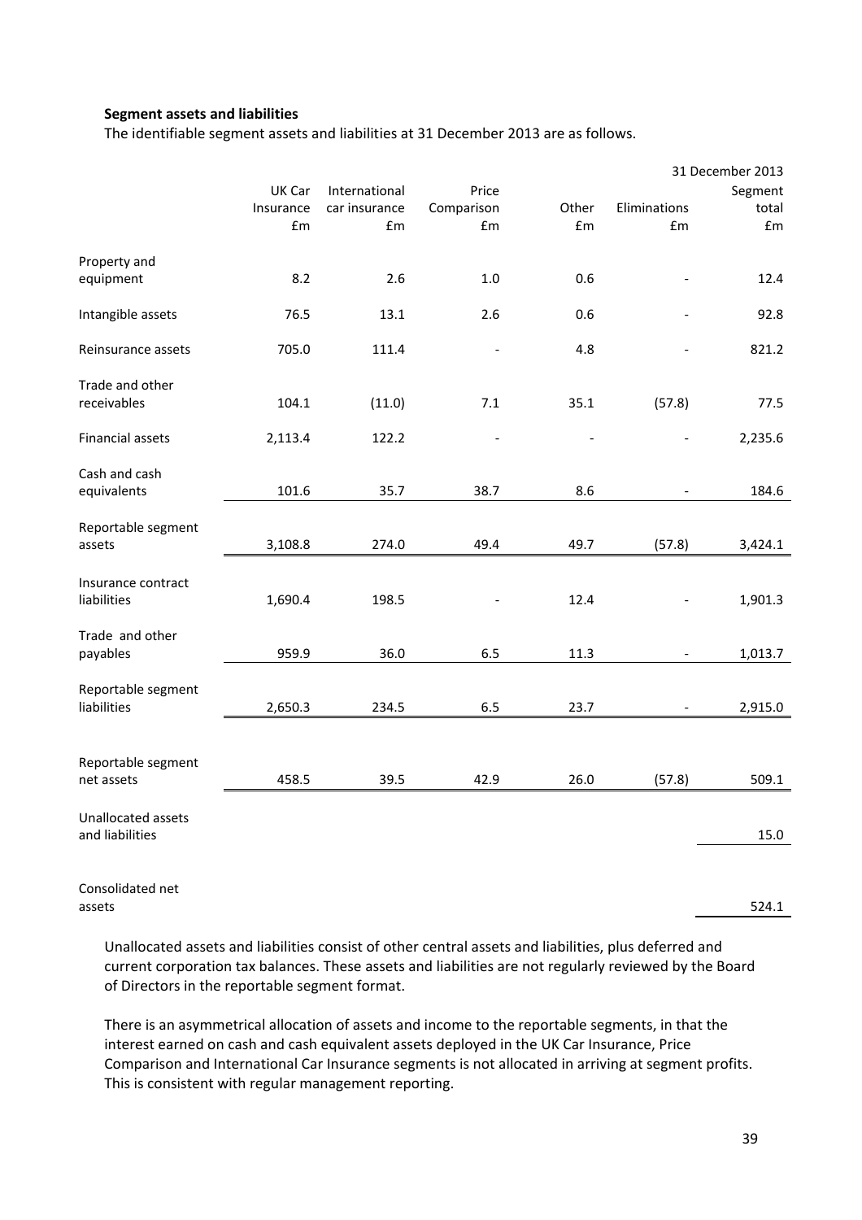**Segment assets and liabilities**

The identifiable segment assets and liabilities at 31 December 2013 are as follows.

| | UK Car Insurance £m | International car insurance £m | Price Comparison £m | Other £m | Eliminations £m | 31 December 2013 Segment total £m |
|---|---|---|---|---|---|---|
| Property and equipment | 8.2 | 2.6 | 1.0 | 0.6 | - | 12.4 |
| Intangible assets | 76.5 | 13.1 | 2.6 | 0.6 | - | 92.8 |
| Reinsurance assets | 705.0 | 111.4 | - | 4.8 | - | 821.2 |
| Trade and other receivables | 104.1 | (11.0) | 7.1 | 35.1 | (57.8) | 77.5 |
| Financial assets | 2,113.4 | 122.2 | - | - | - | 2,235.6 |
| Cash and cash equivalents | 101.6 | 35.7 | 38.7 | 8.6 | - | 184.6 |
| Reportable segment assets | 3,108.8 | 274.0 | 49.4 | 49.7 | (57.8) | 3,424.1 |
| Insurance contract liabilities | 1,690.4 | 198.5 | - | 12.4 | - | 1,901.3 |
| Trade and other payables | 959.9 | 36.0 | 6.5 | 11.3 | - | 1,013.7 |
| Reportable segment liabilities | 2,650.3 | 234.5 | 6.5 | 23.7 | - | 2,915.0 |
| Reportable segment net assets | 458.5 | 39.5 | 42.9 | 26.0 | (57.8) | 509.1 |
| Unallocated assets and liabilities | | | | | | 15.0 |
| Consolidated net assets | | | | | | 524.1 |

Unallocated assets and liabilities consist of other central assets and liabilities, plus deferred and current corporation tax balances. These assets and liabilities are not regularly reviewed by the Board of Directors in the reportable segment format.

There is an asymmetrical allocation of assets and income to the reportable segments, in that the interest earned on cash and cash equivalent assets deployed in the UK Car Insurance, Price Comparison and International Car Insurance segments is not allocated in arriving at segment profits. This is consistent with regular management reporting.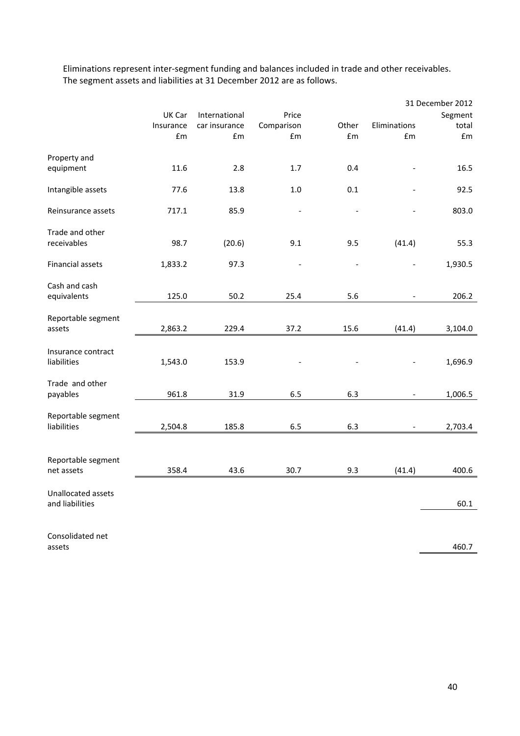Eliminations represent inter-segment funding and balances included in trade and other receivables. The segment assets and liabilities at 31 December 2012 are as follows.

| | UK Car Insurance £m | International car insurance £m | Price Comparison £m | Other £m | Eliminations £m | 31 December 2012 Segment total £m |
|---|---|---|---|---|---|---|
| Property and equipment | 11.6 | 2.8 | 1.7 | 0.4 | - | 16.5 |
| Intangible assets | 77.6 | 13.8 | 1.0 | 0.1 | - | 92.5 |
| Reinsurance assets | 717.1 | 85.9 | - | - | - | 803.0 |
| Trade and other receivables | 98.7 | (20.6) | 9.1 | 9.5 | (41.4) | 55.3 |
| Financial assets | 1,833.2 | 97.3 | - | - | - | 1,930.5 |
| Cash and cash equivalents | 125.0 | 50.2 | 25.4 | 5.6 | - | 206.2 |
| Reportable segment assets | 2,863.2 | 229.4 | 37.2 | 15.6 | (41.4) | 3,104.0 |
| Insurance contract liabilities | 1,543.0 | 153.9 | - | - | - | 1,696.9 |
| Trade and other payables | 961.8 | 31.9 | 6.5 | 6.3 | - | 1,006.5 |
| Reportable segment liabilities | 2,504.8 | 185.8 | 6.5 | 6.3 | - | 2,703.4 |
| Reportable segment net assets | 358.4 | 43.6 | 30.7 | 9.3 | (41.4) | 400.6 |
| Unallocated assets and liabilities | | | | | | 60.1 |
| Consolidated net assets | | | | | | 460.7 |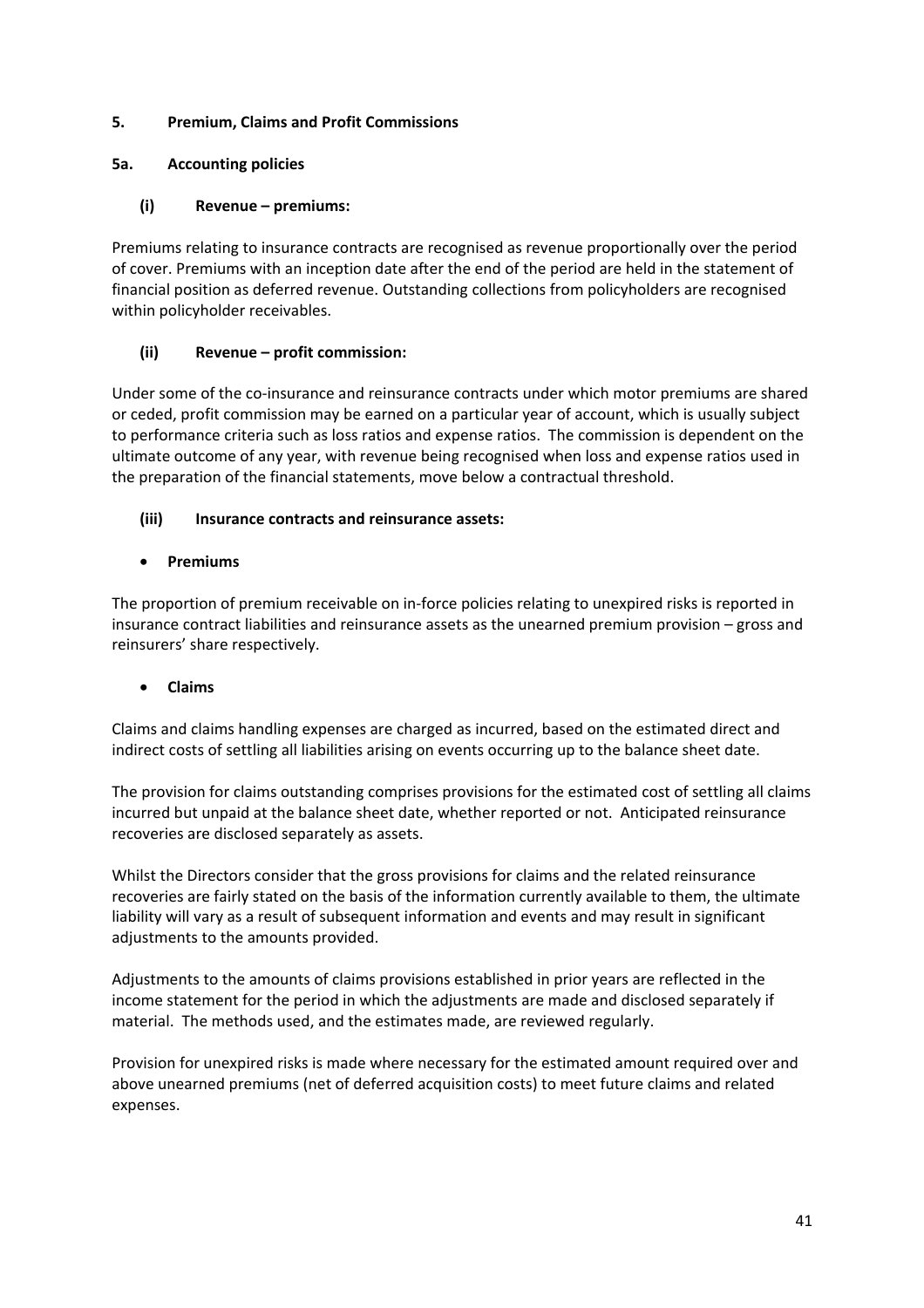## 5. Premium, Claims and Profit Commissions

### 5a. Accounting policies

#### (i) Revenue – premiums:

Premiums relating to insurance contracts are recognised as revenue proportionally over the period of cover. Premiums with an inception date after the end of the period are held in the statement of financial position as deferred revenue. Outstanding collections from policyholders are recognised within policyholder receivables.

#### (ii) Revenue – profit commission:

Under some of the co-insurance and reinsurance contracts under which motor premiums are shared or ceded, profit commission may be earned on a particular year of account, which is usually subject to performance criteria such as loss ratios and expense ratios. The commission is dependent on the ultimate outcome of any year, with revenue being recognised when loss and expense ratios used in the preparation of the financial statements, move below a contractual threshold.

#### (iii) Insurance contracts and reinsurance assets:

- **Premiums**

The proportion of premium receivable on in-force policies relating to unexpired risks is reported in insurance contract liabilities and reinsurance assets as the unearned premium provision – gross and reinsurers' share respectively.

- **Claims**

Claims and claims handling expenses are charged as incurred, based on the estimated direct and indirect costs of settling all liabilities arising on events occurring up to the balance sheet date.

The provision for claims outstanding comprises provisions for the estimated cost of settling all claims incurred but unpaid at the balance sheet date, whether reported or not. Anticipated reinsurance recoveries are disclosed separately as assets.

Whilst the Directors consider that the gross provisions for claims and the related reinsurance recoveries are fairly stated on the basis of the information currently available to them, the ultimate liability will vary as a result of subsequent information and events and may result in significant adjustments to the amounts provided.

Adjustments to the amounts of claims provisions established in prior years are reflected in the income statement for the period in which the adjustments are made and disclosed separately if material. The methods used, and the estimates made, are reviewed regularly.

Provision for unexpired risks is made where necessary for the estimated amount required over and above unearned premiums (net of deferred acquisition costs) to meet future claims and related expenses.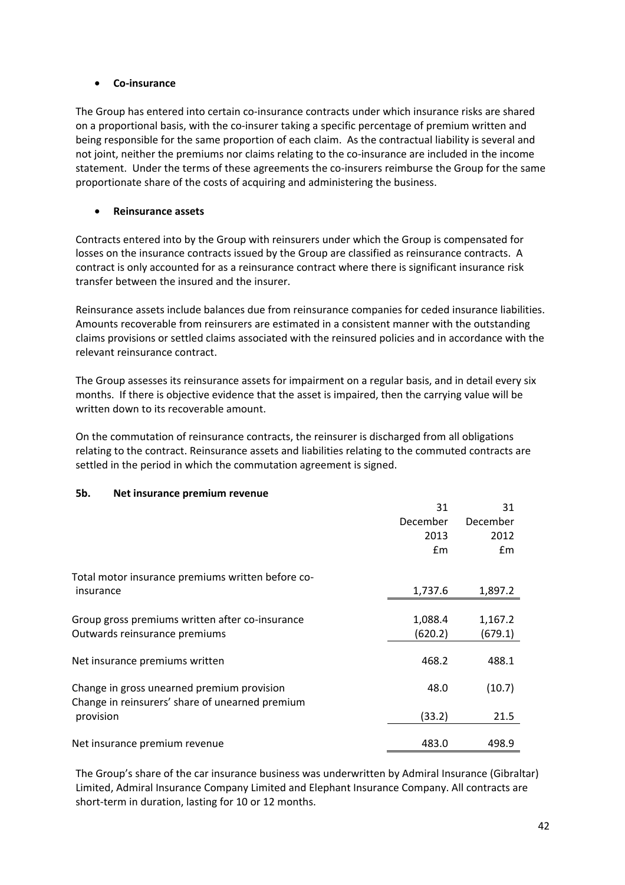- **Co-insurance**

The Group has entered into certain co-insurance contracts under which insurance risks are shared on a proportional basis, with the co-insurer taking a specific percentage of premium written and being responsible for the same proportion of each claim. As the contractual liability is several and not joint, neither the premiums nor claims relating to the co-insurance are included in the income statement. Under the terms of these agreements the co-insurers reimburse the Group for the same proportionate share of the costs of acquiring and administering the business.

- **Reinsurance assets**

Contracts entered into by the Group with reinsurers under which the Group is compensated for losses on the insurance contracts issued by the Group are classified as reinsurance contracts. A contract is only accounted for as a reinsurance contract where there is significant insurance risk transfer between the insured and the insurer.

Reinsurance assets include balances due from reinsurance companies for ceded insurance liabilities. Amounts recoverable from reinsurers are estimated in a consistent manner with the outstanding claims provisions or settled claims associated with the reinsured policies and in accordance with the relevant reinsurance contract.

The Group assesses its reinsurance assets for impairment on a regular basis, and in detail every six months. If there is objective evidence that the asset is impaired, then the carrying value will be written down to its recoverable amount.

On the commutation of reinsurance contracts, the reinsurer is discharged from all obligations relating to the contract. Reinsurance assets and liabilities relating to the commuted contracts are settled in the period in which the commutation agreement is signed.

### 5b. Net insurance premium revenue

| | 31 December 2013 £m | 31 December 2012 £m |
|---|---|---|
| Total motor insurance premiums written before co-insurance | 1,737.6 | 1,897.2 |
| Group gross premiums written after co-insurance | 1,088.4 | 1,167.2 |
| Outwards reinsurance premiums | (620.2) | (679.1) |
| Net insurance premiums written | 468.2 | 488.1 |
| Change in gross unearned premium provision | 48.0 | (10.7) |
| Change in reinsurers' share of unearned premium provision | (33.2) | 21.5 |
| Net insurance premium revenue | 483.0 | 498.9 |

The Group's share of the car insurance business was underwritten by Admiral Insurance (Gibraltar) Limited, Admiral Insurance Company Limited and Elephant Insurance Company. All contracts are short-term in duration, lasting for 10 or 12 months.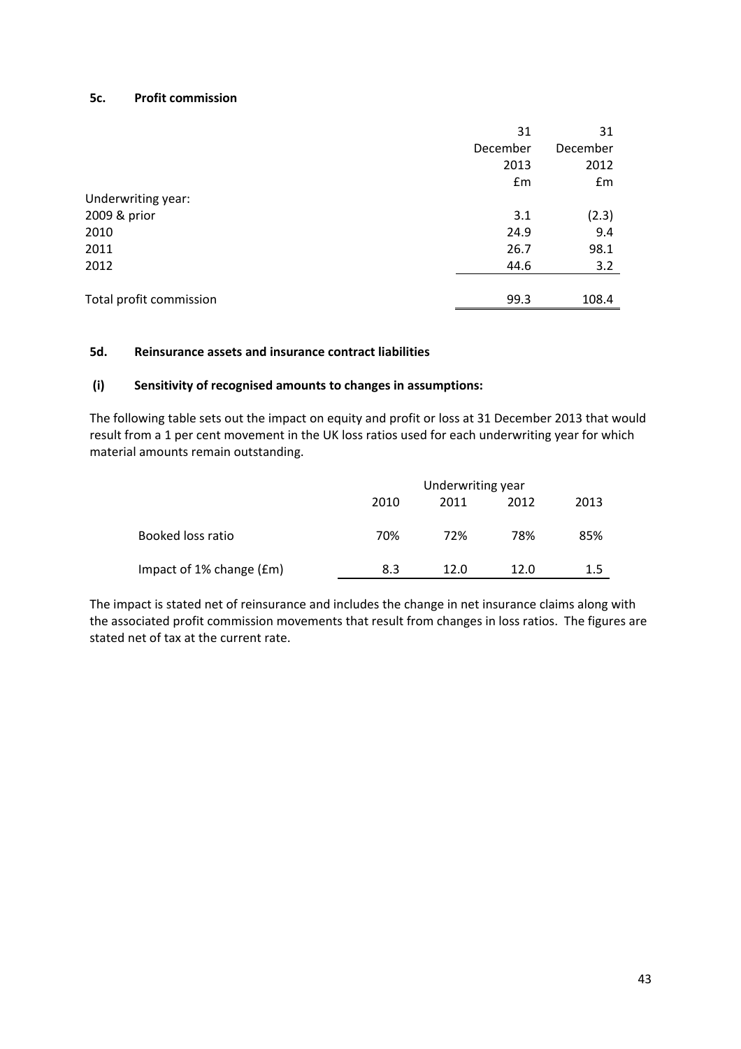### 5c. Profit commission

| | 31 December 2013 £m | 31 December 2012 £m |
|---|---|---|
| Underwriting year: | | |
| 2009 & prior | 3.1 | (2.3) |
| 2010 | 24.9 | 9.4 |
| 2011 | 26.7 | 98.1 |
| 2012 | 44.6 | 3.2 |
| Total profit commission | 99.3 | 108.4 |

### 5d. Reinsurance assets and insurance contract liabilities

#### (i) Sensitivity of recognised amounts to changes in assumptions:

The following table sets out the impact on equity and profit or loss at 31 December 2013 that would result from a 1 per cent movement in the UK loss ratios used for each underwriting year for which material amounts remain outstanding.

| | Underwriting year | | | |
|---|---|---|---|---|
| | 2010 | 2011 | 2012 | 2013 |
| Booked loss ratio | 70% | 72% | 78% | 85% |
| Impact of 1% change (£m) | 8.3 | 12.0 | 12.0 | 1.5 |

The impact is stated net of reinsurance and includes the change in net insurance claims along with the associated profit commission movements that result from changes in loss ratios. The figures are stated net of tax at the current rate.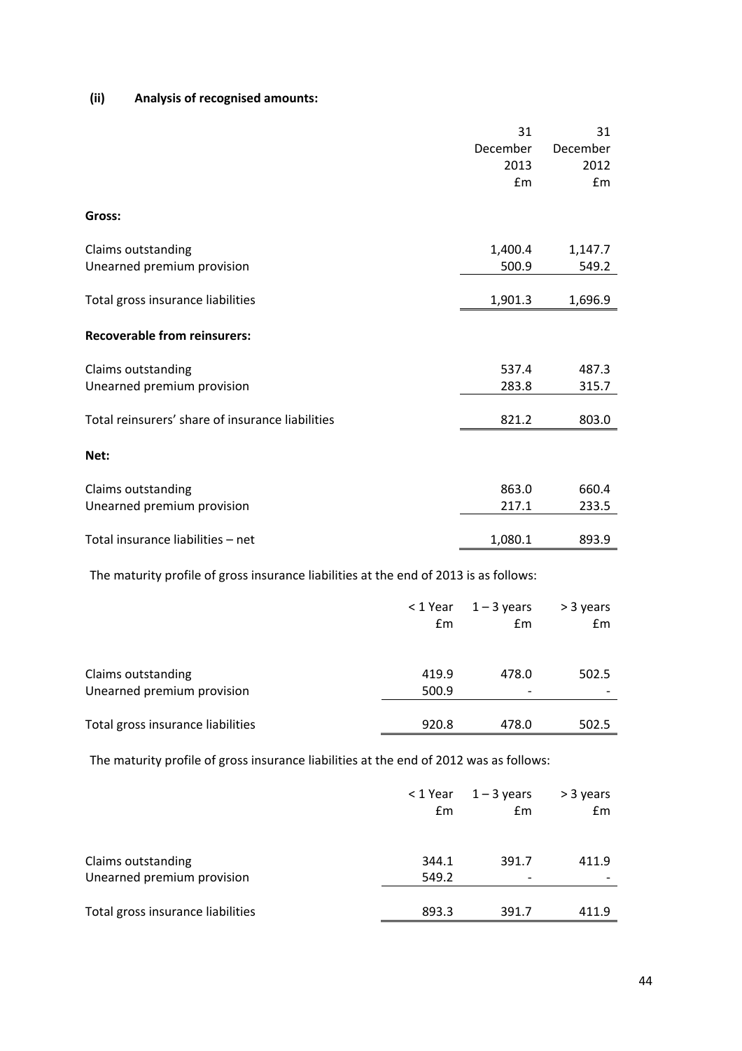**(ii) Analysis of recognised amounts:**

| | 31 December 2013 £m | 31 December 2012 £m |
|---|---|---|
| **Gross:** | | |
| Claims outstanding | 1,400.4 | 1,147.7 |
| Unearned premium provision | 500.9 | 549.2 |
| Total gross insurance liabilities | 1,901.3 | 1,696.9 |
| **Recoverable from reinsurers:** | | |
| Claims outstanding | 537.4 | 487.3 |
| Unearned premium provision | 283.8 | 315.7 |
| Total reinsurers' share of insurance liabilities | 821.2 | 803.0 |
| **Net:** | | |
| Claims outstanding | 863.0 | 660.4 |
| Unearned premium provision | 217.1 | 233.5 |
| Total insurance liabilities – net | 1,080.1 | 893.9 |

The maturity profile of gross insurance liabilities at the end of 2013 is as follows:

| | < 1 Year £m | 1 – 3 years £m | > 3 years £m |
|---|---|---|---|
| Claims outstanding | 419.9 | 478.0 | 502.5 |
| Unearned premium provision | 500.9 | - | - |
| Total gross insurance liabilities | 920.8 | 478.0 | 502.5 |

The maturity profile of gross insurance liabilities at the end of 2012 was as follows:

| | < 1 Year £m | 1 – 3 years £m | > 3 years £m |
|---|---|---|---|
| Claims outstanding | 344.1 | 391.7 | 411.9 |
| Unearned premium provision | 549.2 | - | - |
| Total gross insurance liabilities | 893.3 | 391.7 | 411.9 |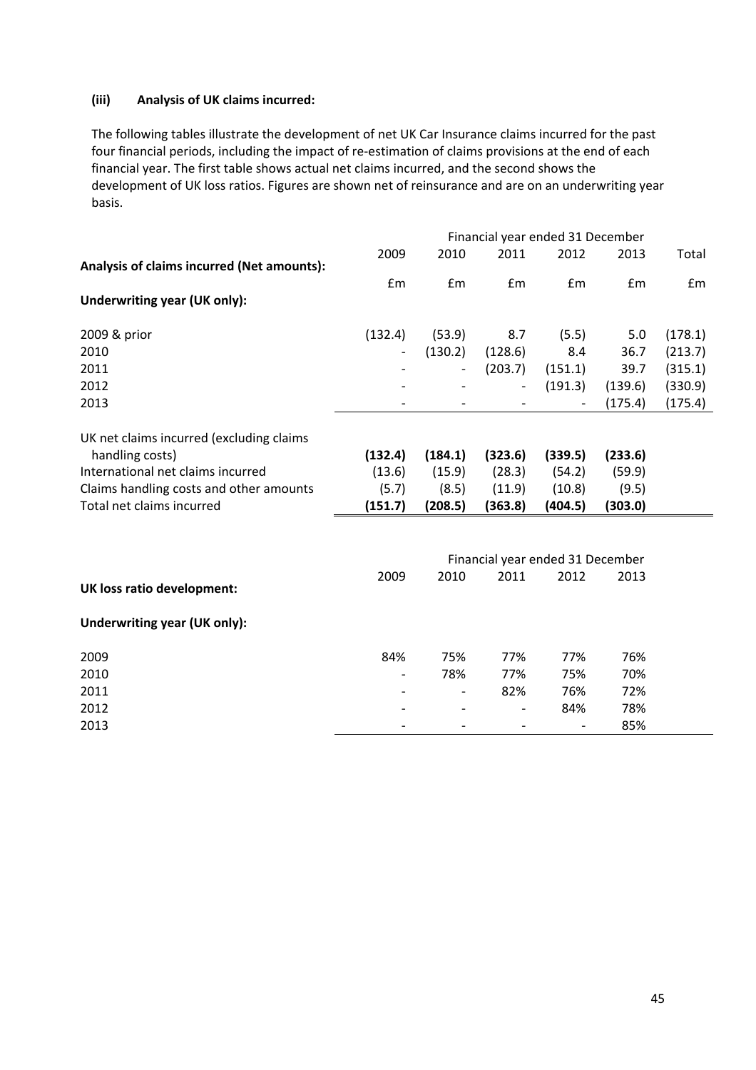### (iii) Analysis of UK claims incurred:

The following tables illustrate the development of net UK Car Insurance claims incurred for the past four financial periods, including the impact of re-estimation of claims provisions at the end of each financial year. The first table shows actual net claims incurred, and the second shows the development of UK loss ratios. Figures are shown net of reinsurance and are on an underwriting year basis.

| | Financial year ended 31 December | | | | | |
|---|---|---|---|---|---|---|
| **Analysis of claims incurred (Net amounts):** | 2009 | 2010 | 2011 | 2012 | 2013 | Total |
| | £m | £m | £m | £m | £m | £m |
| **Underwriting year (UK only):** | | | | | | |
| 2009 & prior | (132.4) | (53.9) | 8.7 | (5.5) | 5.0 | (178.1) |
| 2010 | - | (130.2) | (128.6) | 8.4 | 36.7 | (213.7) |
| 2011 | - | - | (203.7) | (151.1) | 39.7 | (315.1) |
| 2012 | - | - | - | (191.3) | (139.6) | (330.9) |
| 2013 | - | - | - | - | (175.4) | (175.4) |
| UK net claims incurred (excluding claims handling costs) | **(132.4)** | **(184.1)** | **(323.6)** | **(339.5)** | **(233.6)** | |
| International net claims incurred | (13.6) | (15.9) | (28.3) | (54.2) | (59.9) | |
| Claims handling costs and other amounts | (5.7) | (8.5) | (11.9) | (10.8) | (9.5) | |
| Total net claims incurred | **(151.7)** | **(208.5)** | **(363.8)** | **(404.5)** | **(303.0)** | |

| | Financial year ended 31 December | | | | |
|---|---|---|---|---|---|
| **UK loss ratio development:** | 2009 | 2010 | 2011 | 2012 | 2013 |
| **Underwriting year (UK only):** | | | | | |
| 2009 | 84% | 75% | 77% | 77% | 76% |
| 2010 | - | 78% | 77% | 75% | 70% |
| 2011 | - | - | 82% | 76% | 72% |
| 2012 | - | - | - | 84% | 78% |
| 2013 | - | - | - | - | 85% |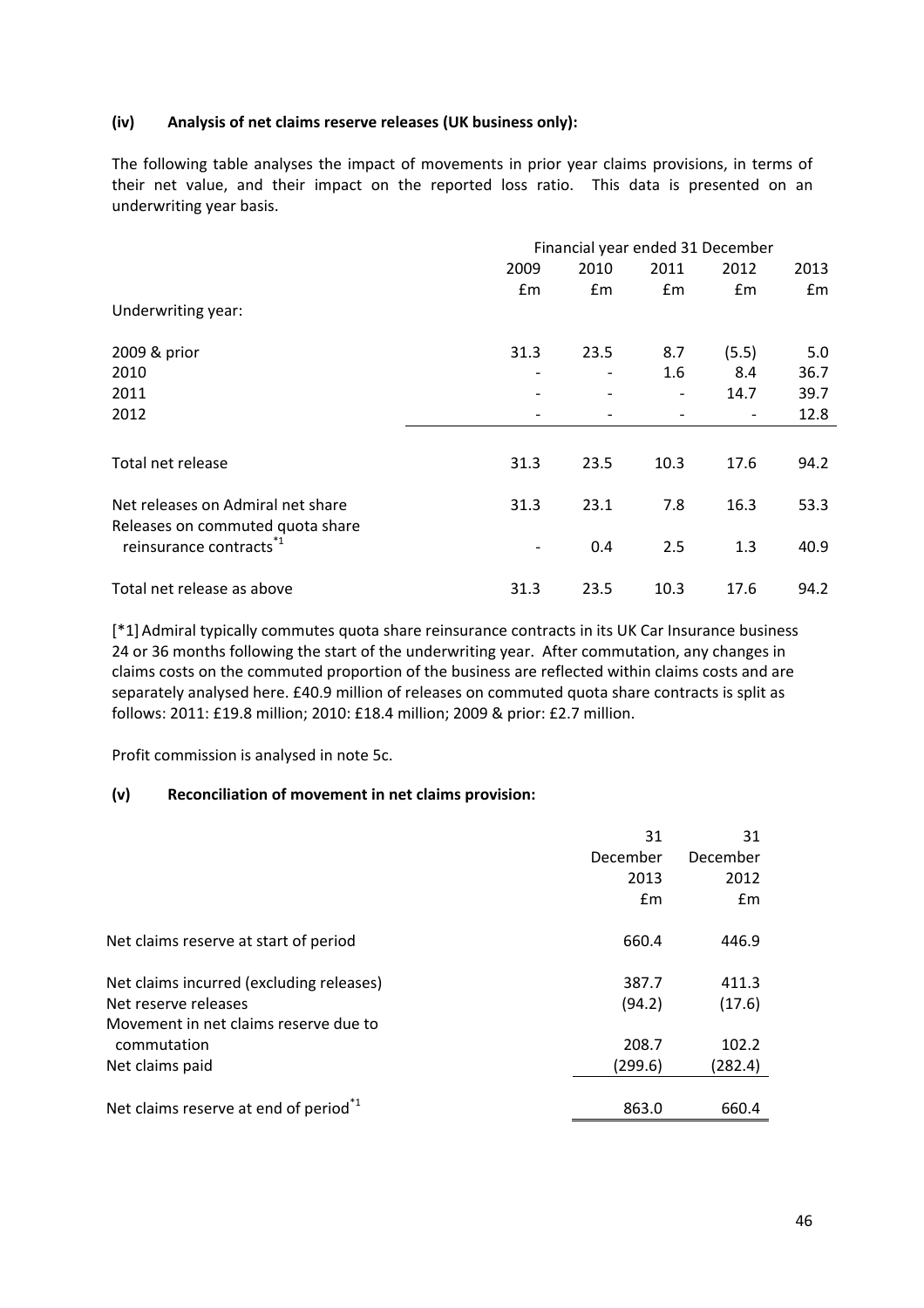#### (iv) Analysis of net claims reserve releases (UK business only):

The following table analyses the impact of movements in prior year claims provisions, in terms of their net value, and their impact on the reported loss ratio. This data is presented on an underwriting year basis.

| | Financial year ended 31 December | | | | |
|---|---|---|---|---|---|
| | 2009 | 2010 | 2011 | 2012 | 2013 |
| | £m | £m | £m | £m | £m |
| Underwriting year: | | | | | |
| 2009 & prior | 31.3 | 23.5 | 8.7 | (5.5) | 5.0 |
| 2010 | - | - | 1.6 | 8.4 | 36.7 |
| 2011 | - | - | - | 14.7 | 39.7 |
| 2012 | - | - | - | - | 12.8 |
| Total net release | 31.3 | 23.5 | 10.3 | 17.6 | 94.2 |
| Net releases on Admiral net share | 31.3 | 23.1 | 7.8 | 16.3 | 53.3 |
| Releases on commuted quota share reinsurance contracts[*1] | - | 0.4 | 2.5 | 1.3 | 40.9 |
| Total net release as above | 31.3 | 23.5 | 10.3 | 17.6 | 94.2 |

[*1] Admiral typically commutes quota share reinsurance contracts in its UK Car Insurance business 24 or 36 months following the start of the underwriting year. After commutation, any changes in claims costs on the commuted proportion of the business are reflected within claims costs and are separately analysed here. £40.9 million of releases on commuted quota share contracts is split as follows: 2011: £19.8 million; 2010: £18.4 million; 2009 & prior: £2.7 million.

Profit commission is analysed in note 5c.

#### (v) Reconciliation of movement in net claims provision:

| | 31 December 2013 £m | 31 December 2012 £m |
|---|---|---|
| Net claims reserve at start of period | 660.4 | 446.9 |
| Net claims incurred (excluding releases) | 387.7 | 411.3 |
| Net reserve releases | (94.2) | (17.6) |
| Movement in net claims reserve due to commutation | 208.7 | 102.2 |
| Net claims paid | (299.6) | (282.4) |
| Net claims reserve at end of period[*1] | 863.0 | 660.4 |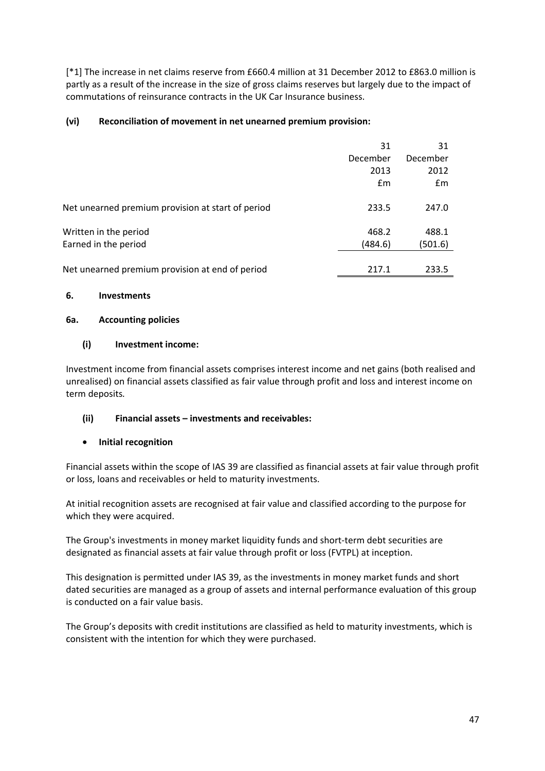[*1] The increase in net claims reserve from £660.4 million at 31 December 2012 to £863.0 million is partly as a result of the increase in the size of gross claims reserves but largely due to the impact of commutations of reinsurance contracts in the UK Car Insurance business.

**(vi) Reconciliation of movement in net unearned premium provision:**

| | 31 December 2013 £m | 31 December 2012 £m |
|---|---|---|
| Net unearned premium provision at start of period | 233.5 | 247.0 |
| Written in the period | 468.2 | 488.1 |
| Earned in the period | (484.6) | (501.6) |
| Net unearned premium provision at end of period | 217.1 | 233.5 |

## 6. Investments

### 6a. Accounting policies

**(i) Investment income:**

Investment income from financial assets comprises interest income and net gains (both realised and unrealised) on financial assets classified as fair value through profit and loss and interest income on term deposits.

**(ii) Financial assets – investments and receivables:**

- **Initial recognition**

Financial assets within the scope of IAS 39 are classified as financial assets at fair value through profit or loss, loans and receivables or held to maturity investments.

At initial recognition assets are recognised at fair value and classified according to the purpose for which they were acquired.

The Group's investments in money market liquidity funds and short-term debt securities are designated as financial assets at fair value through profit or loss (FVTPL) at inception.

This designation is permitted under IAS 39, as the investments in money market funds and short dated securities are managed as a group of assets and internal performance evaluation of this group is conducted on a fair value basis.

The Group's deposits with credit institutions are classified as held to maturity investments, which is consistent with the intention for which they were purchased.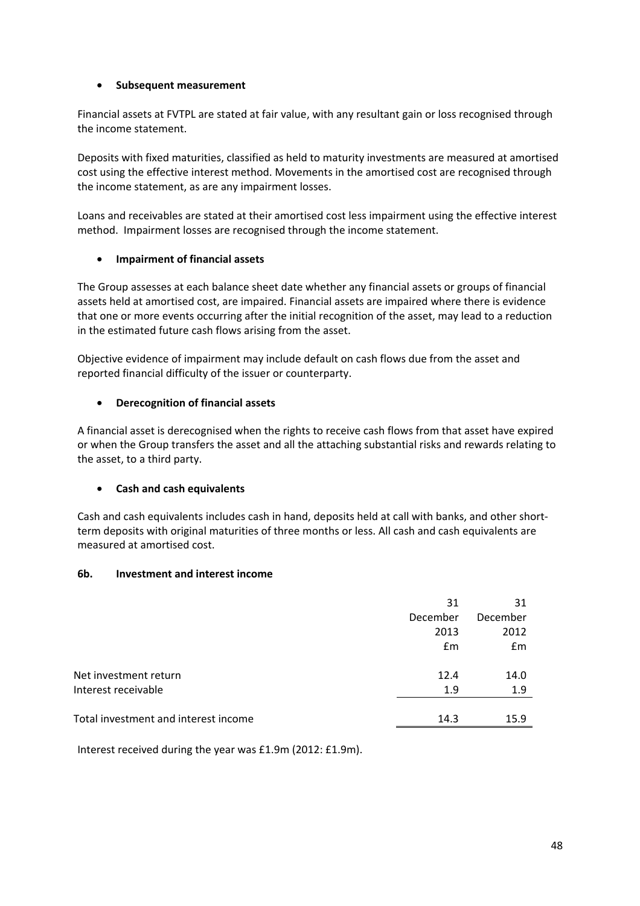- **Subsequent measurement**

Financial assets at FVTPL are stated at fair value, with any resultant gain or loss recognised through the income statement.

Deposits with fixed maturities, classified as held to maturity investments are measured at amortised cost using the effective interest method. Movements in the amortised cost are recognised through the income statement, as are any impairment losses.

Loans and receivables are stated at their amortised cost less impairment using the effective interest method. Impairment losses are recognised through the income statement.

- **Impairment of financial assets**

The Group assesses at each balance sheet date whether any financial assets or groups of financial assets held at amortised cost, are impaired. Financial assets are impaired where there is evidence that one or more events occurring after the initial recognition of the asset, may lead to a reduction in the estimated future cash flows arising from the asset.

Objective evidence of impairment may include default on cash flows due from the asset and reported financial difficulty of the issuer or counterparty.

- **Derecognition of financial assets**

A financial asset is derecognised when the rights to receive cash flows from that asset have expired or when the Group transfers the asset and all the attaching substantial risks and rewards relating to the asset, to a third party.

- **Cash and cash equivalents**

Cash and cash equivalents includes cash in hand, deposits held at call with banks, and other short-term deposits with original maturities of three months or less. All cash and cash equivalents are measured at amortised cost.

**6b. Investment and interest income**

| | 31 December 2013 £m | 31 December 2012 £m |
|---|---|---|
| Net investment return | 12.4 | 14.0 |
| Interest receivable | 1.9 | 1.9 |
| Total investment and interest income | 14.3 | 15.9 |

Interest received during the year was £1.9m (2012: £1.9m).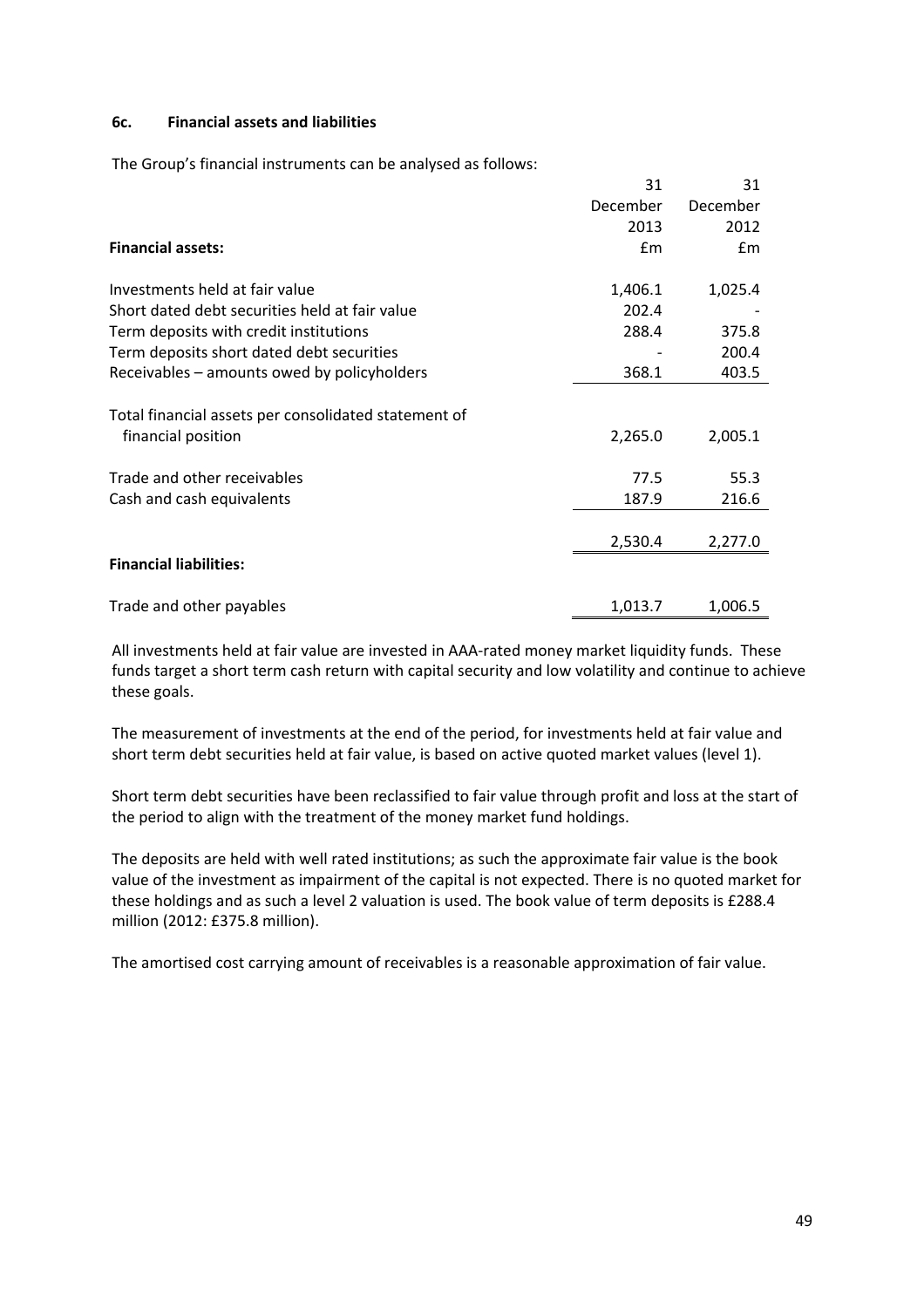### 6c. Financial assets and liabilities

The Group's financial instruments can be analysed as follows:

| | 31 December 2013 | 31 December 2012 |
|---|---|---|
| **Financial assets:** | £m | £m |
| Investments held at fair value | 1,406.1 | 1,025.4 |
| Short dated debt securities held at fair value | 202.4 | - |
| Term deposits with credit institutions | 288.4 | 375.8 |
| Term deposits short dated debt securities | - | 200.4 |
| Receivables – amounts owed by policyholders | 368.1 | 403.5 |
| Total financial assets per consolidated statement of financial position | 2,265.0 | 2,005.1 |
| Trade and other receivables | 77.5 | 55.3 |
| Cash and cash equivalents | 187.9 | 216.6 |
| | 2,530.4 | 2,277.0 |
| **Financial liabilities:** | | |
| Trade and other payables | 1,013.7 | 1,006.5 |

All investments held at fair value are invested in AAA-rated money market liquidity funds. These funds target a short term cash return with capital security and low volatility and continue to achieve these goals.

The measurement of investments at the end of the period, for investments held at fair value and short term debt securities held at fair value, is based on active quoted market values (level 1).

Short term debt securities have been reclassified to fair value through profit and loss at the start of the period to align with the treatment of the money market fund holdings.

The deposits are held with well rated institutions; as such the approximate fair value is the book value of the investment as impairment of the capital is not expected. There is no quoted market for these holdings and as such a level 2 valuation is used. The book value of term deposits is £288.4 million (2012: £375.8 million).

The amortised cost carrying amount of receivables is a reasonable approximation of fair value.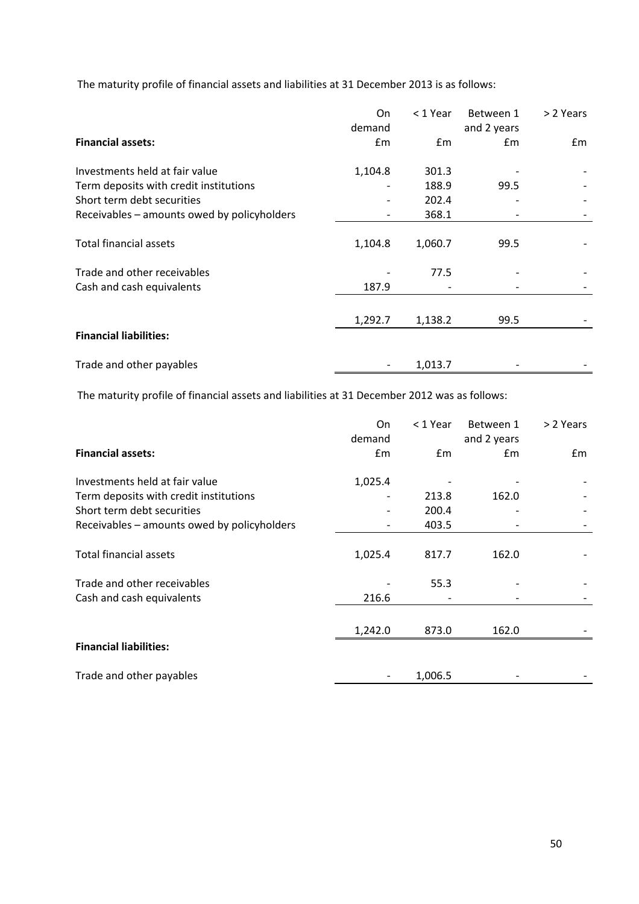The maturity profile of financial assets and liabilities at 31 December 2013 is as follows:

| | On demand | < 1 Year | Between 1 and 2 years | > 2 Years |
|---|---|---|---|---|
| **Financial assets:** | £m | £m | £m | £m |
| Investments held at fair value | 1,104.8 | 301.3 | - | - |
| Term deposits with credit institutions | - | 188.9 | 99.5 | - |
| Short term debt securities | - | 202.4 | - | - |
| Receivables – amounts owed by policyholders | - | 368.1 | - | - |
| Total financial assets | 1,104.8 | 1,060.7 | 99.5 | - |
| Trade and other receivables | - | 77.5 | - | - |
| Cash and cash equivalents | 187.9 | - | - | - |
| | 1,292.7 | 1,138.2 | 99.5 | - |
| **Financial liabilities:** | | | | |
| Trade and other payables | - | 1,013.7 | - | - |

The maturity profile of financial assets and liabilities at 31 December 2012 was as follows:

| | On demand | < 1 Year | Between 1 and 2 years | > 2 Years |
|---|---|---|---|---|
| **Financial assets:** | £m | £m | £m | £m |
| Investments held at fair value | 1,025.4 | - | - | - |
| Term deposits with credit institutions | - | 213.8 | 162.0 | - |
| Short term debt securities | - | 200.4 | - | - |
| Receivables – amounts owed by policyholders | - | 403.5 | - | - |
| Total financial assets | 1,025.4 | 817.7 | 162.0 | - |
| Trade and other receivables | - | 55.3 | - | - |
| Cash and cash equivalents | 216.6 | - | - | - |
| | 1,242.0 | 873.0 | 162.0 | - |
| **Financial liabilities:** | | | | |
| Trade and other payables | - | 1,006.5 | - | - |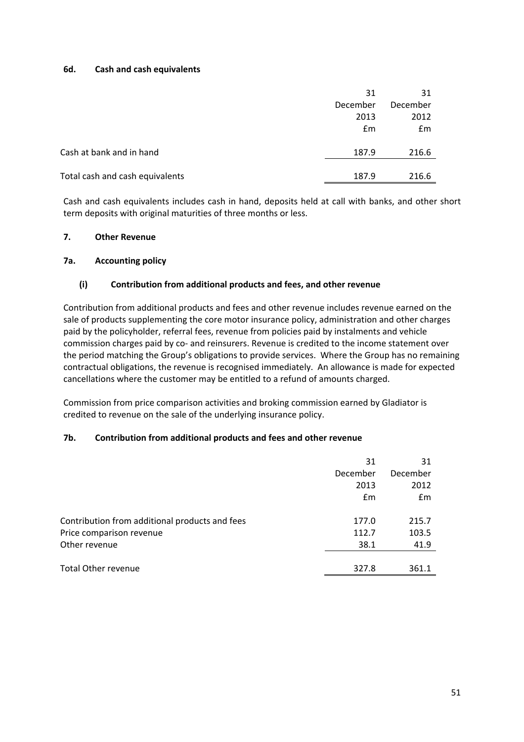#### 6d. Cash and cash equivalents

| | 31 December 2013 £m | 31 December 2012 £m |
|---|---|---|
| Cash at bank and in hand | 187.9 | 216.6 |
| Total cash and cash equivalents | 187.9 | 216.6 |

Cash and cash equivalents includes cash in hand, deposits held at call with banks, and other short term deposits with original maturities of three months or less.

### 7. Other Revenue

#### 7a. Accounting policy

**(i) Contribution from additional products and fees, and other revenue**

Contribution from additional products and fees and other revenue includes revenue earned on the sale of products supplementing the core motor insurance policy, administration and other charges paid by the policyholder, referral fees, revenue from policies paid by instalments and vehicle commission charges paid by co- and reinsurers. Revenue is credited to the income statement over the period matching the Group's obligations to provide services. Where the Group has no remaining contractual obligations, the revenue is recognised immediately. An allowance is made for expected cancellations where the customer may be entitled to a refund of amounts charged.

Commission from price comparison activities and broking commission earned by Gladiator is credited to revenue on the sale of the underlying insurance policy.

#### 7b. Contribution from additional products and fees and other revenue

| | 31 December 2013 £m | 31 December 2012 £m |
|---|---|---|
| Contribution from additional products and fees | 177.0 | 215.7 |
| Price comparison revenue | 112.7 | 103.5 |
| Other revenue | 38.1 | 41.9 |
| Total Other revenue | 327.8 | 361.1 |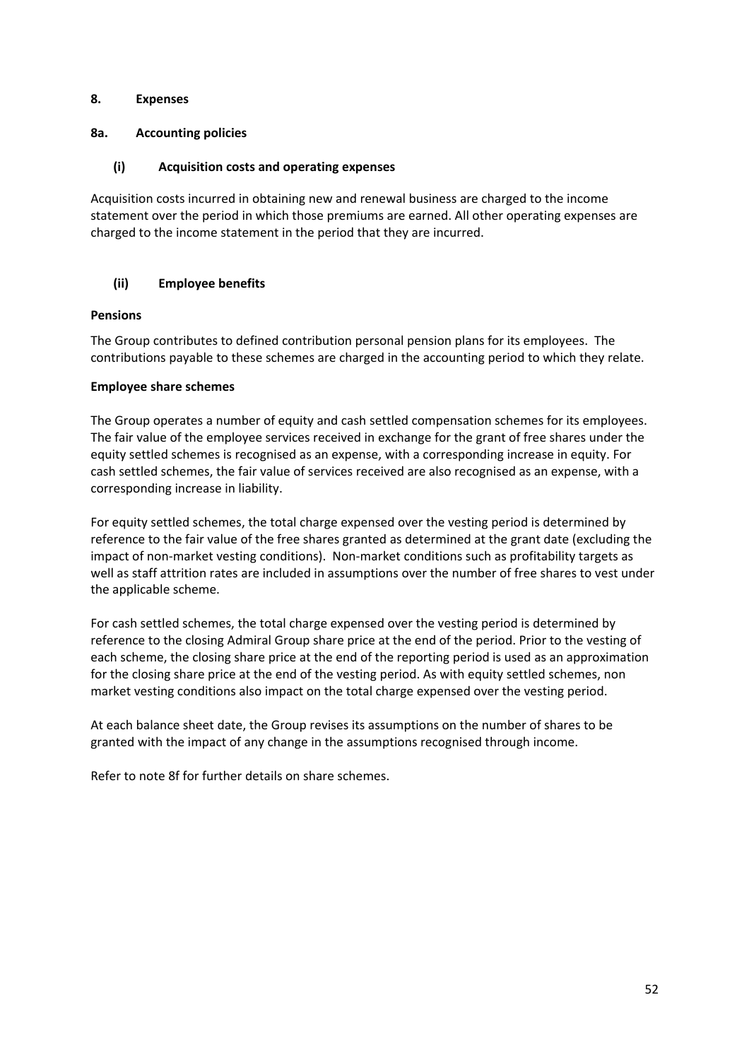## 8. Expenses

### 8a. Accounting policies

#### (i) Acquisition costs and operating expenses

Acquisition costs incurred in obtaining new and renewal business are charged to the income statement over the period in which those premiums are earned. All other operating expenses are charged to the income statement in the period that they are incurred.

#### (ii) Employee benefits

**Pensions**

The Group contributes to defined contribution personal pension plans for its employees. The contributions payable to these schemes are charged in the accounting period to which they relate.

**Employee share schemes**

The Group operates a number of equity and cash settled compensation schemes for its employees. The fair value of the employee services received in exchange for the grant of free shares under the equity settled schemes is recognised as an expense, with a corresponding increase in equity. For cash settled schemes, the fair value of services received are also recognised as an expense, with a corresponding increase in liability.

For equity settled schemes, the total charge expensed over the vesting period is determined by reference to the fair value of the free shares granted as determined at the grant date (excluding the impact of non-market vesting conditions). Non-market conditions such as profitability targets as well as staff attrition rates are included in assumptions over the number of free shares to vest under the applicable scheme.

For cash settled schemes, the total charge expensed over the vesting period is determined by reference to the closing Admiral Group share price at the end of the period. Prior to the vesting of each scheme, the closing share price at the end of the reporting period is used as an approximation for the closing share price at the end of the vesting period. As with equity settled schemes, non market vesting conditions also impact on the total charge expensed over the vesting period.

At each balance sheet date, the Group revises its assumptions on the number of shares to be granted with the impact of any change in the assumptions recognised through income.

Refer to note 8f for further details on share schemes.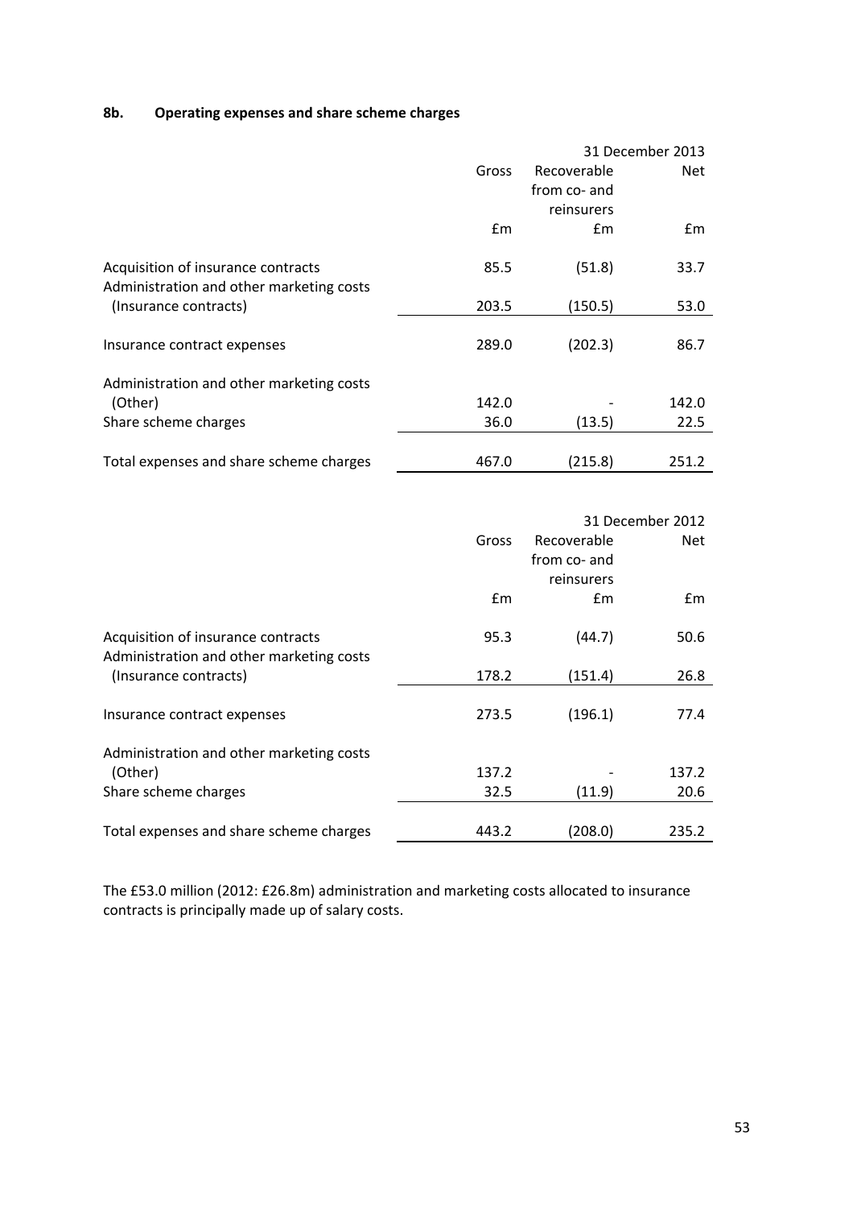### 8b. Operating expenses and share scheme charges

| | | | 31 December 2013 |
|---|---|---|---|
| | Gross | Recoverable from co- and reinsurers | Net |
| | £m | £m | £m |
| Acquisition of insurance contracts | 85.5 | (51.8) | 33.7 |
| Administration and other marketing costs (Insurance contracts) | 203.5 | (150.5) | 53.0 |
| Insurance contract expenses | 289.0 | (202.3) | 86.7 |
| Administration and other marketing costs (Other) | 142.0 | - | 142.0 |
| Share scheme charges | 36.0 | (13.5) | 22.5 |
| Total expenses and share scheme charges | 467.0 | (215.8) | 251.2 |

| | | | 31 December 2012 |
|---|---|---|---|
| | Gross | Recoverable from co- and reinsurers | Net |
| | £m | £m | £m |
| Acquisition of insurance contracts | 95.3 | (44.7) | 50.6 |
| Administration and other marketing costs (Insurance contracts) | 178.2 | (151.4) | 26.8 |
| Insurance contract expenses | 273.5 | (196.1) | 77.4 |
| Administration and other marketing costs (Other) | 137.2 | - | 137.2 |
| Share scheme charges | 32.5 | (11.9) | 20.6 |
| Total expenses and share scheme charges | 443.2 | (208.0) | 235.2 |

The £53.0 million (2012: £26.8m) administration and marketing costs allocated to insurance contracts is principally made up of salary costs.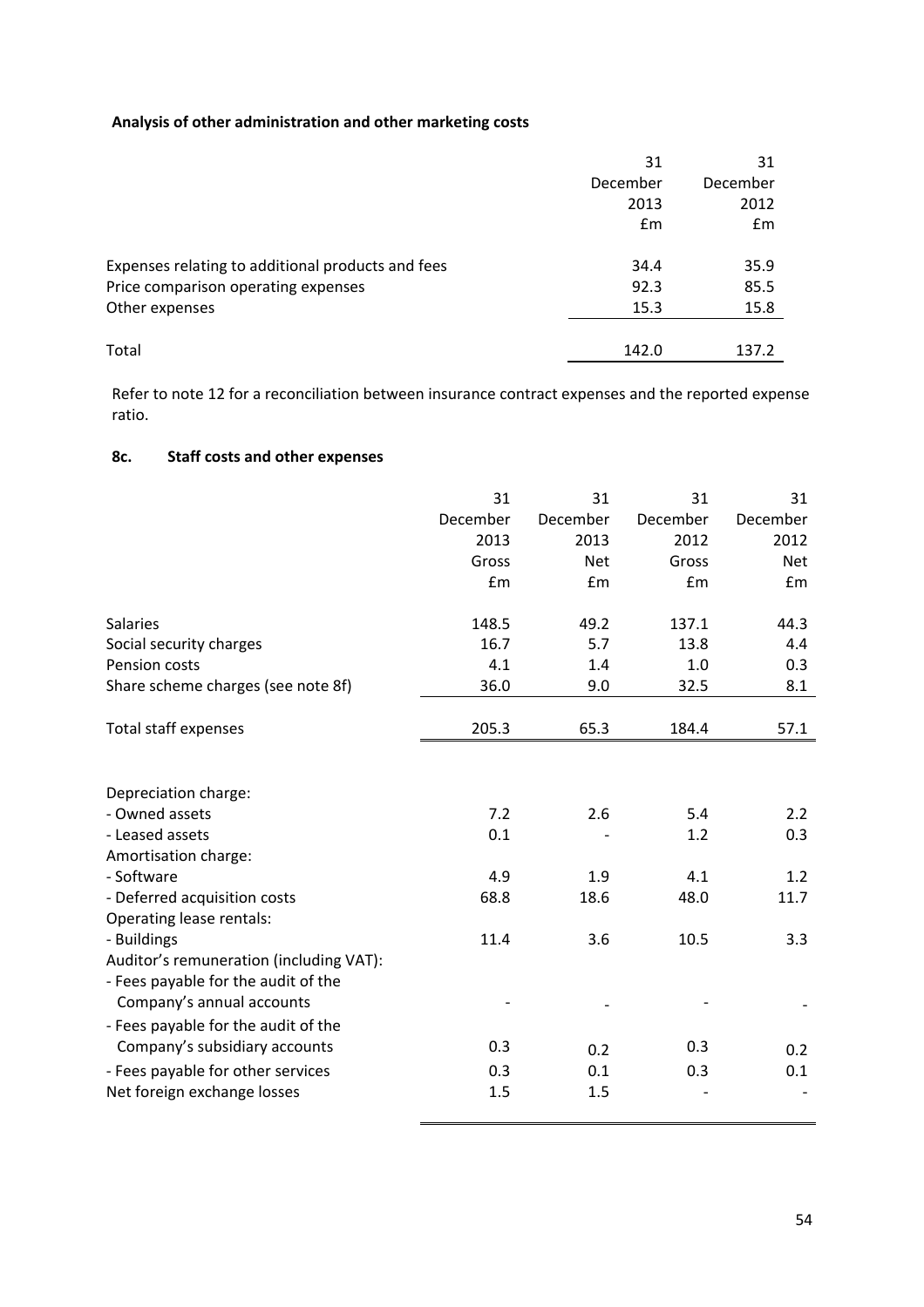### Analysis of other administration and other marketing costs

| | 31 December 2013 £m | 31 December 2012 £m |
|---|---|---|
| Expenses relating to additional products and fees | 34.4 | 35.9 |
| Price comparison operating expenses | 92.3 | 85.5 |
| Other expenses | 15.3 | 15.8 |
| Total | 142.0 | 137.2 |

Refer to note 12 for a reconciliation between insurance contract expenses and the reported expense ratio.

### 8c. Staff costs and other expenses

| | 31 December 2013 Gross £m | 31 December 2013 Net £m | 31 December 2012 Gross £m | 31 December 2012 Net £m |
|---|---|---|---|---|
| Salaries | 148.5 | 49.2 | 137.1 | 44.3 |
| Social security charges | 16.7 | 5.7 | 13.8 | 4.4 |
| Pension costs | 4.1 | 1.4 | 1.0 | 0.3 |
| Share scheme charges (see note 8f) | 36.0 | 9.0 | 32.5 | 8.1 |
| Total staff expenses | 205.3 | 65.3 | 184.4 | 57.1 |
| | | | | |
| Depreciation charge: | | | | |
| - Owned assets | 7.2 | 2.6 | 5.4 | 2.2 |
| - Leased assets | 0.1 | - | 1.2 | 0.3 |
| Amortisation charge: | | | | |
| - Software | 4.9 | 1.9 | 4.1 | 1.2 |
| - Deferred acquisition costs | 68.8 | 18.6 | 48.0 | 11.7 |
| Operating lease rentals: | | | | |
| - Buildings | 11.4 | 3.6 | 10.5 | 3.3 |
| Auditor's remuneration (including VAT): | | | | |
| - Fees payable for the audit of the Company's annual accounts | - | - | - | - |
| - Fees payable for the audit of the Company's subsidiary accounts | 0.3 | 0.2 | 0.3 | 0.2 |
| - Fees payable for other services | 0.3 | 0.1 | 0.3 | 0.1 |
| Net foreign exchange losses | 1.5 | 1.5 | - | - |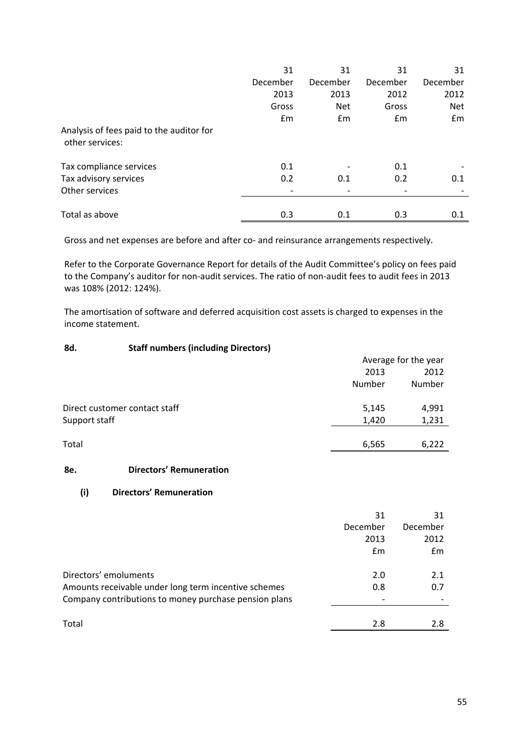| | 31 December 2013 Gross £m | 31 December 2013 Net £m | 31 December 2012 Gross £m | 31 December 2012 Net £m |
|---|---|---|---|---|
| Analysis of fees paid to the auditor for other services: | | | | |
| Tax compliance services | 0.1 | - | 0.1 | - |
| Tax advisory services | 0.2 | 0.1 | 0.2 | 0.1 |
| Other services | - | - | - | - |
| Total as above | 0.3 | 0.1 | 0.3 | 0.1 |

Gross and net expenses are before and after co- and reinsurance arrangements respectively.

Refer to the Corporate Governance Report for details of the Audit Committee's policy on fees paid to the Company's auditor for non-audit services. The ratio of non-audit fees to audit fees in 2013 was 108% (2012: 124%).

The amortisation of software and deferred acquisition cost assets is charged to expenses in the income statement.

### 8d. Staff numbers (including Directors)

| | Average for the year 2013 Number | Average for the year 2012 Number |
|---|---|---|
| Direct customer contact staff | 5,145 | 4,991 |
| Support staff | 1,420 | 1,231 |
| Total | 6,565 | 6,222 |

### 8e. Directors' Remuneration

#### (i) Directors' Remuneration

| | 31 December 2013 £m | 31 December 2012 £m |
|---|---|---|
| Directors' emoluments | 2.0 | 2.1 |
| Amounts receivable under long term incentive schemes | 0.8 | 0.7 |
| Company contributions to money purchase pension plans | - | - |
| Total | 2.8 | 2.8 |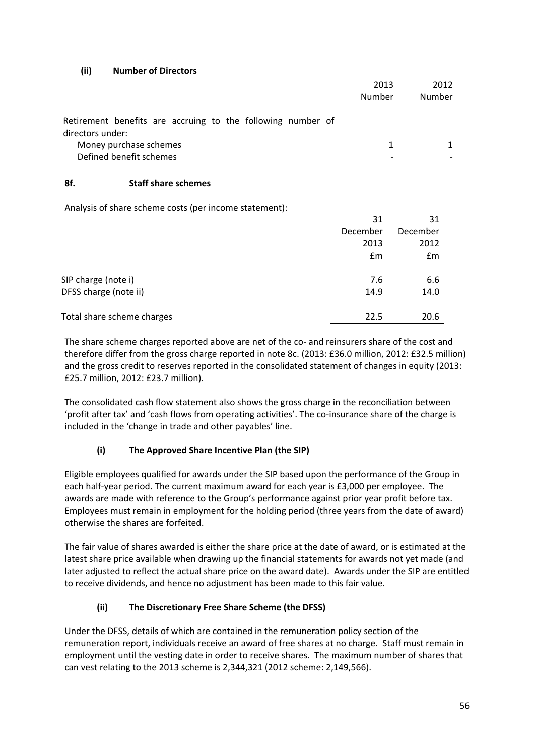### (ii) Number of Directors

| | 2013 Number | 2012 Number |
|---|---|---|
| Retirement benefits are accruing to the following number of directors under: | | |
| Money purchase schemes | 1 | 1 |
| Defined benefit schemes | - | - |

### 8f. Staff share schemes

Analysis of share scheme costs (per income statement):

| | 31 December 2013 £m | 31 December 2012 £m |
|---|---|---|
| SIP charge (note i) | 7.6 | 6.6 |
| DFSS charge (note ii) | 14.9 | 14.0 |
| Total share scheme charges | 22.5 | 20.6 |

The share scheme charges reported above are net of the co- and reinsurers share of the cost and therefore differ from the gross charge reported in note 8c. (2013: £36.0 million, 2012: £32.5 million) and the gross credit to reserves reported in the consolidated statement of changes in equity (2013: £25.7 million, 2012: £23.7 million).

The consolidated cash flow statement also shows the gross charge in the reconciliation between 'profit after tax' and 'cash flows from operating activities'. The co-insurance share of the charge is included in the 'change in trade and other payables' line.

#### (i) The Approved Share Incentive Plan (the SIP)

Eligible employees qualified for awards under the SIP based upon the performance of the Group in each half-year period. The current maximum award for each year is £3,000 per employee. The awards are made with reference to the Group's performance against prior year profit before tax. Employees must remain in employment for the holding period (three years from the date of award) otherwise the shares are forfeited.

The fair value of shares awarded is either the share price at the date of award, or is estimated at the latest share price available when drawing up the financial statements for awards not yet made (and later adjusted to reflect the actual share price on the award date). Awards under the SIP are entitled to receive dividends, and hence no adjustment has been made to this fair value.

#### (ii) The Discretionary Free Share Scheme (the DFSS)

Under the DFSS, details of which are contained in the remuneration policy section of the remuneration report, individuals receive an award of free shares at no charge. Staff must remain in employment until the vesting date in order to receive shares. The maximum number of shares that can vest relating to the 2013 scheme is 2,344,321 (2012 scheme: 2,149,566).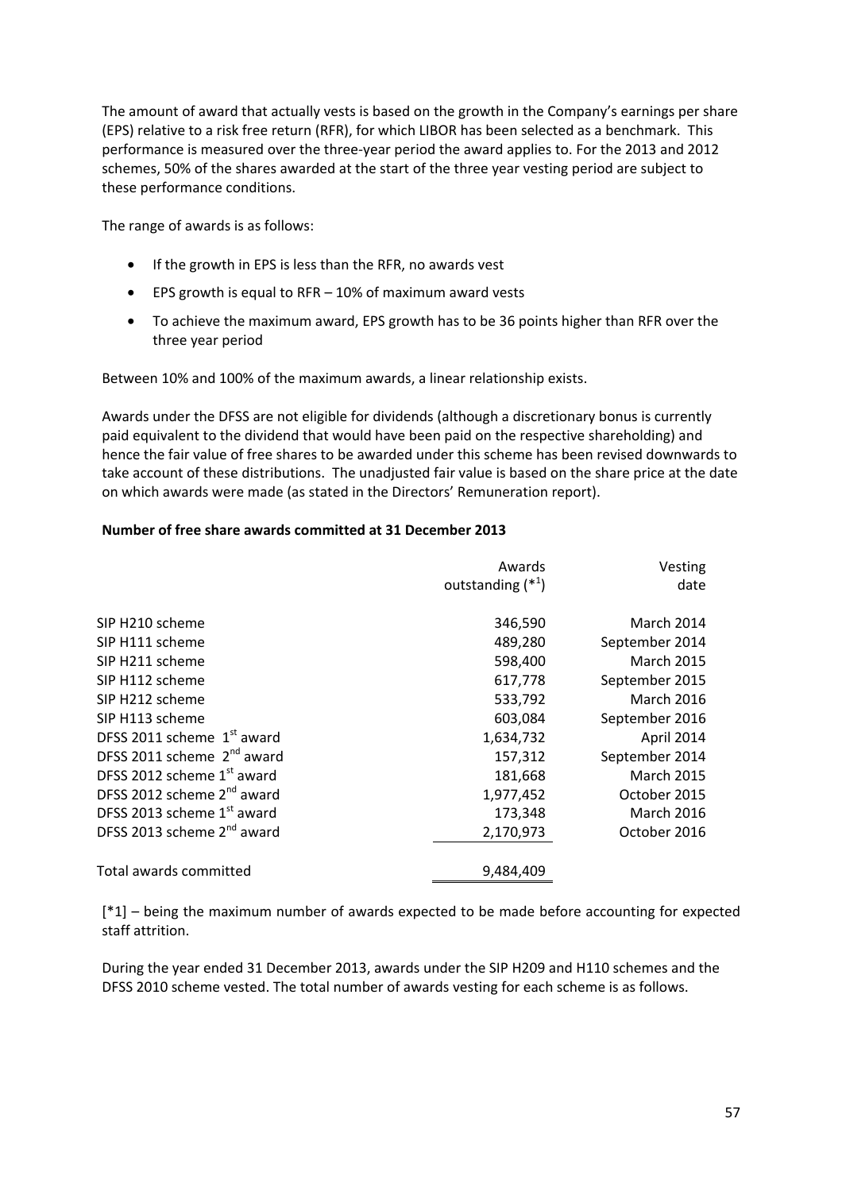The amount of award that actually vests is based on the growth in the Company's earnings per share (EPS) relative to a risk free return (RFR), for which LIBOR has been selected as a benchmark. This performance is measured over the three-year period the award applies to. For the 2013 and 2012 schemes, 50% of the shares awarded at the start of the three year vesting period are subject to these performance conditions.

The range of awards is as follows:

- If the growth in EPS is less than the RFR, no awards vest
- EPS growth is equal to RFR – 10% of maximum award vests
- To achieve the maximum award, EPS growth has to be 36 points higher than RFR over the three year period

Between 10% and 100% of the maximum awards, a linear relationship exists.

Awards under the DFSS are not eligible for dividends (although a discretionary bonus is currently paid equivalent to the dividend that would have been paid on the respective shareholding) and hence the fair value of free shares to be awarded under this scheme has been revised downwards to take account of these distributions. The unadjusted fair value is based on the share price at the date on which awards were made (as stated in the Directors' Remuneration report).

**Number of free share awards committed at 31 December 2013**

| | Awards outstanding (*[1]) | Vesting date |
|---|---:|---:|
| SIP H210 scheme | 346,590 | March 2014 |
| SIP H111 scheme | 489,280 | September 2014 |
| SIP H211 scheme | 598,400 | March 2015 |
| SIP H112 scheme | 617,778 | September 2015 |
| SIP H212 scheme | 533,792 | March 2016 |
| SIP H113 scheme | 603,084 | September 2016 |
| DFSS 2011 scheme 1st award | 1,634,732 | April 2014 |
| DFSS 2011 scheme 2nd award | 157,312 | September 2014 |
| DFSS 2012 scheme 1st award | 181,668 | March 2015 |
| DFSS 2012 scheme 2nd award | 1,977,452 | October 2015 |
| DFSS 2013 scheme 1st award | 173,348 | March 2016 |
| DFSS 2013 scheme 2nd award | 2,170,973 | October 2016 |
| Total awards committed | 9,484,409 | |

[*1] – being the maximum number of awards expected to be made before accounting for expected staff attrition.

During the year ended 31 December 2013, awards under the SIP H209 and H110 schemes and the DFSS 2010 scheme vested. The total number of awards vesting for each scheme is as follows.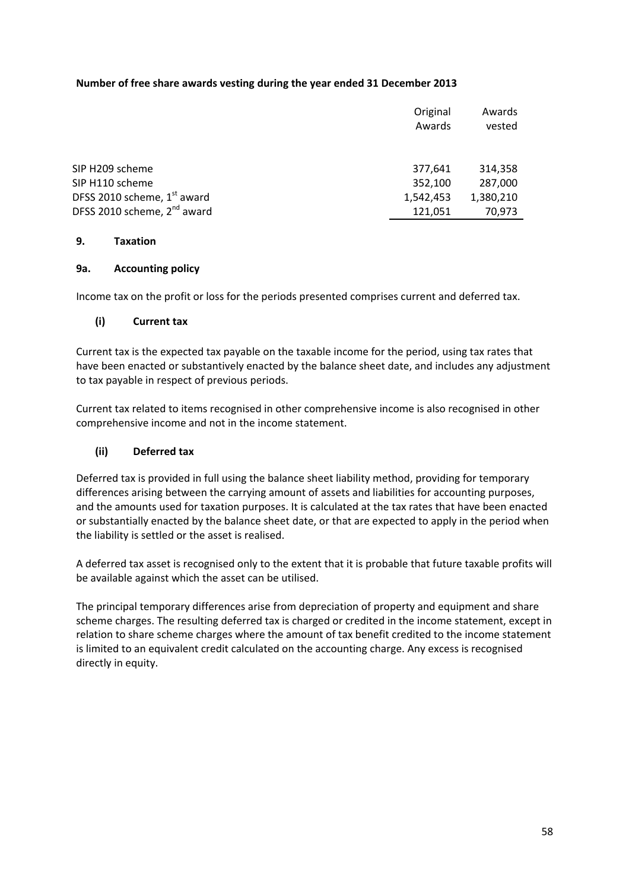**Number of free share awards vesting during the year ended 31 December 2013**

| | Original Awards | Awards vested |
|---|---|---|
| SIP H209 scheme | 377,641 | 314,358 |
| SIP H110 scheme | 352,100 | 287,000 |
| DFSS 2010 scheme, 1st award | 1,542,453 | 1,380,210 |
| DFSS 2010 scheme, 2nd award | 121,051 | 70,973 |

## 9. Taxation

### 9a. Accounting policy

Income tax on the profit or loss for the periods presented comprises current and deferred tax.

#### (i) Current tax

Current tax is the expected tax payable on the taxable income for the period, using tax rates that have been enacted or substantively enacted by the balance sheet date, and includes any adjustment to tax payable in respect of previous periods.

Current tax related to items recognised in other comprehensive income is also recognised in other comprehensive income and not in the income statement.

#### (ii) Deferred tax

Deferred tax is provided in full using the balance sheet liability method, providing for temporary differences arising between the carrying amount of assets and liabilities for accounting purposes, and the amounts used for taxation purposes. It is calculated at the tax rates that have been enacted or substantially enacted by the balance sheet date, or that are expected to apply in the period when the liability is settled or the asset is realised.

A deferred tax asset is recognised only to the extent that it is probable that future taxable profits will be available against which the asset can be utilised.

The principal temporary differences arise from depreciation of property and equipment and share scheme charges. The resulting deferred tax is charged or credited in the income statement, except in relation to share scheme charges where the amount of tax benefit credited to the income statement is limited to an equivalent credit calculated on the accounting charge. Any excess is recognised directly in equity.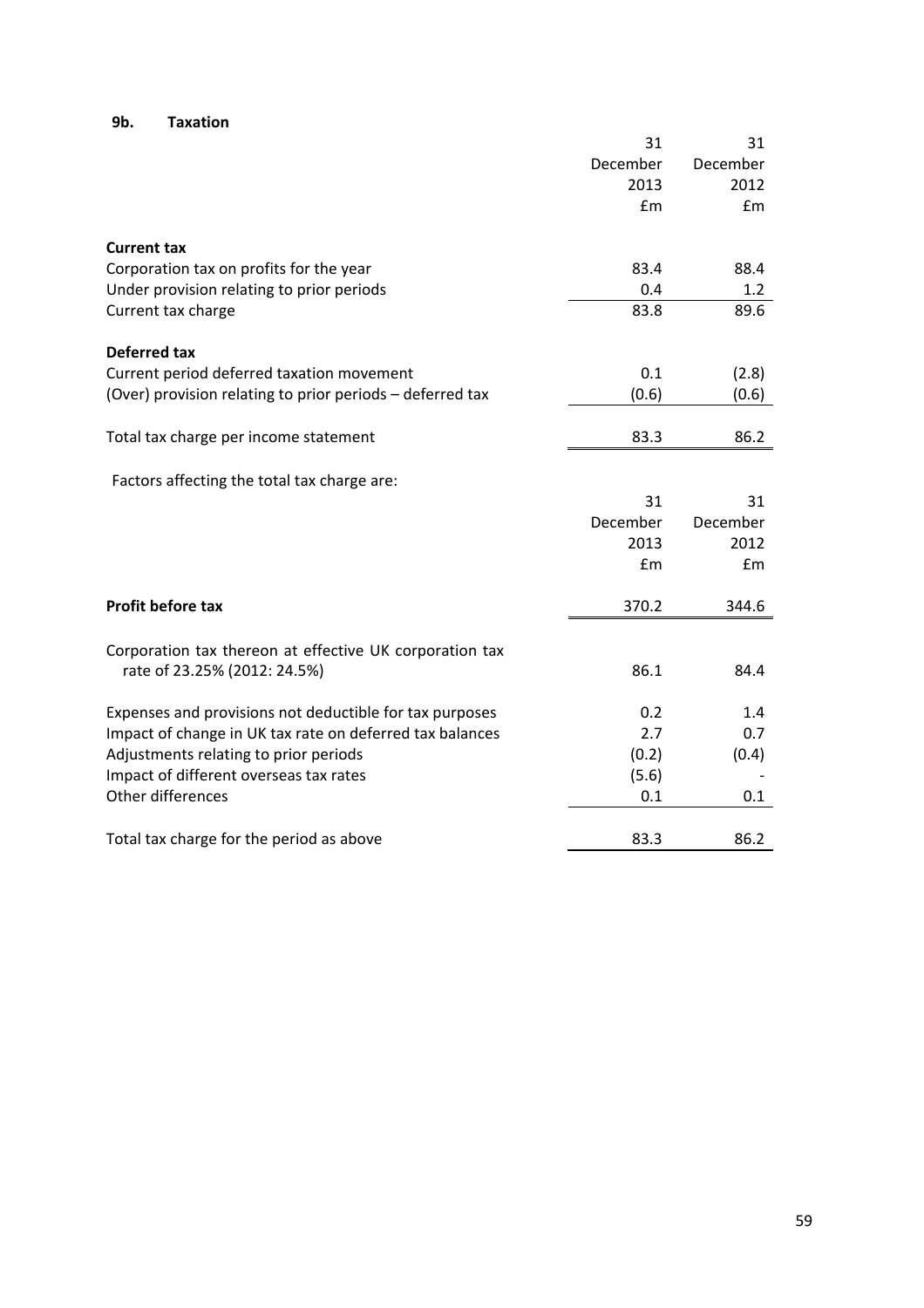## 9b. Taxation

| | 31 December 2013 £m | 31 December 2012 £m |
|---|---|---|
| **Current tax** | | |
| Corporation tax on profits for the year | 83.4 | 88.4 |
| Under provision relating to prior periods | 0.4 | 1.2 |
| Current tax charge | 83.8 | 89.6 |
| **Deferred tax** | | |
| Current period deferred taxation movement | 0.1 | (2.8) |
| (Over) provision relating to prior periods – deferred tax | (0.6) | (0.6) |
| Total tax charge per income statement | 83.3 | 86.2 |

Factors affecting the total tax charge are:

| | 31 December 2013 £m | 31 December 2012 £m |
|---|---|---|
| **Profit before tax** | 370.2 | 344.6 |
| Corporation tax thereon at effective UK corporation tax rate of 23.25% (2012: 24.5%) | 86.1 | 84.4 |
| Expenses and provisions not deductible for tax purposes | 0.2 | 1.4 |
| Impact of change in UK tax rate on deferred tax balances | 2.7 | 0.7 |
| Adjustments relating to prior periods | (0.2) | (0.4) |
| Impact of different overseas tax rates | (5.6) | - |
| Other differences | 0.1 | 0.1 |
| Total tax charge for the period as above | 83.3 | 86.2 |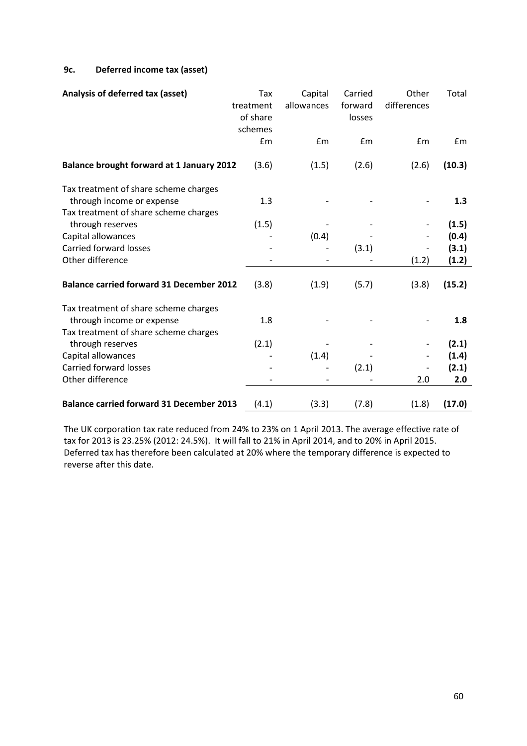### 9c. Deferred income tax (asset)

| Analysis of deferred tax (asset) | Tax treatment of share schemes | Capital allowances | Carried forward losses | Other differences | Total |
|---|---|---|---|---|---|
| | £m | £m | £m | £m | £m |
| **Balance brought forward at 1 January 2012** | (3.6) | (1.5) | (2.6) | (2.6) | **(10.3)** |
| Tax treatment of share scheme charges through income or expense | 1.3 | - | - | - | **1.3** |
| Tax treatment of share scheme charges through reserves | (1.5) | - | - | - | **(1.5)** |
| Capital allowances | - | (0.4) | - | - | **(0.4)** |
| Carried forward losses | - | - | (3.1) | - | **(3.1)** |
| Other difference | - | - | - | (1.2) | **(1.2)** |
| **Balance carried forward 31 December 2012** | (3.8) | (1.9) | (5.7) | (3.8) | **(15.2)** |
| Tax treatment of share scheme charges through income or expense | 1.8 | - | - | - | **1.8** |
| Tax treatment of share scheme charges through reserves | (2.1) | - | - | - | **(2.1)** |
| Capital allowances | - | (1.4) | - | - | **(1.4)** |
| Carried forward losses | - | - | (2.1) | - | **(2.1)** |
| Other difference | - | - | - | 2.0 | **2.0** |
| **Balance carried forward 31 December 2013** | (4.1) | (3.3) | (7.8) | (1.8) | **(17.0)** |

The UK corporation tax rate reduced from 24% to 23% on 1 April 2013. The average effective rate of tax for 2013 is 23.25% (2012: 24.5%). It will fall to 21% in April 2014, and to 20% in April 2015. Deferred tax has therefore been calculated at 20% where the temporary difference is expected to reverse after this date.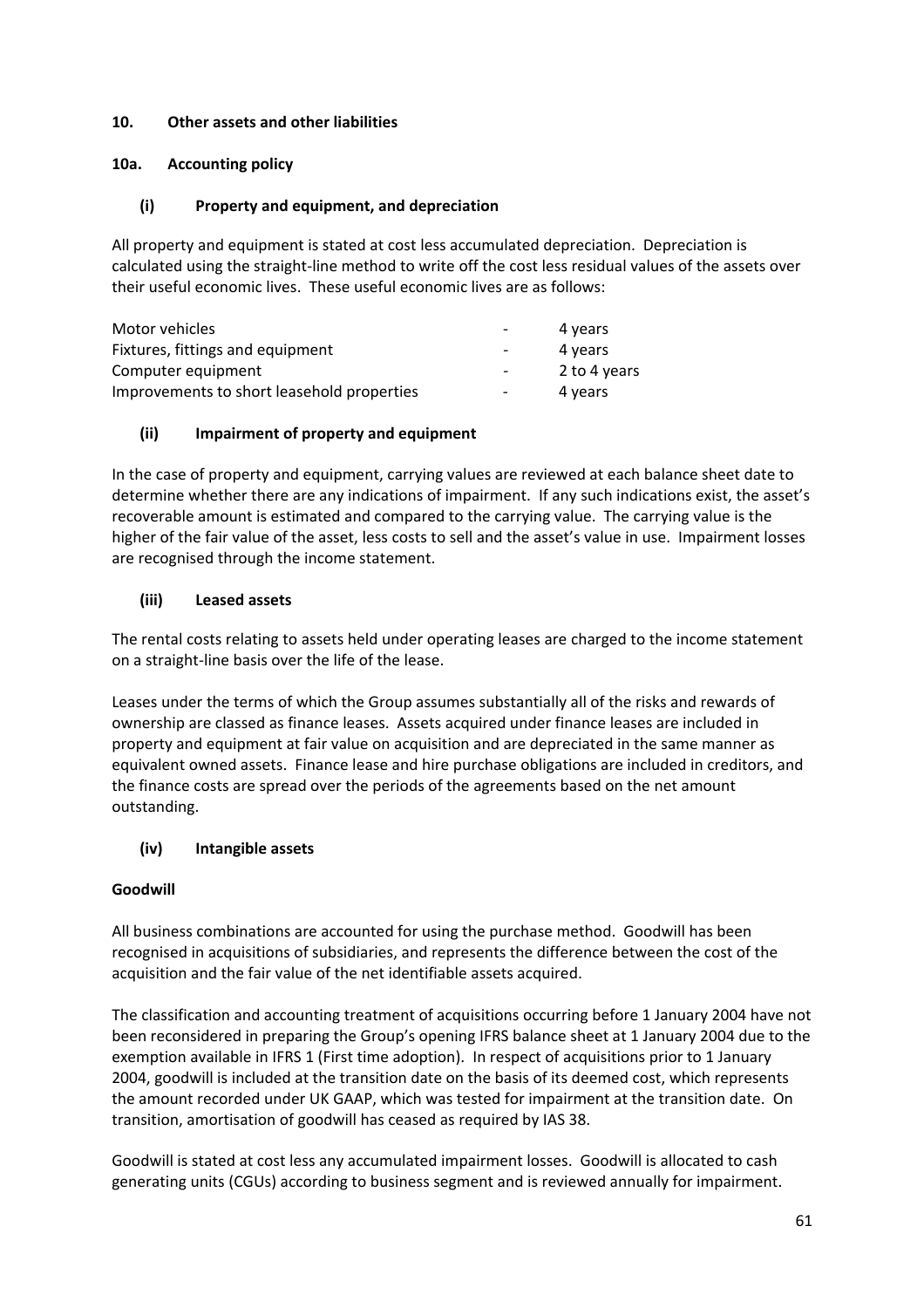## 10. Other assets and other liabilities

### 10a. Accounting policy

#### (i) Property and equipment, and depreciation

All property and equipment is stated at cost less accumulated depreciation. Depreciation is calculated using the straight-line method to write off the cost less residual values of the assets over their useful economic lives. These useful economic lives are as follows:

| | | |
|---|---|---|
| Motor vehicles | - | 4 years |
| Fixtures, fittings and equipment | - | 4 years |
| Computer equipment | - | 2 to 4 years |
| Improvements to short leasehold properties | - | 4 years |

#### (ii) Impairment of property and equipment

In the case of property and equipment, carrying values are reviewed at each balance sheet date to determine whether there are any indications of impairment. If any such indications exist, the asset's recoverable amount is estimated and compared to the carrying value. The carrying value is the higher of the fair value of the asset, less costs to sell and the asset's value in use. Impairment losses are recognised through the income statement.

#### (iii) Leased assets

The rental costs relating to assets held under operating leases are charged to the income statement on a straight-line basis over the life of the lease.

Leases under the terms of which the Group assumes substantially all of the risks and rewards of ownership are classed as finance leases. Assets acquired under finance leases are included in property and equipment at fair value on acquisition and are depreciated in the same manner as equivalent owned assets. Finance lease and hire purchase obligations are included in creditors, and the finance costs are spread over the periods of the agreements based on the net amount outstanding.

#### (iv) Intangible assets

**Goodwill**

All business combinations are accounted for using the purchase method. Goodwill has been recognised in acquisitions of subsidiaries, and represents the difference between the cost of the acquisition and the fair value of the net identifiable assets acquired.

The classification and accounting treatment of acquisitions occurring before 1 January 2004 have not been reconsidered in preparing the Group's opening IFRS balance sheet at 1 January 2004 due to the exemption available in IFRS 1 (First time adoption). In respect of acquisitions prior to 1 January 2004, goodwill is included at the transition date on the basis of its deemed cost, which represents the amount recorded under UK GAAP, which was tested for impairment at the transition date. On transition, amortisation of goodwill has ceased as required by IAS 38.

Goodwill is stated at cost less any accumulated impairment losses. Goodwill is allocated to cash generating units (CGUs) according to business segment and is reviewed annually for impairment.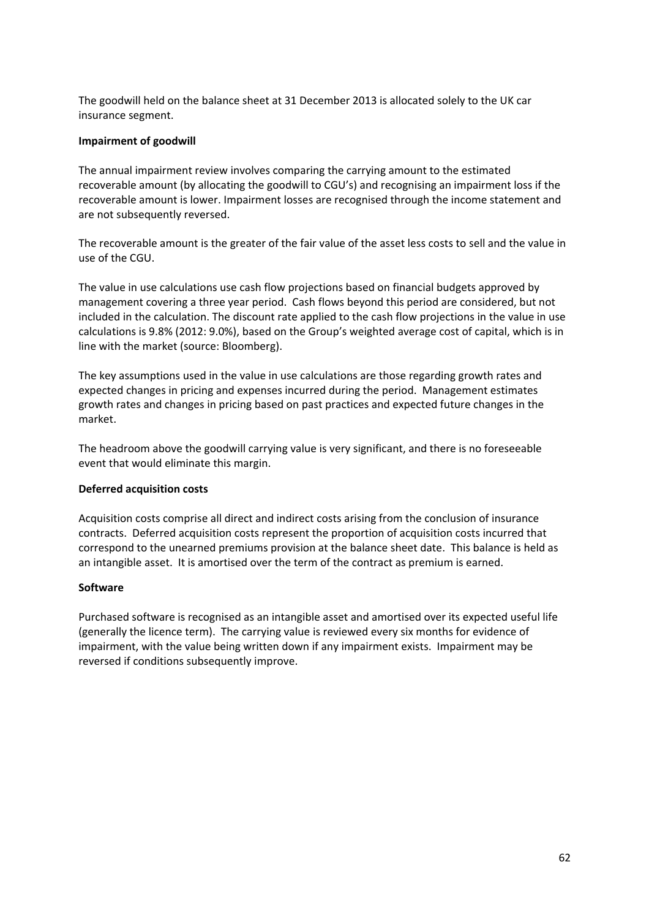The goodwill held on the balance sheet at 31 December 2013 is allocated solely to the UK car insurance segment.

**Impairment of goodwill**

The annual impairment review involves comparing the carrying amount to the estimated recoverable amount (by allocating the goodwill to CGU's) and recognising an impairment loss if the recoverable amount is lower. Impairment losses are recognised through the income statement and are not subsequently reversed.

The recoverable amount is the greater of the fair value of the asset less costs to sell and the value in use of the CGU.

The value in use calculations use cash flow projections based on financial budgets approved by management covering a three year period. Cash flows beyond this period are considered, but not included in the calculation. The discount rate applied to the cash flow projections in the value in use calculations is 9.8% (2012: 9.0%), based on the Group's weighted average cost of capital, which is in line with the market (source: Bloomberg).

The key assumptions used in the value in use calculations are those regarding growth rates and expected changes in pricing and expenses incurred during the period. Management estimates growth rates and changes in pricing based on past practices and expected future changes in the market.

The headroom above the goodwill carrying value is very significant, and there is no foreseeable event that would eliminate this margin.

**Deferred acquisition costs**

Acquisition costs comprise all direct and indirect costs arising from the conclusion of insurance contracts. Deferred acquisition costs represent the proportion of acquisition costs incurred that correspond to the unearned premiums provision at the balance sheet date. This balance is held as an intangible asset. It is amortised over the term of the contract as premium is earned.

**Software**

Purchased software is recognised as an intangible asset and amortised over its expected useful life (generally the licence term). The carrying value is reviewed every six months for evidence of impairment, with the value being written down if any impairment exists. Impairment may be reversed if conditions subsequently improve.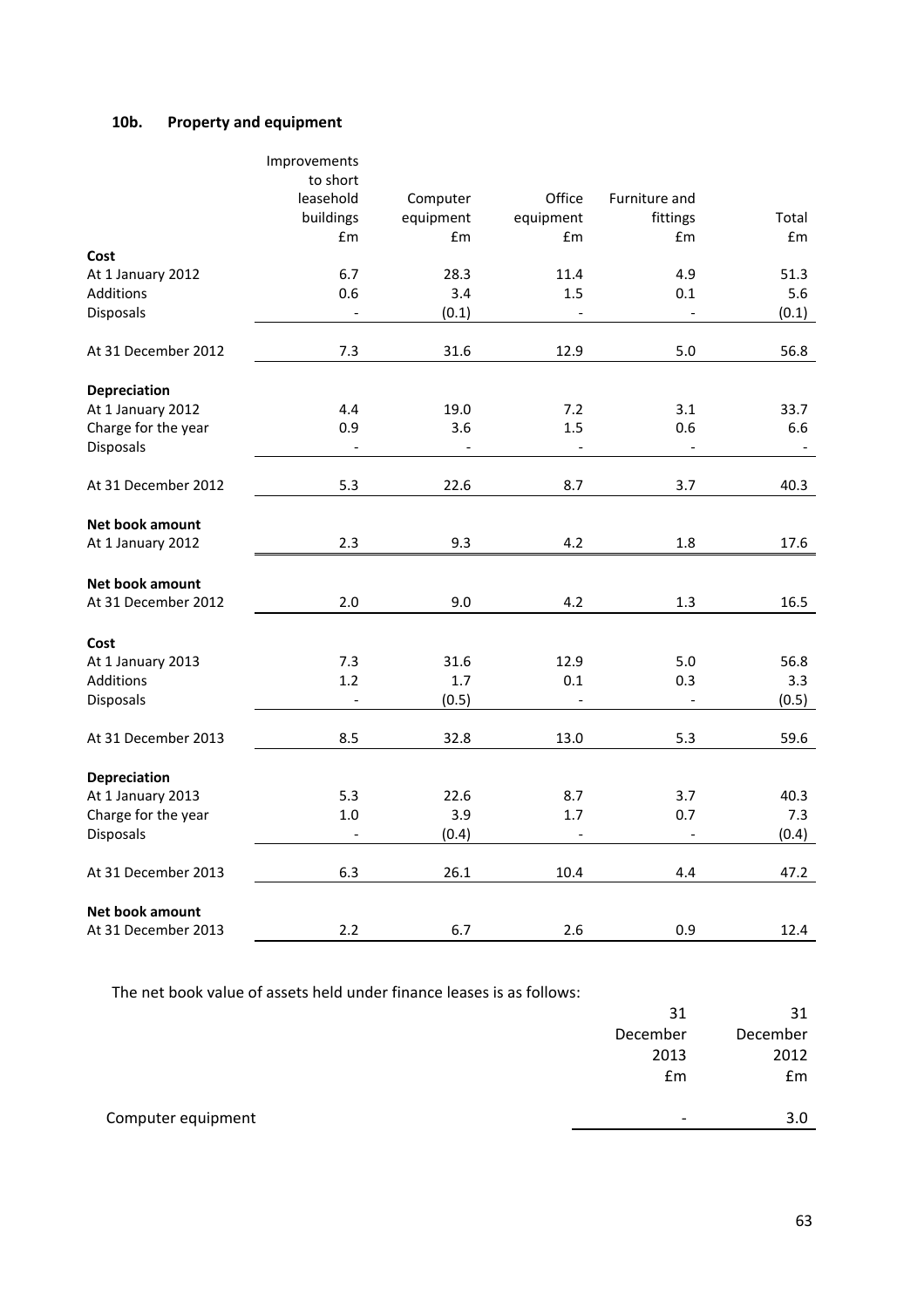### 10b. Property and equipment

| | Improvements to short leasehold buildings £m | Computer equipment £m | Office equipment £m | Furniture and fittings £m | Total £m |
|---|---|---|---|---|---|
| **Cost** | | | | | |
| At 1 January 2012 | 6.7 | 28.3 | 11.4 | 4.9 | 51.3 |
| Additions | 0.6 | 3.4 | 1.5 | 0.1 | 5.6 |
| Disposals | - | (0.1) | - | - | (0.1) |
| At 31 December 2012 | 7.3 | 31.6 | 12.9 | 5.0 | 56.8 |
| **Depreciation** | | | | | |
| At 1 January 2012 | 4.4 | 19.0 | 7.2 | 3.1 | 33.7 |
| Charge for the year | 0.9 | 3.6 | 1.5 | 0.6 | 6.6 |
| Disposals | - | - | - | - | - |
| At 31 December 2012 | 5.3 | 22.6 | 8.7 | 3.7 | 40.3 |
| **Net book amount** | | | | | |
| At 1 January 2012 | 2.3 | 9.3 | 4.2 | 1.8 | 17.6 |
| **Net book amount** | | | | | |
| At 31 December 2012 | 2.0 | 9.0 | 4.2 | 1.3 | 16.5 |
| **Cost** | | | | | |
| At 1 January 2013 | 7.3 | 31.6 | 12.9 | 5.0 | 56.8 |
| Additions | 1.2 | 1.7 | 0.1 | 0.3 | 3.3 |
| Disposals | - | (0.5) | - | - | (0.5) |
| At 31 December 2013 | 8.5 | 32.8 | 13.0 | 5.3 | 59.6 |
| **Depreciation** | | | | | |
| At 1 January 2013 | 5.3 | 22.6 | 8.7 | 3.7 | 40.3 |
| Charge for the year | 1.0 | 3.9 | 1.7 | 0.7 | 7.3 |
| Disposals | - | (0.4) | - | - | (0.4) |
| At 31 December 2013 | 6.3 | 26.1 | 10.4 | 4.4 | 47.2 |
| **Net book amount** | | | | | |
| At 31 December 2013 | 2.2 | 6.7 | 2.6 | 0.9 | 12.4 |

The net book value of assets held under finance leases is as follows:

| | 31 December 2013 £m | 31 December 2012 £m |
|---|---|---|
| Computer equipment | - | 3.0 |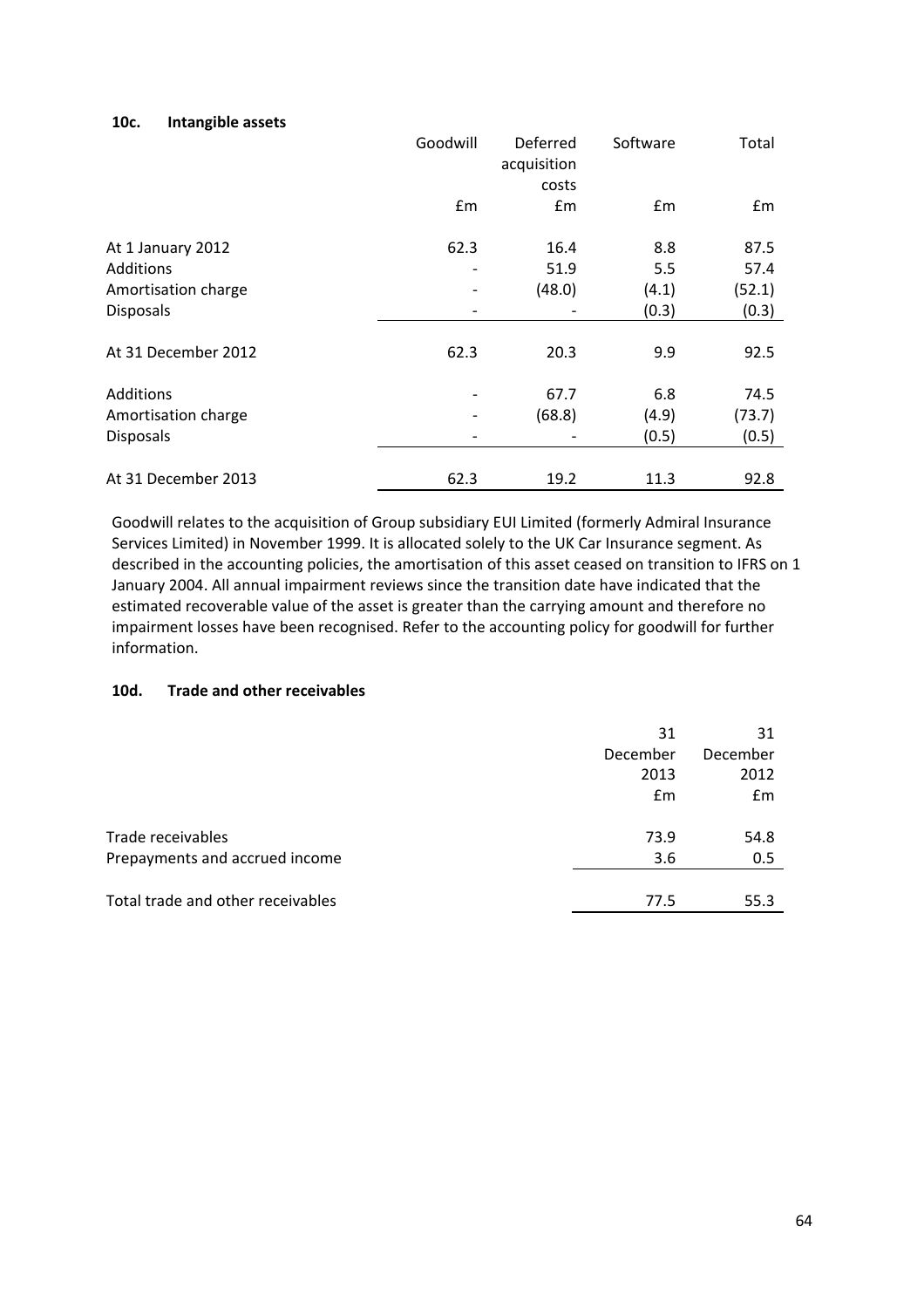#### 10c. Intangible assets

| | Goodwill | Deferred acquisition costs | Software | Total |
|---|---|---|---|---|
| | £m | £m | £m | £m |
| At 1 January 2012 | 62.3 | 16.4 | 8.8 | 87.5 |
| Additions | - | 51.9 | 5.5 | 57.4 |
| Amortisation charge | - | (48.0) | (4.1) | (52.1) |
| Disposals | - | - | (0.3) | (0.3) |
| At 31 December 2012 | 62.3 | 20.3 | 9.9 | 92.5 |
| Additions | - | 67.7 | 6.8 | 74.5 |
| Amortisation charge | - | (68.8) | (4.9) | (73.7) |
| Disposals | - | - | (0.5) | (0.5) |
| At 31 December 2013 | 62.3 | 19.2 | 11.3 | 92.8 |

Goodwill relates to the acquisition of Group subsidiary EUI Limited (formerly Admiral Insurance Services Limited) in November 1999. It is allocated solely to the UK Car Insurance segment. As described in the accounting policies, the amortisation of this asset ceased on transition to IFRS on 1 January 2004. All annual impairment reviews since the transition date have indicated that the estimated recoverable value of the asset is greater than the carrying amount and therefore no impairment losses have been recognised. Refer to the accounting policy for goodwill for further information.

#### 10d. Trade and other receivables

| | 31 December 2013 | 31 December 2012 |
|---|---|---|
| | £m | £m |
| Trade receivables | 73.9 | 54.8 |
| Prepayments and accrued income | 3.6 | 0.5 |
| Total trade and other receivables | 77.5 | 55.3 |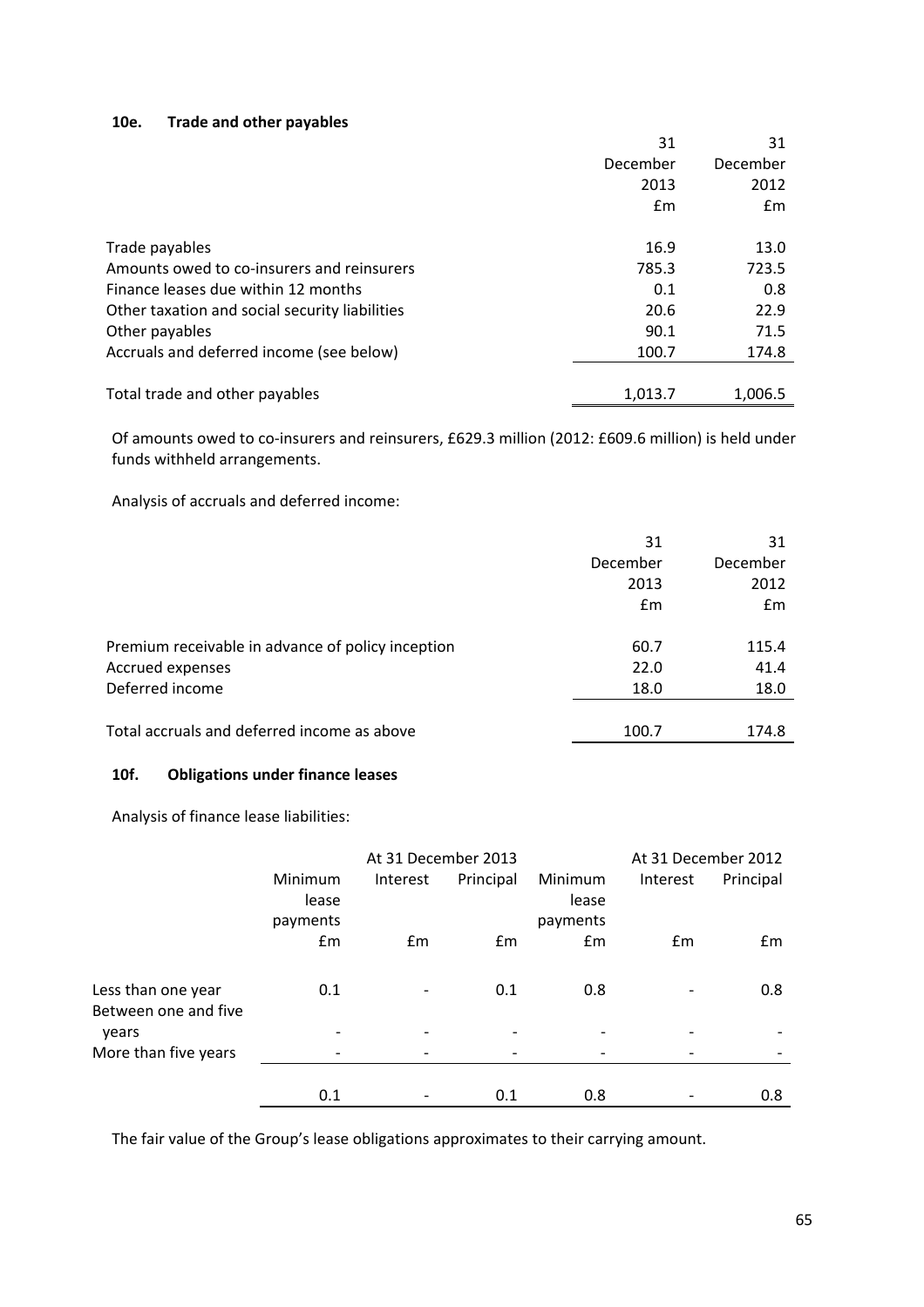### 10e. Trade and other payables

| | 31 December 2013 £m | 31 December 2012 £m |
|---|---|---|
| Trade payables | 16.9 | 13.0 |
| Amounts owed to co-insurers and reinsurers | 785.3 | 723.5 |
| Finance leases due within 12 months | 0.1 | 0.8 |
| Other taxation and social security liabilities | 20.6 | 22.9 |
| Other payables | 90.1 | 71.5 |
| Accruals and deferred income (see below) | 100.7 | 174.8 |
| Total trade and other payables | 1,013.7 | 1,006.5 |

Of amounts owed to co-insurers and reinsurers, £629.3 million (2012: £609.6 million) is held under funds withheld arrangements.

Analysis of accruals and deferred income:

| | 31 December 2013 £m | 31 December 2012 £m |
|---|---|---|
| Premium receivable in advance of policy inception | 60.7 | 115.4 |
| Accrued expenses | 22.0 | 41.4 |
| Deferred income | 18.0 | 18.0 |
| Total accruals and deferred income as above | 100.7 | 174.8 |

### 10f. Obligations under finance leases

Analysis of finance lease liabilities:

| | At 31 December 2013 | | | At 31 December 2012 | | |
|---|---|---|---|---|---|---|
| | Minimum lease payments £m | Interest £m | Principal £m | Minimum lease payments £m | Interest £m | Principal £m |
| Less than one year | 0.1 | - | 0.1 | 0.8 | - | 0.8 |
| Between one and five years | - | - | - | - | - | - |
| More than five years | - | - | - | - | - | - |
| | 0.1 | - | 0.1 | 0.8 | - | 0.8 |

The fair value of the Group's lease obligations approximates to their carrying amount.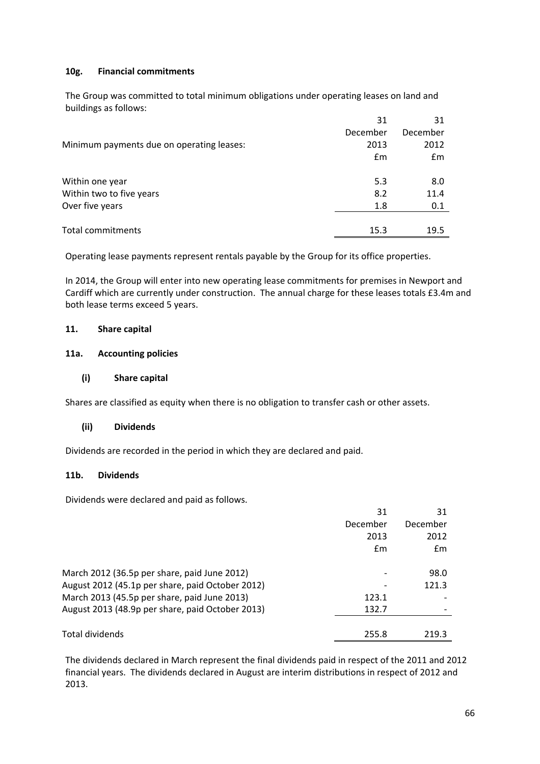### 10g. Financial commitments

The Group was committed to total minimum obligations under operating leases on land and buildings as follows:

| Minimum payments due on operating leases: | 31 December 2013 £m | 31 December 2012 £m |
|---|---|---|
| Within one year | 5.3 | 8.0 |
| Within two to five years | 8.2 | 11.4 |
| Over five years | 1.8 | 0.1 |
| Total commitments | 15.3 | 19.5 |

Operating lease payments represent rentals payable by the Group for its office properties.

In 2014, the Group will enter into new operating lease commitments for premises in Newport and Cardiff which are currently under construction. The annual charge for these leases totals £3.4m and both lease terms exceed 5 years.

## 11. Share capital

### 11a. Accounting policies

#### (i) Share capital

Shares are classified as equity when there is no obligation to transfer cash or other assets.

#### (ii) Dividends

Dividends are recorded in the period in which they are declared and paid.

### 11b. Dividends

Dividends were declared and paid as follows.

| | 31 December 2013 £m | 31 December 2012 £m |
|---|---|---|
| March 2012 (36.5p per share, paid June 2012) | - | 98.0 |
| August 2012 (45.1p per share, paid October 2012) | - | 121.3 |
| March 2013 (45.5p per share, paid June 2013) | 123.1 | - |
| August 2013 (48.9p per share, paid October 2013) | 132.7 | - |
| Total dividends | 255.8 | 219.3 |

The dividends declared in March represent the final dividends paid in respect of the 2011 and 2012 financial years. The dividends declared in August are interim distributions in respect of 2012 and 2013.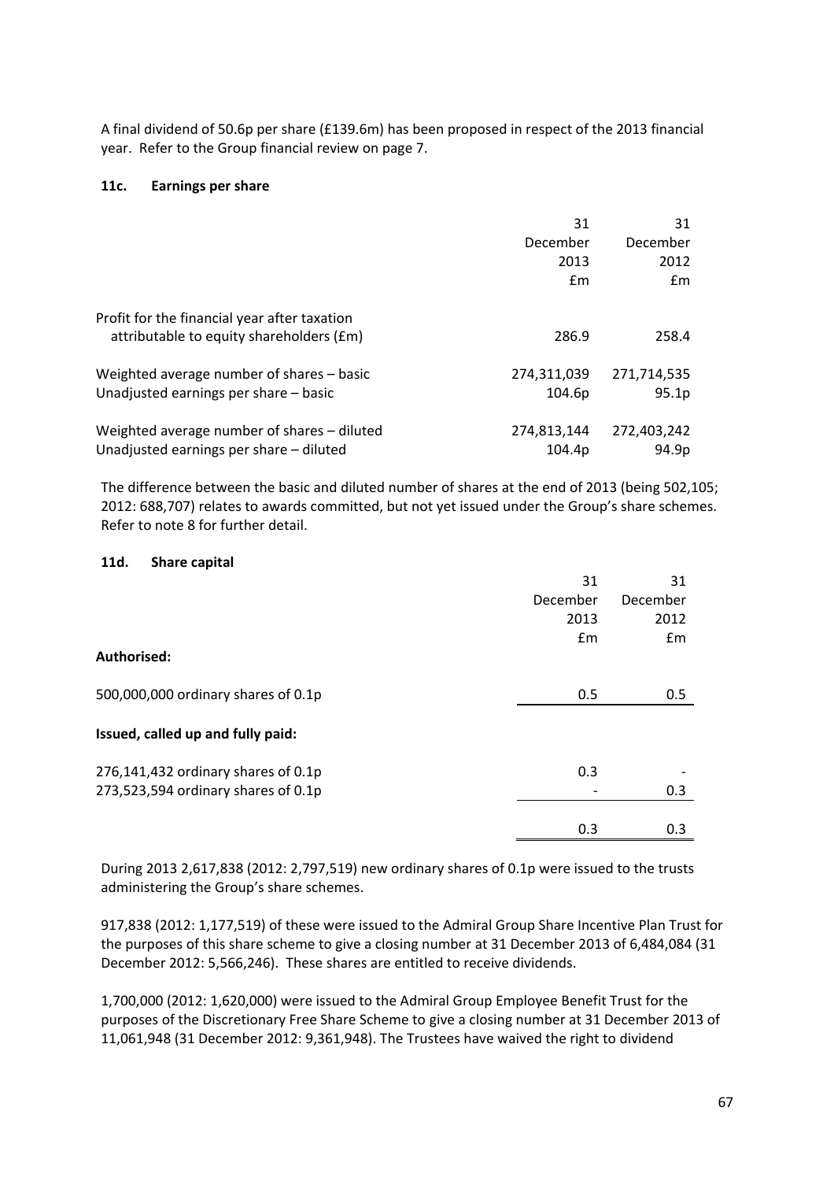A final dividend of 50.6p per share (£139.6m) has been proposed in respect of the 2013 financial year. Refer to the Group financial review on page 7.

### 11c. Earnings per share

| | 31 December 2013 £m | 31 December 2012 £m |
|---|---|---|
| Profit for the financial year after taxation attributable to equity shareholders (£m) | 286.9 | 258.4 |
| Weighted average number of shares – basic | 274,311,039 | 271,714,535 |
| Unadjusted earnings per share – basic | 104.6p | 95.1p |
| Weighted average number of shares – diluted | 274,813,144 | 272,403,242 |
| Unadjusted earnings per share – diluted | 104.4p | 94.9p |

The difference between the basic and diluted number of shares at the end of 2013 (being 502,105; 2012: 688,707) relates to awards committed, but not yet issued under the Group's share schemes. Refer to note 8 for further detail.

### 11d. Share capital

| | 31 December 2013 £m | 31 December 2012 £m |
|---|---|---|
| **Authorised:** | | |
| 500,000,000 ordinary shares of 0.1p | 0.5 | 0.5 |
| **Issued, called up and fully paid:** | | |
| 276,141,432 ordinary shares of 0.1p | 0.3 | - |
| 273,523,594 ordinary shares of 0.1p | - | 0.3 |
| | 0.3 | 0.3 |

During 2013 2,617,838 (2012: 2,797,519) new ordinary shares of 0.1p were issued to the trusts administering the Group's share schemes.

917,838 (2012: 1,177,519) of these were issued to the Admiral Group Share Incentive Plan Trust for the purposes of this share scheme to give a closing number at 31 December 2013 of 6,484,084 (31 December 2012: 5,566,246). These shares are entitled to receive dividends.

1,700,000 (2012: 1,620,000) were issued to the Admiral Group Employee Benefit Trust for the purposes of the Discretionary Free Share Scheme to give a closing number at 31 December 2013 of 11,061,948 (31 December 2012: 9,361,948). The Trustees have waived the right to dividend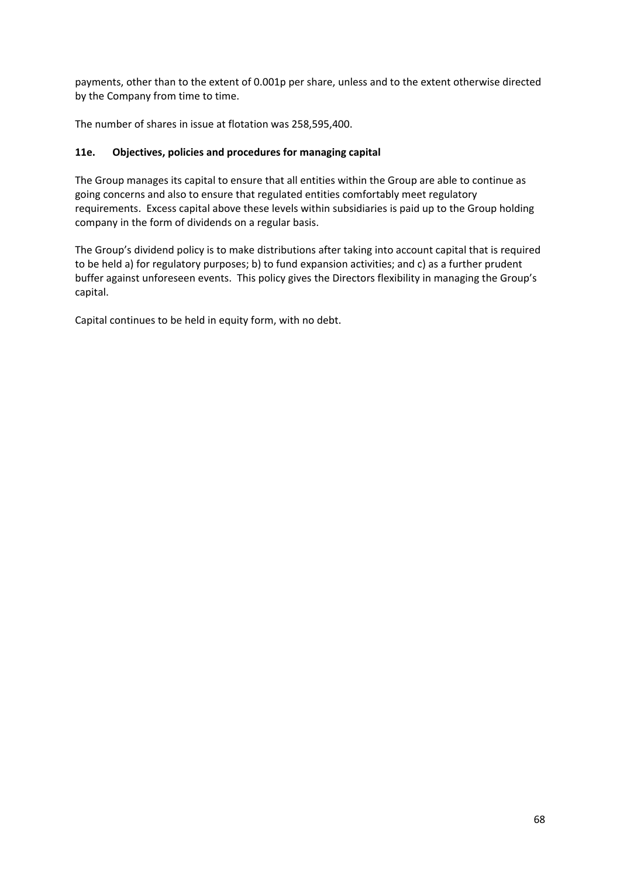payments, other than to the extent of 0.001p per share, unless and to the extent otherwise directed by the Company from time to time.

The number of shares in issue at flotation was 258,595,400.

### 11e. Objectives, policies and procedures for managing capital

The Group manages its capital to ensure that all entities within the Group are able to continue as going concerns and also to ensure that regulated entities comfortably meet regulatory requirements. Excess capital above these levels within subsidiaries is paid up to the Group holding company in the form of dividends on a regular basis.

The Group's dividend policy is to make distributions after taking into account capital that is required to be held a) for regulatory purposes; b) to fund expansion activities; and c) as a further prudent buffer against unforeseen events. This policy gives the Directors flexibility in managing the Group's capital.

Capital continues to be held in equity form, with no debt.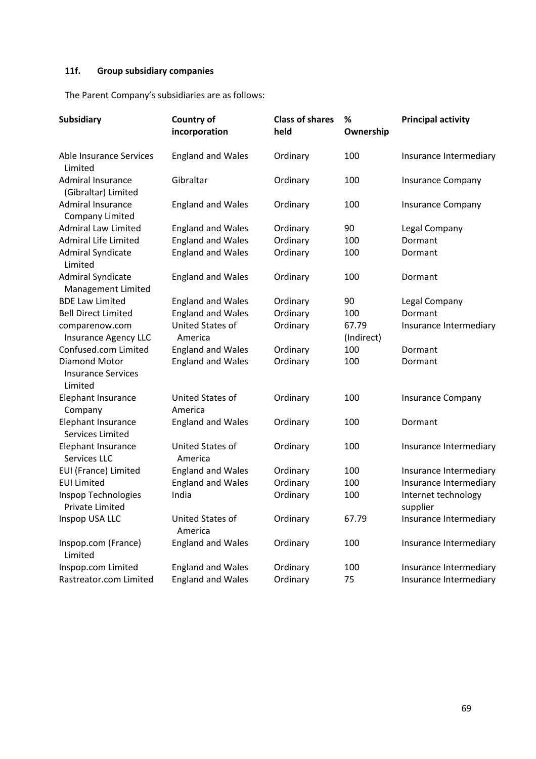### 11f. Group subsidiary companies

The Parent Company's subsidiaries are as follows:

| Subsidiary | Country of incorporation | Class of shares held | % Ownership | Principal activity |
|---|---|---|---|---|
| Able Insurance Services Limited | England and Wales | Ordinary | 100 | Insurance Intermediary |
| Admiral Insurance (Gibraltar) Limited | Gibraltar | Ordinary | 100 | Insurance Company |
| Admiral Insurance Company Limited | England and Wales | Ordinary | 100 | Insurance Company |
| Admiral Law Limited | England and Wales | Ordinary | 90 | Legal Company |
| Admiral Life Limited | England and Wales | Ordinary | 100 | Dormant |
| Admiral Syndicate Limited | England and Wales | Ordinary | 100 | Dormant |
| Admiral Syndicate Management Limited | England and Wales | Ordinary | 100 | Dormant |
| BDE Law Limited | England and Wales | Ordinary | 90 | Legal Company |
| Bell Direct Limited | England and Wales | Ordinary | 100 | Dormant |
| comparenow.com Insurance Agency LLC | United States of America | Ordinary | 67.79 (Indirect) | Insurance Intermediary |
| Confused.com Limited | England and Wales | Ordinary | 100 | Dormant |
| Diamond Motor Insurance Services Limited | England and Wales | Ordinary | 100 | Dormant |
| Elephant Insurance Company | United States of America | Ordinary | 100 | Insurance Company |
| Elephant Insurance Services Limited | England and Wales | Ordinary | 100 | Dormant |
| Elephant Insurance Services LLC | United States of America | Ordinary | 100 | Insurance Intermediary |
| EUI (France) Limited | England and Wales | Ordinary | 100 | Insurance Intermediary |
| EUI Limited | England and Wales | Ordinary | 100 | Insurance Intermediary |
| Inspop Technologies Private Limited | India | Ordinary | 100 | Internet technology supplier |
| Inspop USA LLC | United States of America | Ordinary | 67.79 | Insurance Intermediary |
| Inspop.com (France) Limited | England and Wales | Ordinary | 100 | Insurance Intermediary |
| Inspop.com Limited | England and Wales | Ordinary | 100 | Insurance Intermediary |
| Rastreator.com Limited | England and Wales | Ordinary | 75 | Insurance Intermediary |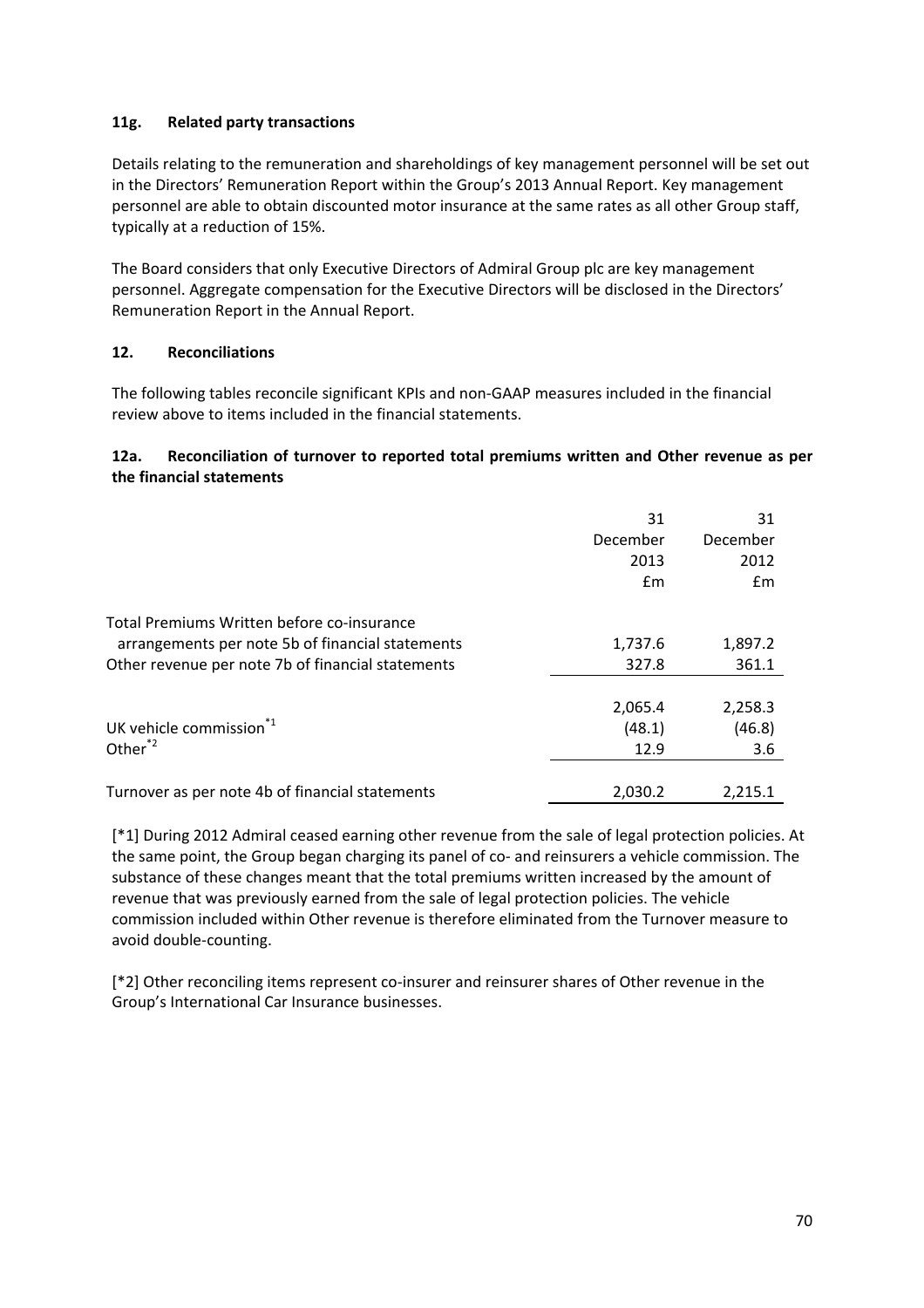### 11g. Related party transactions

Details relating to the remuneration and shareholdings of key management personnel will be set out in the Directors' Remuneration Report within the Group's 2013 Annual Report. Key management personnel are able to obtain discounted motor insurance at the same rates as all other Group staff, typically at a reduction of 15%.

The Board considers that only Executive Directors of Admiral Group plc are key management personnel. Aggregate compensation for the Executive Directors will be disclosed in the Directors' Remuneration Report in the Annual Report.

## 12. Reconciliations

The following tables reconcile significant KPIs and non-GAAP measures included in the financial review above to items included in the financial statements.

### 12a. Reconciliation of turnover to reported total premiums written and Other revenue as per the financial statements

| | 31 December 2013 £m | 31 December 2012 £m |
|---|---|---|
| Total Premiums Written before co-insurance arrangements per note 5b of financial statements | 1,737.6 | 1,897.2 |
| Other revenue per note 7b of financial statements | 327.8 | 361.1 |
| | 2,065.4 | 2,258.3 |
| UK vehicle commission[*1] | (48.1) | (46.8) |
| Other[*2] | 12.9 | 3.6 |
| Turnover as per note 4b of financial statements | 2,030.2 | 2,215.1 |

[*1] During 2012 Admiral ceased earning other revenue from the sale of legal protection policies. At the same point, the Group began charging its panel of co- and reinsurers a vehicle commission. The substance of these changes meant that the total premiums written increased by the amount of revenue that was previously earned from the sale of legal protection policies. The vehicle commission included within Other revenue is therefore eliminated from the Turnover measure to avoid double-counting.

[*2] Other reconciling items represent co-insurer and reinsurer shares of Other revenue in the Group's International Car Insurance businesses.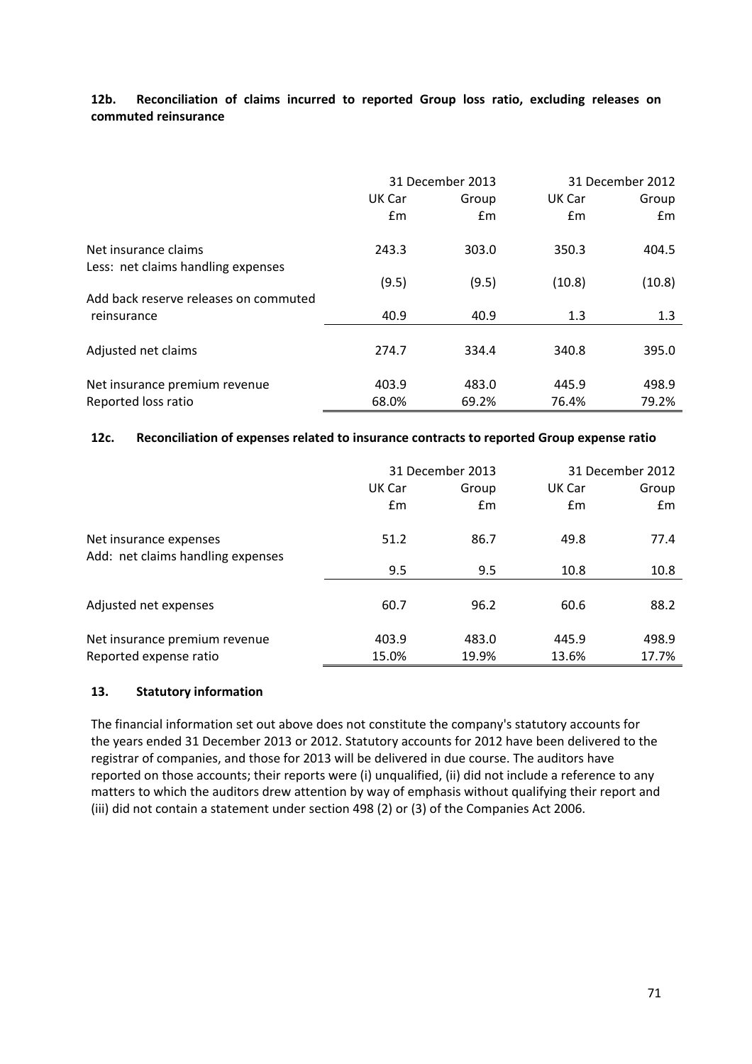**12b. Reconciliation of claims incurred to reported Group loss ratio, excluding releases on commuted reinsurance**

| | 31 December 2013 | | 31 December 2012 | |
|---|---|---|---|---|
| | UK Car | Group | UK Car | Group |
| | £m | £m | £m | £m |
| Net insurance claims | 243.3 | 303.0 | 350.3 | 404.5 |
| Less: net claims handling expenses | (9.5) | (9.5) | (10.8) | (10.8) |
| Add back reserve releases on commuted reinsurance | 40.9 | 40.9 | 1.3 | 1.3 |
| Adjusted net claims | 274.7 | 334.4 | 340.8 | 395.0 |
| Net insurance premium revenue | 403.9 | 483.0 | 445.9 | 498.9 |
| Reported loss ratio | 68.0% | 69.2% | 76.4% | 79.2% |

**12c. Reconciliation of expenses related to insurance contracts to reported Group expense ratio**

| | 31 December 2013 | | 31 December 2012 | |
|---|---|---|---|---|
| | UK Car | Group | UK Car | Group |
| | £m | £m | £m | £m |
| Net insurance expenses | 51.2 | 86.7 | 49.8 | 77.4 |
| Add: net claims handling expenses | 9.5 | 9.5 | 10.8 | 10.8 |
| Adjusted net expenses | 60.7 | 96.2 | 60.6 | 88.2 |
| Net insurance premium revenue | 403.9 | 483.0 | 445.9 | 498.9 |
| Reported expense ratio | 15.0% | 19.9% | 13.6% | 17.7% |

**13. Statutory information**

The financial information set out above does not constitute the company's statutory accounts for the years ended 31 December 2013 or 2012. Statutory accounts for 2012 have been delivered to the registrar of companies, and those for 2013 will be delivered in due course. The auditors have reported on those accounts; their reports were (i) unqualified, (ii) did not include a reference to any matters to which the auditors drew attention by way of emphasis without qualifying their report and (iii) did not contain a statement under section 498 (2) or (3) of the Companies Act 2006.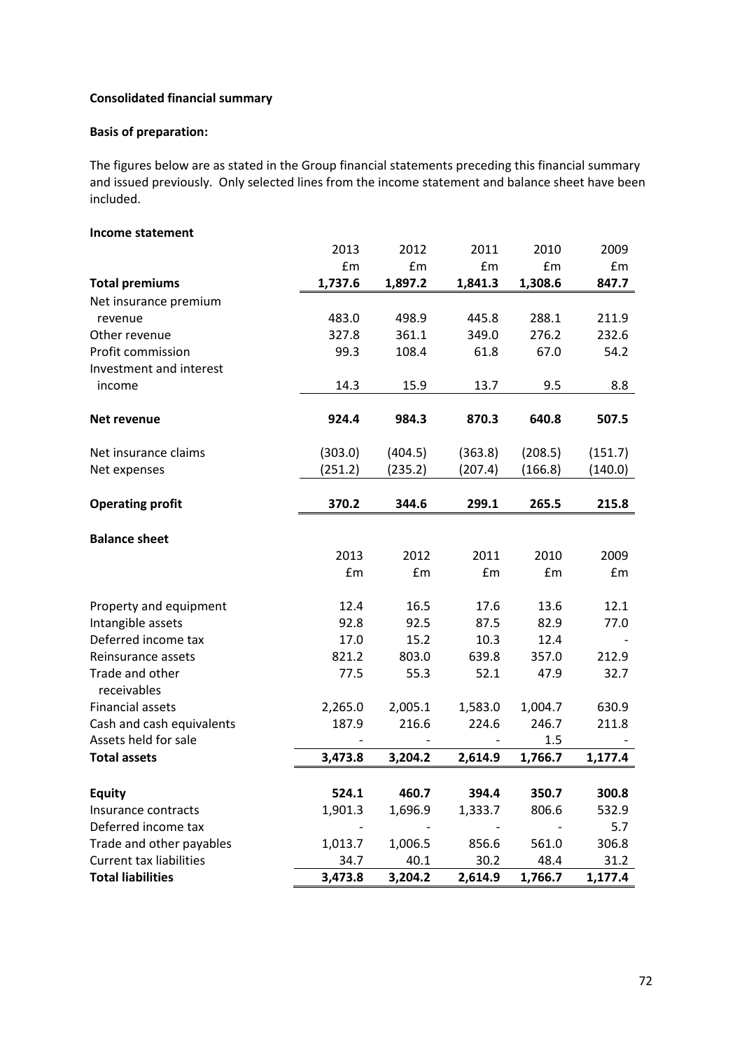**Consolidated financial summary**

**Basis of preparation:**

The figures below are as stated in the Group financial statements preceding this financial summary and issued previously. Only selected lines from the income statement and balance sheet have been included.

**Income statement**

| | 2013 | 2012 | 2011 | 2010 | 2009 |
|---|---|---|---|---|---|
| | £m | £m | £m | £m | £m |
| **Total premiums** | **1,737.6** | **1,897.2** | **1,841.3** | **1,308.6** | **847.7** |
| Net insurance premium revenue | 483.0 | 498.9 | 445.8 | 288.1 | 211.9 |
| Other revenue | 327.8 | 361.1 | 349.0 | 276.2 | 232.6 |
| Profit commission | 99.3 | 108.4 | 61.8 | 67.0 | 54.2 |
| Investment and interest income | 14.3 | 15.9 | 13.7 | 9.5 | 8.8 |
| **Net revenue** | **924.4** | **984.3** | **870.3** | **640.8** | **507.5** |
| Net insurance claims | (303.0) | (404.5) | (363.8) | (208.5) | (151.7) |
| Net expenses | (251.2) | (235.2) | (207.4) | (166.8) | (140.0) |
| **Operating profit** | **370.2** | **344.6** | **299.1** | **265.5** | **215.8** |

**Balance sheet**

| | 2013 | 2012 | 2011 | 2010 | 2009 |
|---|---|---|---|---|---|
| | £m | £m | £m | £m | £m |
| Property and equipment | 12.4 | 16.5 | 17.6 | 13.6 | 12.1 |
| Intangible assets | 92.8 | 92.5 | 87.5 | 82.9 | 77.0 |
| Deferred income tax | 17.0 | 15.2 | 10.3 | 12.4 | - |
| Reinsurance assets | 821.2 | 803.0 | 639.8 | 357.0 | 212.9 |
| Trade and other receivables | 77.5 | 55.3 | 52.1 | 47.9 | 32.7 |
| Financial assets | 2,265.0 | 2,005.1 | 1,583.0 | 1,004.7 | 630.9 |
| Cash and cash equivalents | 187.9 | 216.6 | 224.6 | 246.7 | 211.8 |
| Assets held for sale | - | - | - | 1.5 | - |
| **Total assets** | **3,473.8** | **3,204.2** | **2,614.9** | **1,766.7** | **1,177.4** |
| **Equity** | **524.1** | **460.7** | **394.4** | **350.7** | **300.8** |
| Insurance contracts | 1,901.3 | 1,696.9 | 1,333.7 | 806.6 | 532.9 |
| Deferred income tax | - | - | - | - | 5.7 |
| Trade and other payables | 1,013.7 | 1,006.5 | 856.6 | 561.0 | 306.8 |
| Current tax liabilities | 34.7 | 40.1 | 30.2 | 48.4 | 31.2 |
| **Total liabilities** | **3,473.8** | **3,204.2** | **2,614.9** | **1,766.7** | **1,177.4** |